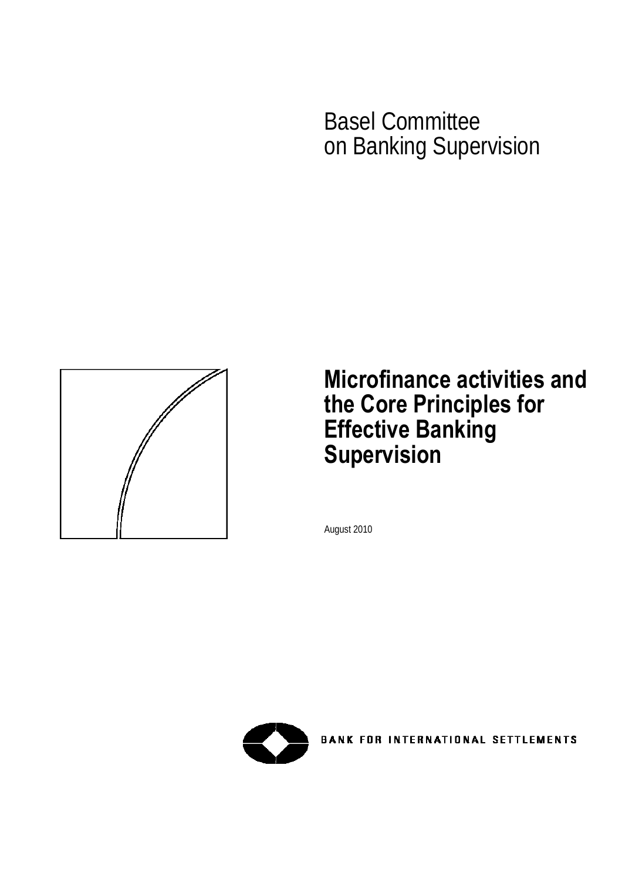Basel Committee
on Banking Supervision

# Microfinance activities and the Core Principles for Effective Banking Supervision

August 2010

BANK FOR INTERNATIONAL SETTLEMENTS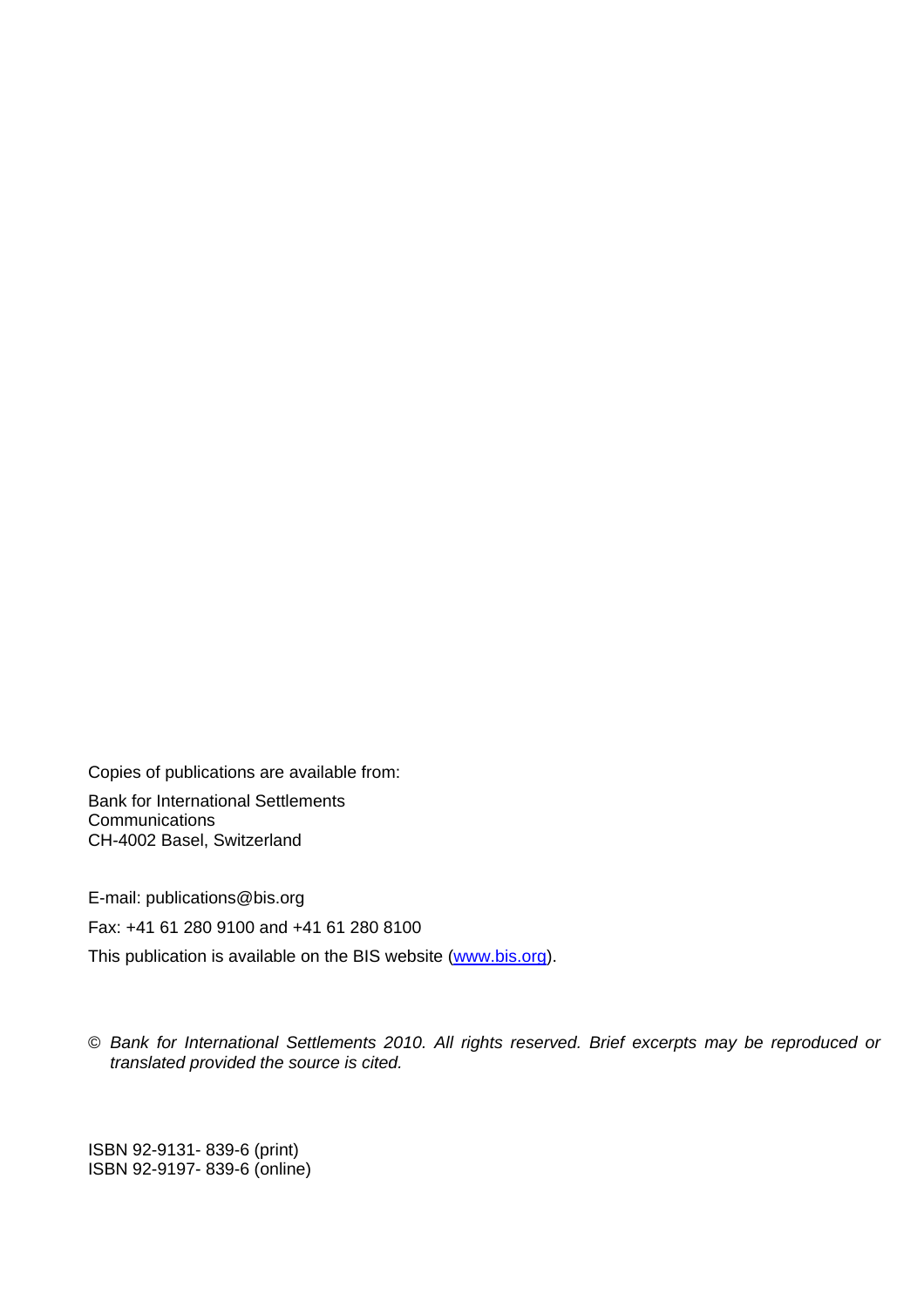Copies of publications are available from:

Bank for International Settlements
Communications
CH-4002 Basel, Switzerland

E-mail: publications@bis.org

Fax: +41 61 280 9100 and +41 61 280 8100

This publication is available on the BIS website (www.bis.org).

© *Bank for International Settlements 2010. All rights reserved. Brief excerpts may be reproduced or translated provided the source is cited.*

ISBN 92-9131- 839-6 (print)
ISBN 92-9197- 839-6 (online)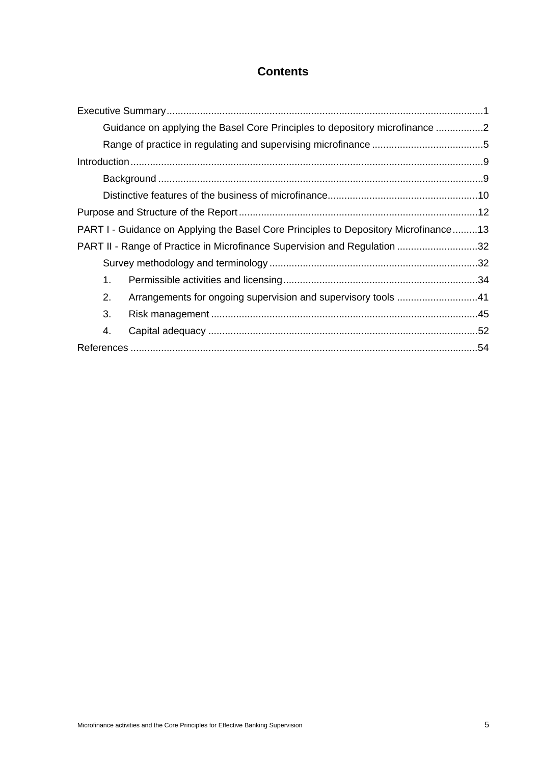## Contents

Executive Summary ........................................................................................................... 1

Guidance on applying the Basel Core Principles to depository microfinance ................. 2

Range of practice in regulating and supervising microfinance ........................................ 5

Introduction ........................................................................................................................ 9

Background ........................................................................................................................ 9

Distinctive features of the business of microfinance ...................................................... 10

Purpose and Structure of the Report ................................................................................ 12

PART I - Guidance on Applying the Basel Core Principles to Depository Microfinance ......... 13

PART II - Range of Practice in Microfinance Supervision and Regulation ............................. 32

Survey methodology and terminology ............................................................................. 32

1. Permissible activities and licensing ............................................................................ 34

2. Arrangements for ongoing supervision and supervisory tools ................................. 41

3. Risk management ....................................................................................................... 45

4. Capital adequacy ........................................................................................................ 52

References ........................................................................................................................ 54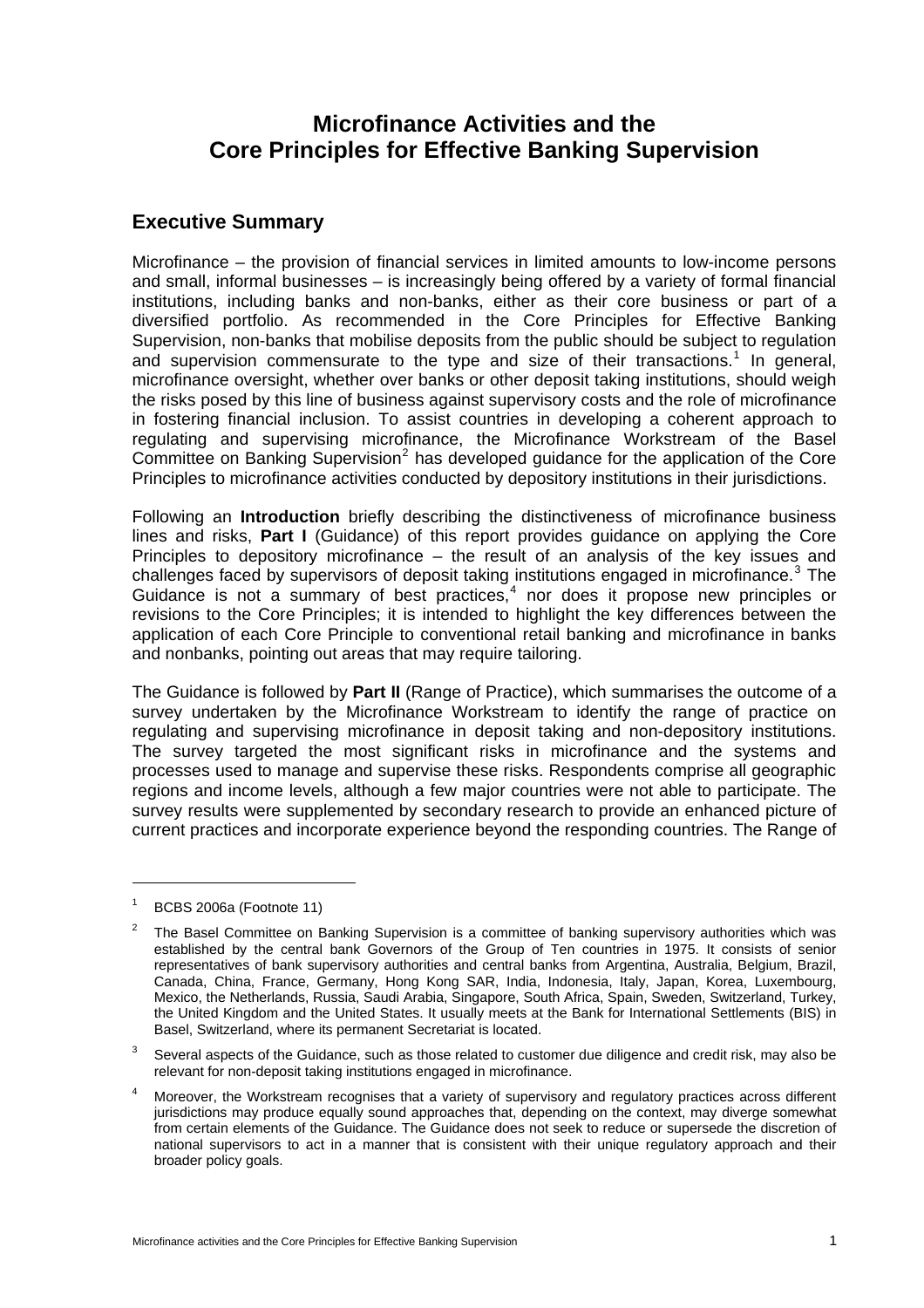# Microfinance Activities and the Core Principles for Effective Banking Supervision

## Executive Summary

Microfinance – the provision of financial services in limited amounts to low-income persons and small, informal businesses – is increasingly being offered by a variety of formal financial institutions, including banks and non-banks, either as their core business or part of a diversified portfolio. As recommended in the Core Principles for Effective Banking Supervision, non-banks that mobilise deposits from the public should be subject to regulation and supervision commensurate to the type and size of their transactions.[1] In general, microfinance oversight, whether over banks or other deposit taking institutions, should weigh the risks posed by this line of business against supervisory costs and the role of microfinance in fostering financial inclusion. To assist countries in developing a coherent approach to regulating and supervising microfinance, the Microfinance Workstream of the Basel Committee on Banking Supervision[2] has developed guidance for the application of the Core Principles to microfinance activities conducted by depository institutions in their jurisdictions.

Following an **Introduction** briefly describing the distinctiveness of microfinance business lines and risks, **Part I** (Guidance) of this report provides guidance on applying the Core Principles to depository microfinance – the result of an analysis of the key issues and challenges faced by supervisors of deposit taking institutions engaged in microfinance.[3] The Guidance is not a summary of best practices,[4] nor does it propose new principles or revisions to the Core Principles; it is intended to highlight the key differences between the application of each Core Principle to conventional retail banking and microfinance in banks and nonbanks, pointing out areas that may require tailoring.

The Guidance is followed by **Part II** (Range of Practice), which summarises the outcome of a survey undertaken by the Microfinance Workstream to identify the range of practice on regulating and supervising microfinance in deposit taking and non-depository institutions. The survey targeted the most significant risks in microfinance and the systems and processes used to manage and supervise these risks. Respondents comprise all geographic regions and income levels, although a few major countries were not able to participate. The survey results were supplemented by secondary research to provide an enhanced picture of current practices and incorporate experience beyond the responding countries. The Range of

---

[1] BCBS 2006a (Footnote 11)

[2] The Basel Committee on Banking Supervision is a committee of banking supervisory authorities which was established by the central bank Governors of the Group of Ten countries in 1975. It consists of senior representatives of bank supervisory authorities and central banks from Argentina, Australia, Belgium, Brazil, Canada, China, France, Germany, Hong Kong SAR, India, Indonesia, Italy, Japan, Korea, Luxembourg, Mexico, the Netherlands, Russia, Saudi Arabia, Singapore, South Africa, Spain, Sweden, Switzerland, Turkey, the United Kingdom and the United States. It usually meets at the Bank for International Settlements (BIS) in Basel, Switzerland, where its permanent Secretariat is located.

[3] Several aspects of the Guidance, such as those related to customer due diligence and credit risk, may also be relevant for non-deposit taking institutions engaged in microfinance.

[4] Moreover, the Workstream recognises that a variety of supervisory and regulatory practices across different jurisdictions may produce equally sound approaches that, depending on the context, may diverge somewhat from certain elements of the Guidance. The Guidance does not seek to reduce or supersede the discretion of national supervisors to act in a manner that is consistent with their unique regulatory approach and their broader policy goals.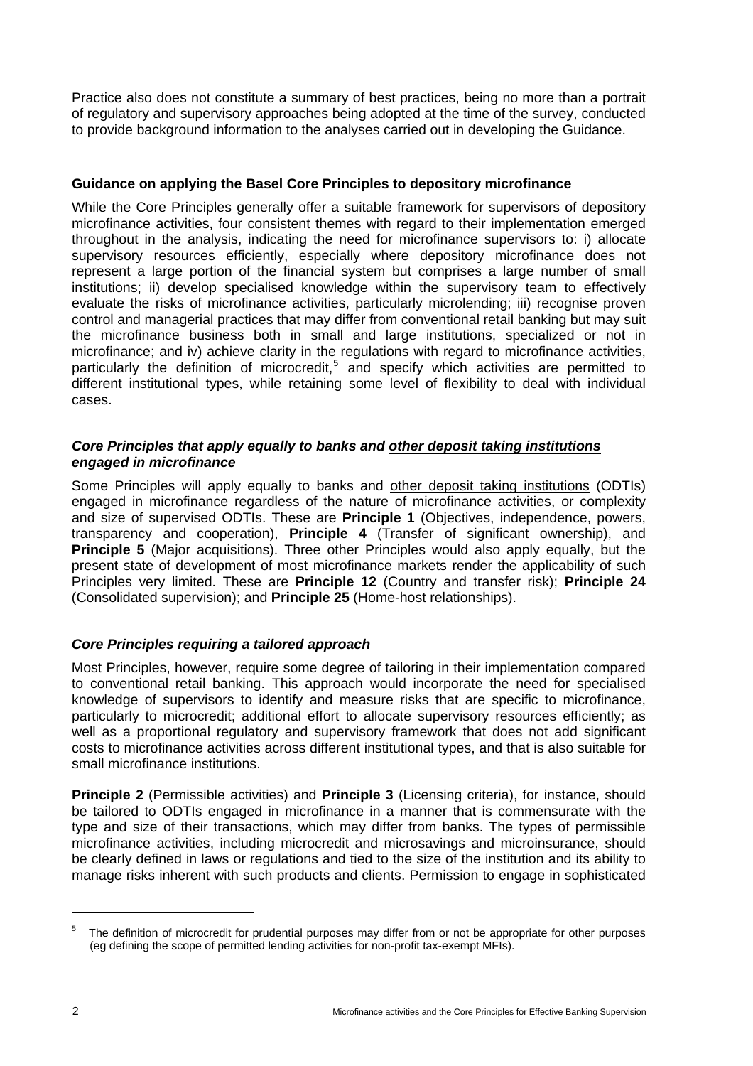Practice also does not constitute a summary of best practices, being no more than a portrait of regulatory and supervisory approaches being adopted at the time of the survey, conducted to provide background information to the analyses carried out in developing the Guidance.

**Guidance on applying the Basel Core Principles to depository microfinance**

While the Core Principles generally offer a suitable framework for supervisors of depository microfinance activities, four consistent themes with regard to their implementation emerged throughout in the analysis, indicating the need for microfinance supervisors to: i) allocate supervisory resources efficiently, especially where depository microfinance does not represent a large portion of the financial system but comprises a large number of small institutions; ii) develop specialised knowledge within the supervisory team to effectively evaluate the risks of microfinance activities, particularly microlending; iii) recognise proven control and managerial practices that may differ from conventional retail banking but may suit the microfinance business both in small and large institutions, specialized or not in microfinance; and iv) achieve clarity in the regulations with regard to microfinance activities, particularly the definition of microcredit,[5] and specify which activities are permitted to different institutional types, while retaining some level of flexibility to deal with individual cases.

***Core Principles that apply equally to banks and other deposit taking institutions engaged in microfinance***

Some Principles will apply equally to banks and other deposit taking institutions (ODTIs) engaged in microfinance regardless of the nature of microfinance activities, or complexity and size of supervised ODTIs. These are **Principle 1** (Objectives, independence, powers, transparency and cooperation), **Principle 4** (Transfer of significant ownership), and **Principle 5** (Major acquisitions). Three other Principles would also apply equally, but the present state of development of most microfinance markets render the applicability of such Principles very limited. These are **Principle 12** (Country and transfer risk); **Principle 24** (Consolidated supervision); and **Principle 25** (Home-host relationships).

***Core Principles requiring a tailored approach***

Most Principles, however, require some degree of tailoring in their implementation compared to conventional retail banking. This approach would incorporate the need for specialised knowledge of supervisors to identify and measure risks that are specific to microfinance, particularly to microcredit; additional effort to allocate supervisory resources efficiently; as well as a proportional regulatory and supervisory framework that does not add significant costs to microfinance activities across different institutional types, and that is also suitable for small microfinance institutions.

**Principle 2** (Permissible activities) and **Principle 3** (Licensing criteria), for instance, should be tailored to ODTIs engaged in microfinance in a manner that is commensurate with the type and size of their transactions, which may differ from banks. The types of permissible microfinance activities, including microcredit and microsavings and microinsurance, should be clearly defined in laws or regulations and tied to the size of the institution and its ability to manage risks inherent with such products and clients. Permission to engage in sophisticated

[5] The definition of microcredit for prudential purposes may differ from or not be appropriate for other purposes (eg defining the scope of permitted lending activities for non-profit tax-exempt MFIs).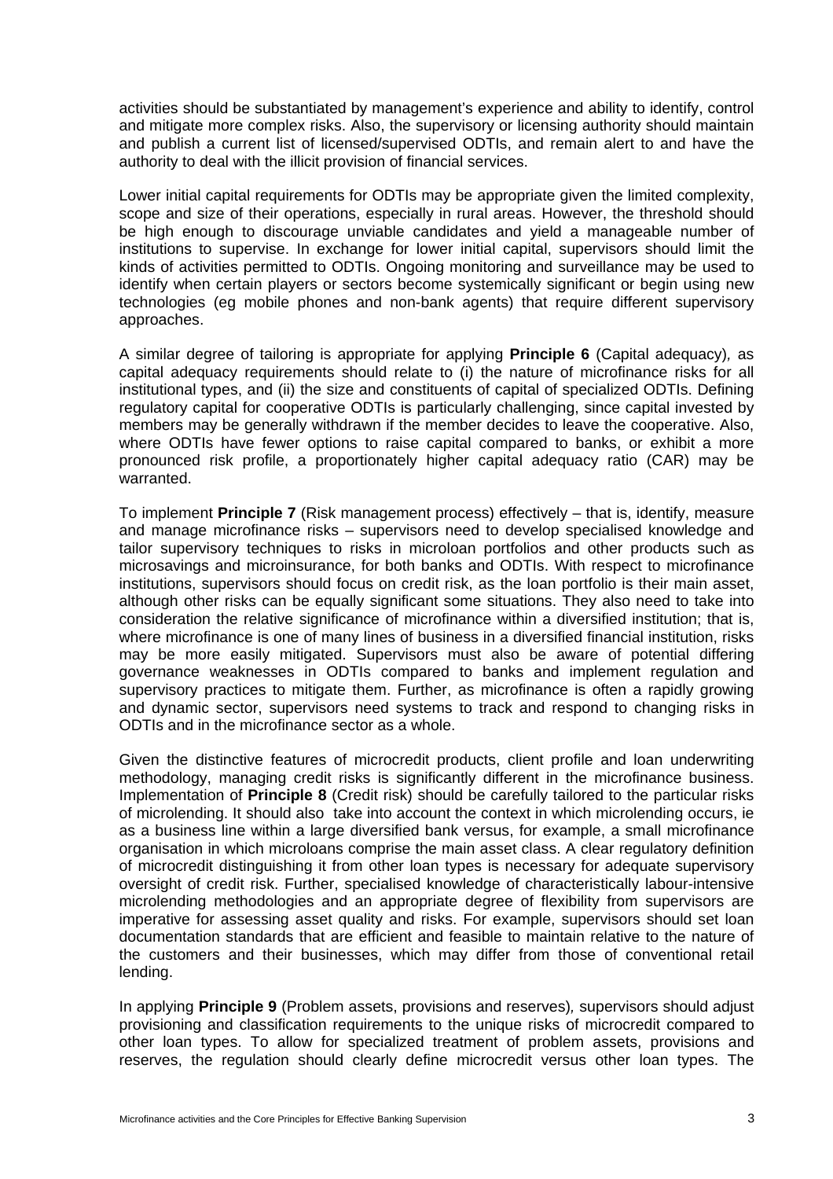activities should be substantiated by management's experience and ability to identify, control and mitigate more complex risks. Also, the supervisory or licensing authority should maintain and publish a current list of licensed/supervised ODTIs, and remain alert to and have the authority to deal with the illicit provision of financial services.

Lower initial capital requirements for ODTIs may be appropriate given the limited complexity, scope and size of their operations, especially in rural areas. However, the threshold should be high enough to discourage unviable candidates and yield a manageable number of institutions to supervise. In exchange for lower initial capital, supervisors should limit the kinds of activities permitted to ODTIs. Ongoing monitoring and surveillance may be used to identify when certain players or sectors become systemically significant or begin using new technologies (eg mobile phones and non-bank agents) that require different supervisory approaches.

A similar degree of tailoring is appropriate for applying **Principle 6** (Capital adequacy), as capital adequacy requirements should relate to (i) the nature of microfinance risks for all institutional types, and (ii) the size and constituents of capital of specialized ODTIs. Defining regulatory capital for cooperative ODTIs is particularly challenging, since capital invested by members may be generally withdrawn if the member decides to leave the cooperative. Also, where ODTIs have fewer options to raise capital compared to banks, or exhibit a more pronounced risk profile, a proportionately higher capital adequacy ratio (CAR) may be warranted.

To implement **Principle 7** (Risk management process) effectively – that is, identify, measure and manage microfinance risks – supervisors need to develop specialised knowledge and tailor supervisory techniques to risks in microloan portfolios and other products such as microsavings and microinsurance, for both banks and ODTIs. With respect to microfinance institutions, supervisors should focus on credit risk, as the loan portfolio is their main asset, although other risks can be equally significant some situations. They also need to take into consideration the relative significance of microfinance within a diversified institution; that is, where microfinance is one of many lines of business in a diversified financial institution, risks may be more easily mitigated. Supervisors must also be aware of potential differing governance weaknesses in ODTIs compared to banks and implement regulation and supervisory practices to mitigate them. Further, as microfinance is often a rapidly growing and dynamic sector, supervisors need systems to track and respond to changing risks in ODTIs and in the microfinance sector as a whole.

Given the distinctive features of microcredit products, client profile and loan underwriting methodology, managing credit risks is significantly different in the microfinance business. Implementation of **Principle 8** (Credit risk) should be carefully tailored to the particular risks of microlending. It should also take into account the context in which microlending occurs, ie as a business line within a large diversified bank versus, for example, a small microfinance organisation in which microloans comprise the main asset class. A clear regulatory definition of microcredit distinguishing it from other loan types is necessary for adequate supervisory oversight of credit risk. Further, specialised knowledge of characteristically labour-intensive microlending methodologies and an appropriate degree of flexibility from supervisors are imperative for assessing asset quality and risks. For example, supervisors should set loan documentation standards that are efficient and feasible to maintain relative to the nature of the customers and their businesses, which may differ from those of conventional retail lending.

In applying **Principle 9** (Problem assets, provisions and reserves), supervisors should adjust provisioning and classification requirements to the unique risks of microcredit compared to other loan types. To allow for specialized treatment of problem assets, provisions and reserves, the regulation should clearly define microcredit versus other loan types. The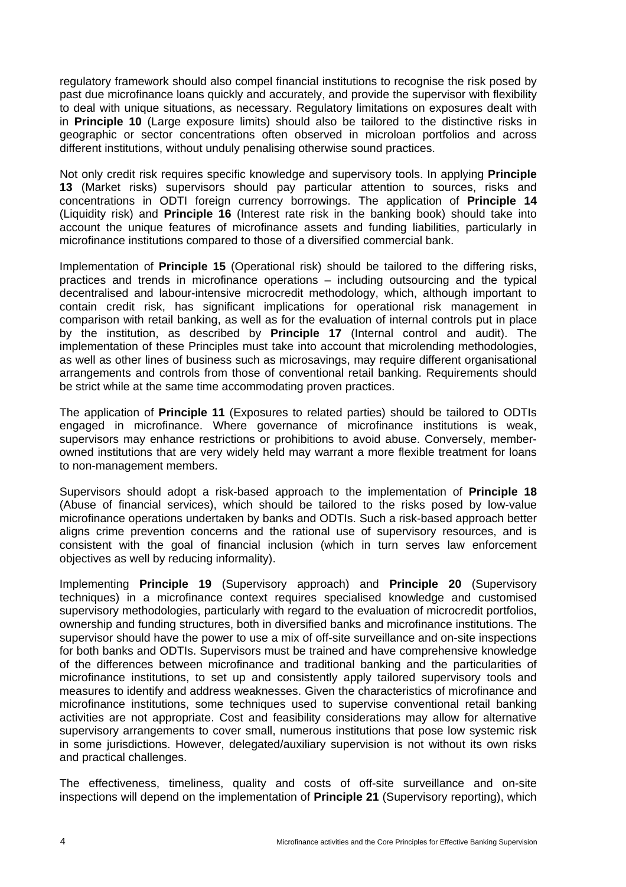regulatory framework should also compel financial institutions to recognise the risk posed by past due microfinance loans quickly and accurately, and provide the supervisor with flexibility to deal with unique situations, as necessary. Regulatory limitations on exposures dealt with in **Principle 10** (Large exposure limits) should also be tailored to the distinctive risks in geographic or sector concentrations often observed in microloan portfolios and across different institutions, without unduly penalising otherwise sound practices.

Not only credit risk requires specific knowledge and supervisory tools. In applying **Principle 13** (Market risks) supervisors should pay particular attention to sources, risks and concentrations in ODTI foreign currency borrowings. The application of **Principle 14** (Liquidity risk) and **Principle 16** (Interest rate risk in the banking book) should take into account the unique features of microfinance assets and funding liabilities, particularly in microfinance institutions compared to those of a diversified commercial bank.

Implementation of **Principle 15** (Operational risk) should be tailored to the differing risks, practices and trends in microfinance operations – including outsourcing and the typical decentralised and labour-intensive microcredit methodology, which, although important to contain credit risk, has significant implications for operational risk management in comparison with retail banking, as well as for the evaluation of internal controls put in place by the institution, as described by **Principle 17** (Internal control and audit). The implementation of these Principles must take into account that microlending methodologies, as well as other lines of business such as microsavings, may require different organisational arrangements and controls from those of conventional retail banking. Requirements should be strict while at the same time accommodating proven practices.

The application of **Principle 11** (Exposures to related parties) should be tailored to ODTIs engaged in microfinance. Where governance of microfinance institutions is weak, supervisors may enhance restrictions or prohibitions to avoid abuse. Conversely, member-owned institutions that are very widely held may warrant a more flexible treatment for loans to non-management members.

Supervisors should adopt a risk-based approach to the implementation of **Principle 18** (Abuse of financial services), which should be tailored to the risks posed by low-value microfinance operations undertaken by banks and ODTIs. Such a risk-based approach better aligns crime prevention concerns and the rational use of supervisory resources, and is consistent with the goal of financial inclusion (which in turn serves law enforcement objectives as well by reducing informality).

Implementing **Principle 19** (Supervisory approach) and **Principle 20** (Supervisory techniques) in a microfinance context requires specialised knowledge and customised supervisory methodologies, particularly with regard to the evaluation of microcredit portfolios, ownership and funding structures, both in diversified banks and microfinance institutions. The supervisor should have the power to use a mix of off-site surveillance and on-site inspections for both banks and ODTIs. Supervisors must be trained and have comprehensive knowledge of the differences between microfinance and traditional banking and the particularities of microfinance institutions, to set up and consistently apply tailored supervisory tools and measures to identify and address weaknesses. Given the characteristics of microfinance and microfinance institutions, some techniques used to supervise conventional retail banking activities are not appropriate. Cost and feasibility considerations may allow for alternative supervisory arrangements to cover small, numerous institutions that pose low systemic risk in some jurisdictions. However, delegated/auxiliary supervision is not without its own risks and practical challenges.

The effectiveness, timeliness, quality and costs of off-site surveillance and on-site inspections will depend on the implementation of **Principle 21** (Supervisory reporting), which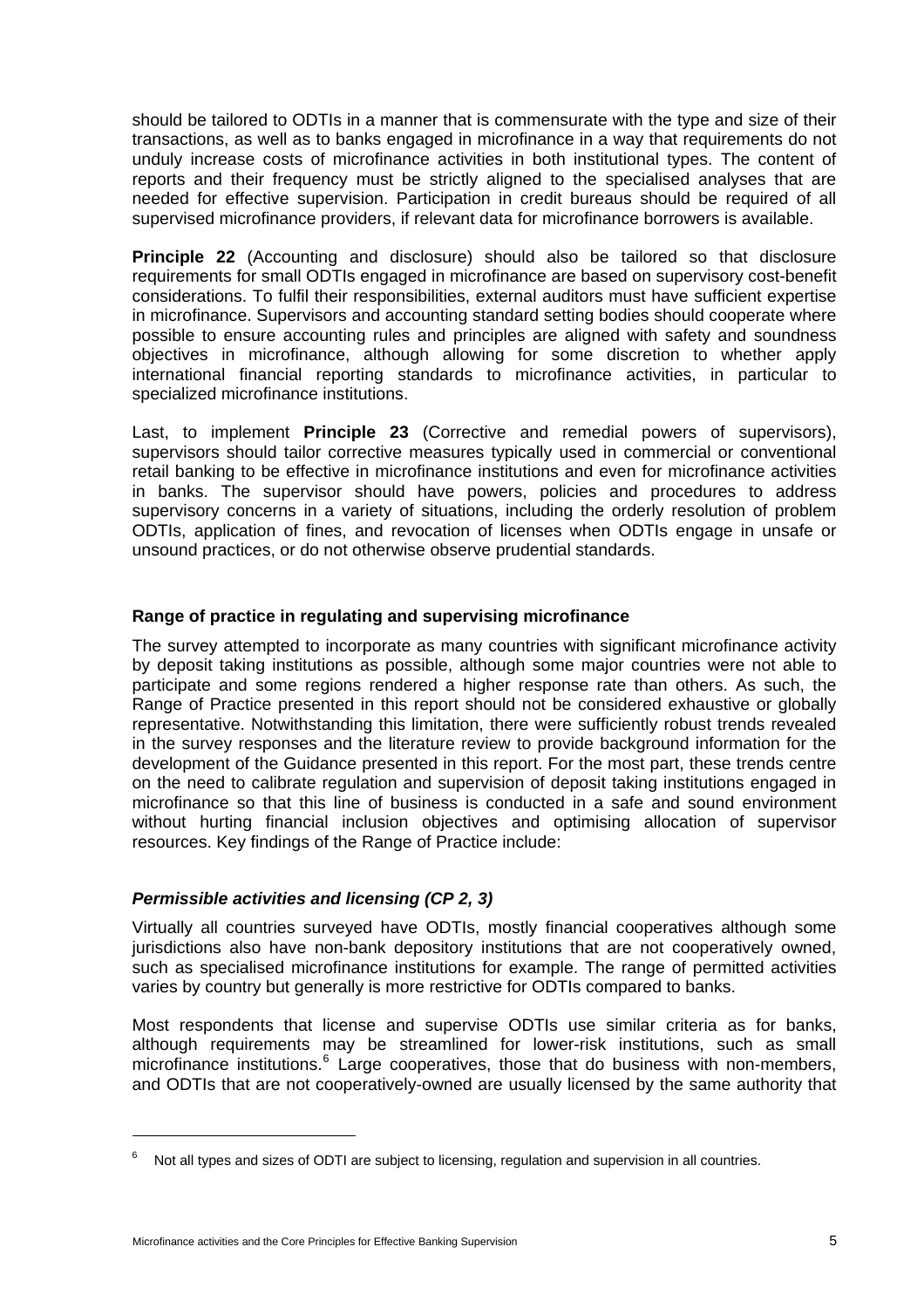should be tailored to ODTIs in a manner that is commensurate with the type and size of their transactions, as well as to banks engaged in microfinance in a way that requirements do not unduly increase costs of microfinance activities in both institutional types. The content of reports and their frequency must be strictly aligned to the specialised analyses that are needed for effective supervision. Participation in credit bureaus should be required of all supervised microfinance providers, if relevant data for microfinance borrowers is available.

**Principle 22** (Accounting and disclosure) should also be tailored so that disclosure requirements for small ODTIs engaged in microfinance are based on supervisory cost-benefit considerations. To fulfil their responsibilities, external auditors must have sufficient expertise in microfinance. Supervisors and accounting standard setting bodies should cooperate where possible to ensure accounting rules and principles are aligned with safety and soundness objectives in microfinance, although allowing for some discretion to whether apply international financial reporting standards to microfinance activities, in particular to specialized microfinance institutions.

Last, to implement **Principle 23** (Corrective and remedial powers of supervisors), supervisors should tailor corrective measures typically used in commercial or conventional retail banking to be effective in microfinance institutions and even for microfinance activities in banks. The supervisor should have powers, policies and procedures to address supervisory concerns in a variety of situations, including the orderly resolution of problem ODTIs, application of fines, and revocation of licenses when ODTIs engage in unsafe or unsound practices, or do not otherwise observe prudential standards.

### Range of practice in regulating and supervising microfinance

The survey attempted to incorporate as many countries with significant microfinance activity by deposit taking institutions as possible, although some major countries were not able to participate and some regions rendered a higher response rate than others. As such, the Range of Practice presented in this report should not be considered exhaustive or globally representative. Notwithstanding this limitation, there were sufficiently robust trends revealed in the survey responses and the literature review to provide background information for the development of the Guidance presented in this report. For the most part, these trends centre on the need to calibrate regulation and supervision of deposit taking institutions engaged in microfinance so that this line of business is conducted in a safe and sound environment without hurting financial inclusion objectives and optimising allocation of supervisor resources. Key findings of the Range of Practice include:

#### *Permissible activities and licensing (CP 2, 3)*

Virtually all countries surveyed have ODTIs, mostly financial cooperatives although some jurisdictions also have non-bank depository institutions that are not cooperatively owned, such as specialised microfinance institutions for example. The range of permitted activities varies by country but generally is more restrictive for ODTIs compared to banks.

Most respondents that license and supervise ODTIs use similar criteria as for banks, although requirements may be streamlined for lower-risk institutions, such as small microfinance institutions.[6] Large cooperatives, those that do business with non-members, and ODTIs that are not cooperatively-owned are usually licensed by the same authority that

[6] Not all types and sizes of ODTI are subject to licensing, regulation and supervision in all countries.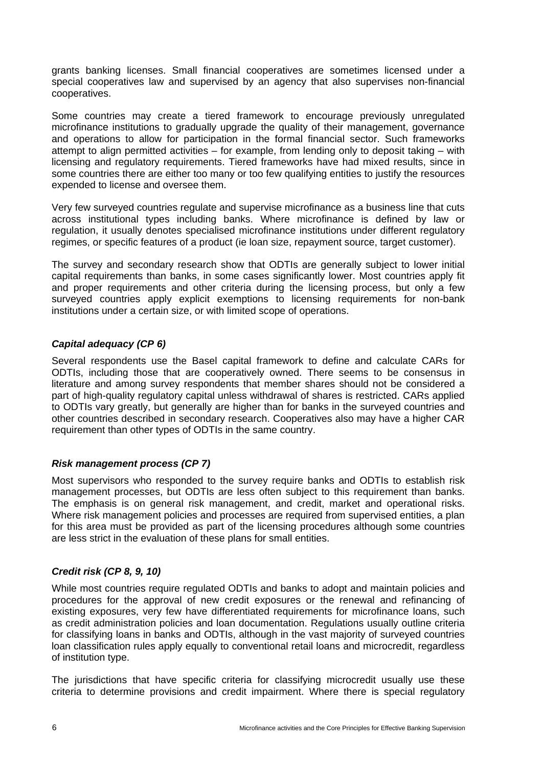grants banking licenses. Small financial cooperatives are sometimes licensed under a special cooperatives law and supervised by an agency that also supervises non-financial cooperatives.

Some countries may create a tiered framework to encourage previously unregulated microfinance institutions to gradually upgrade the quality of their management, governance and operations to allow for participation in the formal financial sector. Such frameworks attempt to align permitted activities – for example, from lending only to deposit taking – with licensing and regulatory requirements. Tiered frameworks have had mixed results, since in some countries there are either too many or too few qualifying entities to justify the resources expended to license and oversee them.

Very few surveyed countries regulate and supervise microfinance as a business line that cuts across institutional types including banks. Where microfinance is defined by law or regulation, it usually denotes specialised microfinance institutions under different regulatory regimes, or specific features of a product (ie loan size, repayment source, target customer).

The survey and secondary research show that ODTIs are generally subject to lower initial capital requirements than banks, in some cases significantly lower. Most countries apply fit and proper requirements and other criteria during the licensing process, but only a few surveyed countries apply explicit exemptions to licensing requirements for non-bank institutions under a certain size, or with limited scope of operations.

### *Capital adequacy (CP 6)*

Several respondents use the Basel capital framework to define and calculate CARs for ODTIs, including those that are cooperatively owned. There seems to be consensus in literature and among survey respondents that member shares should not be considered a part of high-quality regulatory capital unless withdrawal of shares is restricted. CARs applied to ODTIs vary greatly, but generally are higher than for banks in the surveyed countries and other countries described in secondary research. Cooperatives also may have a higher CAR requirement than other types of ODTIs in the same country.

### *Risk management process (CP 7)*

Most supervisors who responded to the survey require banks and ODTIs to establish risk management processes, but ODTIs are less often subject to this requirement than banks. The emphasis is on general risk management, and credit, market and operational risks. Where risk management policies and processes are required from supervised entities, a plan for this area must be provided as part of the licensing procedures although some countries are less strict in the evaluation of these plans for small entities.

### *Credit risk (CP 8, 9, 10)*

While most countries require regulated ODTIs and banks to adopt and maintain policies and procedures for the approval of new credit exposures or the renewal and refinancing of existing exposures, very few have differentiated requirements for microfinance loans, such as credit administration policies and loan documentation. Regulations usually outline criteria for classifying loans in banks and ODTIs, although in the vast majority of surveyed countries loan classification rules apply equally to conventional retail loans and microcredit, regardless of institution type.

The jurisdictions that have specific criteria for classifying microcredit usually use these criteria to determine provisions and credit impairment. Where there is special regulatory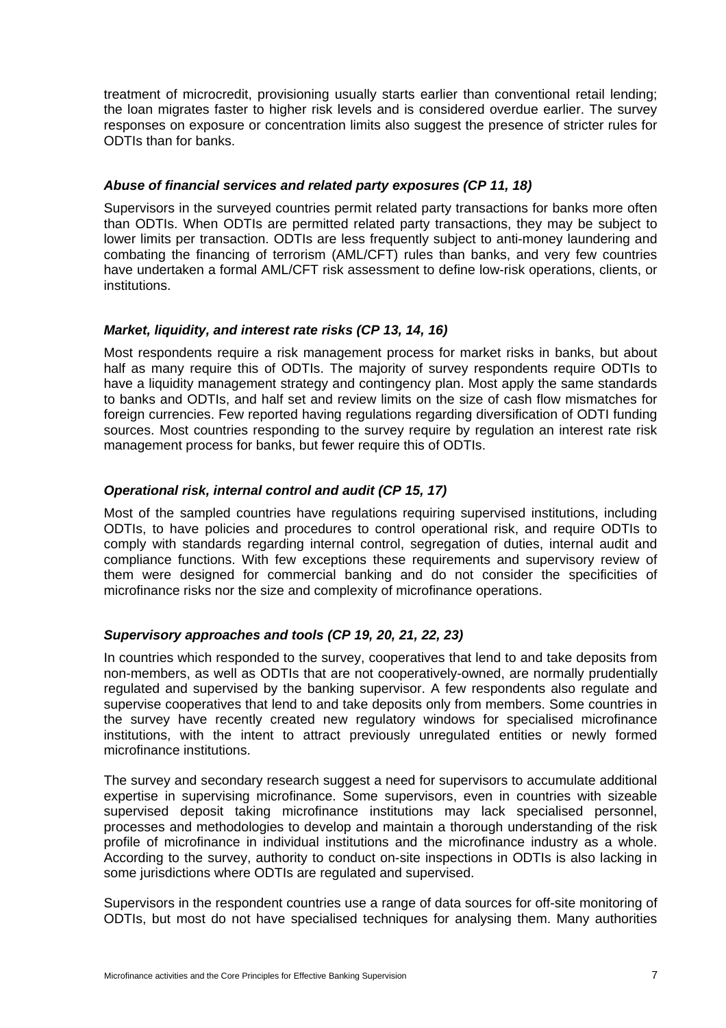treatment of microcredit, provisioning usually starts earlier than conventional retail lending; the loan migrates faster to higher risk levels and is considered overdue earlier. The survey responses on exposure or concentration limits also suggest the presence of stricter rules for ODTIs than for banks.

### *Abuse of financial services and related party exposures (CP 11, 18)*

Supervisors in the surveyed countries permit related party transactions for banks more often than ODTIs. When ODTIs are permitted related party transactions, they may be subject to lower limits per transaction. ODTIs are less frequently subject to anti-money laundering and combating the financing of terrorism (AML/CFT) rules than banks, and very few countries have undertaken a formal AML/CFT risk assessment to define low-risk operations, clients, or institutions.

### *Market, liquidity, and interest rate risks (CP 13, 14, 16)*

Most respondents require a risk management process for market risks in banks, but about half as many require this of ODTIs. The majority of survey respondents require ODTIs to have a liquidity management strategy and contingency plan. Most apply the same standards to banks and ODTIs, and half set and review limits on the size of cash flow mismatches for foreign currencies. Few reported having regulations regarding diversification of ODTI funding sources. Most countries responding to the survey require by regulation an interest rate risk management process for banks, but fewer require this of ODTIs.

### *Operational risk, internal control and audit (CP 15, 17)*

Most of the sampled countries have regulations requiring supervised institutions, including ODTIs, to have policies and procedures to control operational risk, and require ODTIs to comply with standards regarding internal control, segregation of duties, internal audit and compliance functions. With few exceptions these requirements and supervisory review of them were designed for commercial banking and do not consider the specificities of microfinance risks nor the size and complexity of microfinance operations.

### *Supervisory approaches and tools (CP 19, 20, 21, 22, 23)*

In countries which responded to the survey, cooperatives that lend to and take deposits from non-members, as well as ODTIs that are not cooperatively-owned, are normally prudentially regulated and supervised by the banking supervisor. A few respondents also regulate and supervise cooperatives that lend to and take deposits only from members. Some countries in the survey have recently created new regulatory windows for specialised microfinance institutions, with the intent to attract previously unregulated entities or newly formed microfinance institutions.

The survey and secondary research suggest a need for supervisors to accumulate additional expertise in supervising microfinance. Some supervisors, even in countries with sizeable supervised deposit taking microfinance institutions may lack specialised personnel, processes and methodologies to develop and maintain a thorough understanding of the risk profile of microfinance in individual institutions and the microfinance industry as a whole. According to the survey, authority to conduct on-site inspections in ODTIs is also lacking in some jurisdictions where ODTIs are regulated and supervised.

Supervisors in the respondent countries use a range of data sources for off-site monitoring of ODTIs, but most do not have specialised techniques for analysing them. Many authorities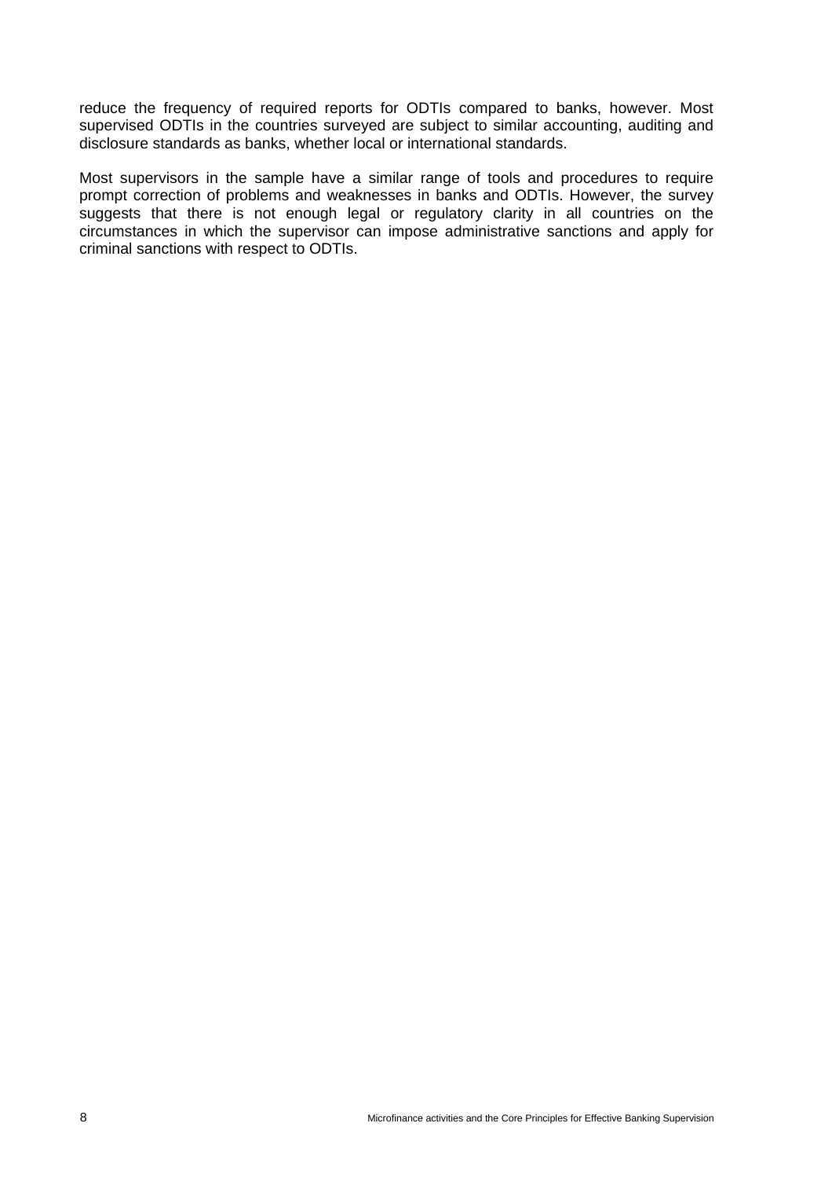reduce the frequency of required reports for ODTIs compared to banks, however. Most supervised ODTIs in the countries surveyed are subject to similar accounting, auditing and disclosure standards as banks, whether local or international standards.

Most supervisors in the sample have a similar range of tools and procedures to require prompt correction of problems and weaknesses in banks and ODTIs. However, the survey suggests that there is not enough legal or regulatory clarity in all countries on the circumstances in which the supervisor can impose administrative sanctions and apply for criminal sanctions with respect to ODTIs.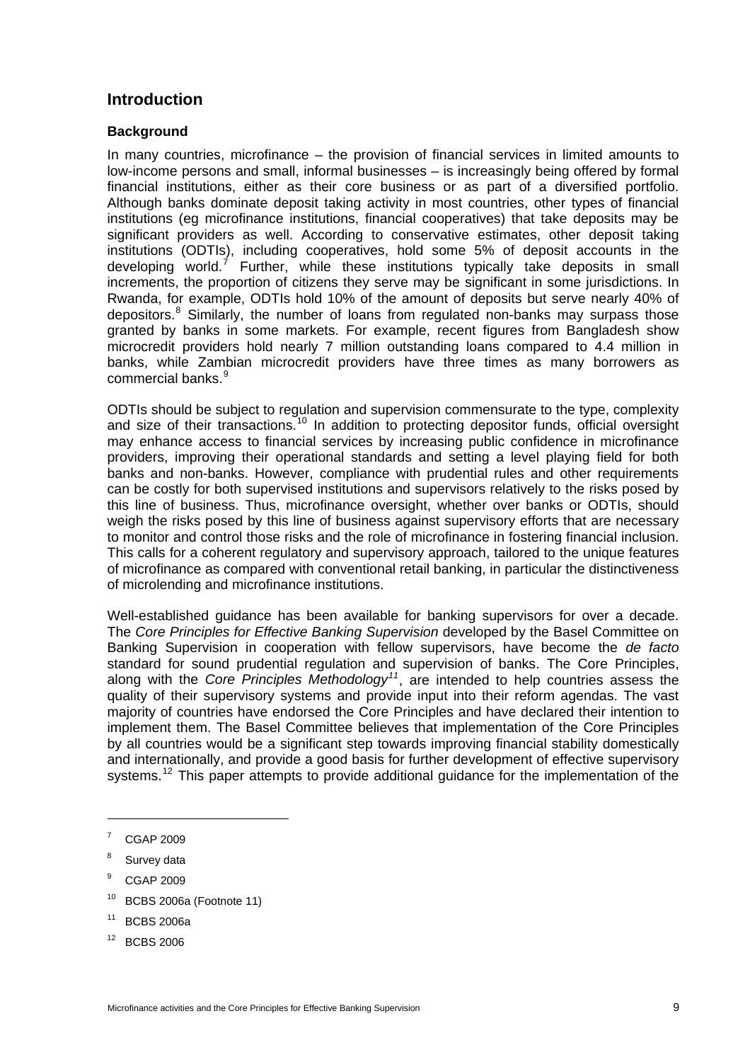## Introduction

### Background

In many countries, microfinance – the provision of financial services in limited amounts to low-income persons and small, informal businesses – is increasingly being offered by formal financial institutions, either as their core business or as part of a diversified portfolio. Although banks dominate deposit taking activity in most countries, other types of financial institutions (eg microfinance institutions, financial cooperatives) that take deposits may be significant providers as well. According to conservative estimates, other deposit taking institutions (ODTIs), including cooperatives, hold some 5% of deposit accounts in the developing world.[7] Further, while these institutions typically take deposits in small increments, the proportion of citizens they serve may be significant in some jurisdictions. In Rwanda, for example, ODTIs hold 10% of the amount of deposits but serve nearly 40% of depositors.[8] Similarly, the number of loans from regulated non-banks may surpass those granted by banks in some markets. For example, recent figures from Bangladesh show microcredit providers hold nearly 7 million outstanding loans compared to 4.4 million in banks, while Zambian microcredit providers have three times as many borrowers as commercial banks.[9]

ODTIs should be subject to regulation and supervision commensurate to the type, complexity and size of their transactions.[10] In addition to protecting depositor funds, official oversight may enhance access to financial services by increasing public confidence in microfinance providers, improving their operational standards and setting a level playing field for both banks and non-banks. However, compliance with prudential rules and other requirements can be costly for both supervised institutions and supervisors relatively to the risks posed by this line of business. Thus, microfinance oversight, whether over banks or ODTIs, should weigh the risks posed by this line of business against supervisory efforts that are necessary to monitor and control those risks and the role of microfinance in fostering financial inclusion. This calls for a coherent regulatory and supervisory approach, tailored to the unique features of microfinance as compared with conventional retail banking, in particular the distinctiveness of microlending and microfinance institutions.

Well-established guidance has been available for banking supervisors for over a decade. The *Core Principles for Effective Banking Supervision* developed by the Basel Committee on Banking Supervision in cooperation with fellow supervisors, have become the *de facto* standard for sound prudential regulation and supervision of banks. The Core Principles, along with the *Core Principles Methodology*[11], are intended to help countries assess the quality of their supervisory systems and provide input into their reform agendas. The vast majority of countries have endorsed the Core Principles and have declared their intention to implement them. The Basel Committee believes that implementation of the Core Principles by all countries would be a significant step towards improving financial stability domestically and internationally, and provide a good basis for further development of effective supervisory systems.[12] This paper attempts to provide additional guidance for the implementation of the

---

[7] CGAP 2009

[8] Survey data

[9] CGAP 2009

[10] BCBS 2006a (Footnote 11)

[11] BCBS 2006a

[12] BCBS 2006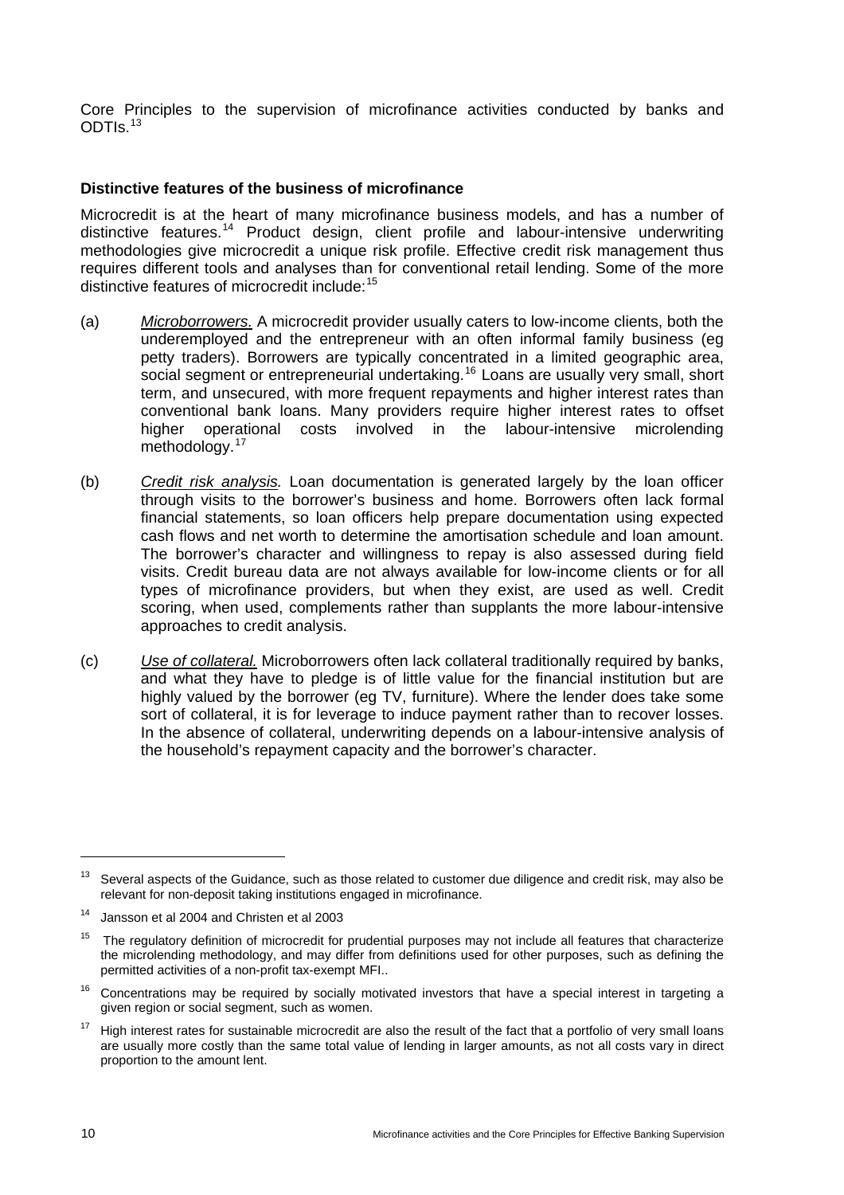Core Principles to the supervision of microfinance activities conducted by banks and ODTIs.[13]

### Distinctive features of the business of microfinance

Microcredit is at the heart of many microfinance business models, and has a number of distinctive features.[14] Product design, client profile and labour-intensive underwriting methodologies give microcredit a unique risk profile. Effective credit risk management thus requires different tools and analyses than for conventional retail lending. Some of the more distinctive features of microcredit include:[15]

(a) *Microborrowers.* A microcredit provider usually caters to low-income clients, both the underemployed and the entrepreneur with an often informal family business (eg petty traders). Borrowers are typically concentrated in a limited geographic area, social segment or entrepreneurial undertaking.[16] Loans are usually very small, short term, and unsecured, with more frequent repayments and higher interest rates than conventional bank loans. Many providers require higher interest rates to offset higher operational costs involved in the labour-intensive microlending methodology.[17]

(b) *Credit risk analysis.* Loan documentation is generated largely by the loan officer through visits to the borrower's business and home. Borrowers often lack formal financial statements, so loan officers help prepare documentation using expected cash flows and net worth to determine the amortisation schedule and loan amount. The borrower's character and willingness to repay is also assessed during field visits. Credit bureau data are not always available for low-income clients or for all types of microfinance providers, but when they exist, are used as well. Credit scoring, when used, complements rather than supplants the more labour-intensive approaches to credit analysis.

(c) *Use of collateral.* Microborrowers often lack collateral traditionally required by banks, and what they have to pledge is of little value for the financial institution but are highly valued by the borrower (eg TV, furniture). Where the lender does take some sort of collateral, it is for leverage to induce payment rather than to recover losses. In the absence of collateral, underwriting depends on a labour-intensive analysis of the household's repayment capacity and the borrower's character.

---

[13] Several aspects of the Guidance, such as those related to customer due diligence and credit risk, may also be relevant for non-deposit taking institutions engaged in microfinance.

[14] Jansson et al 2004 and Christen et al 2003

[15] The regulatory definition of microcredit for prudential purposes may not include all features that characterize the microlending methodology, and may differ from definitions used for other purposes, such as defining the permitted activities of a non-profit tax-exempt MFI..

[16] Concentrations may be required by socially motivated investors that have a special interest in targeting a given region or social segment, such as women.

[17] High interest rates for sustainable microcredit are also the result of the fact that a portfolio of very small loans are usually more costly than the same total value of lending in larger amounts, as not all costs vary in direct proportion to the amount lent.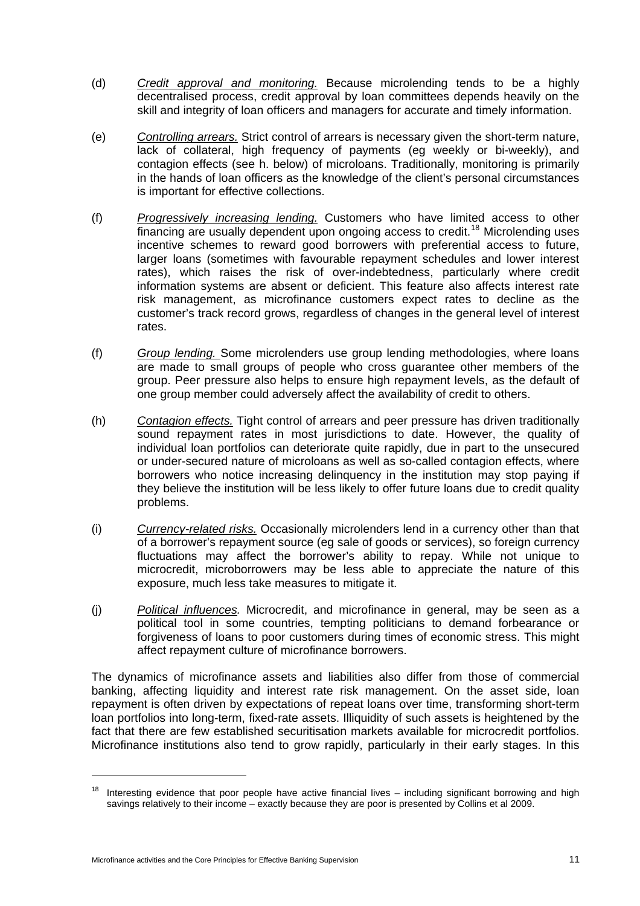(d) *Credit approval and monitoring.* Because microlending tends to be a highly decentralised process, credit approval by loan committees depends heavily on the skill and integrity of loan officers and managers for accurate and timely information.

(e) *Controlling arrears.* Strict control of arrears is necessary given the short-term nature, lack of collateral, high frequency of payments (eg weekly or bi-weekly), and contagion effects (see h. below) of microloans. Traditionally, monitoring is primarily in the hands of loan officers as the knowledge of the client's personal circumstances is important for effective collections.

(f) *Progressively increasing lending.* Customers who have limited access to other financing are usually dependent upon ongoing access to credit.[18] Microlending uses incentive schemes to reward good borrowers with preferential access to future, larger loans (sometimes with favourable repayment schedules and lower interest rates), which raises the risk of over-indebtedness, particularly where credit information systems are absent or deficient. This feature also affects interest rate risk management, as microfinance customers expect rates to decline as the customer's track record grows, regardless of changes in the general level of interest rates.

(f) *Group lending.* Some microlenders use group lending methodologies, where loans are made to small groups of people who cross guarantee other members of the group. Peer pressure also helps to ensure high repayment levels, as the default of one group member could adversely affect the availability of credit to others.

(h) *Contagion effects.* Tight control of arrears and peer pressure has driven traditionally sound repayment rates in most jurisdictions to date. However, the quality of individual loan portfolios can deteriorate quite rapidly, due in part to the unsecured or under-secured nature of microloans as well as so-called contagion effects, where borrowers who notice increasing delinquency in the institution may stop paying if they believe the institution will be less likely to offer future loans due to credit quality problems.

(i) *Currency-related risks.* Occasionally microlenders lend in a currency other than that of a borrower's repayment source (eg sale of goods or services), so foreign currency fluctuations may affect the borrower's ability to repay. While not unique to microcredit, microborrowers may be less able to appreciate the nature of this exposure, much less take measures to mitigate it.

(j) *Political influences.* Microcredit, and microfinance in general, may be seen as a political tool in some countries, tempting politicians to demand forbearance or forgiveness of loans to poor customers during times of economic stress. This might affect repayment culture of microfinance borrowers.

The dynamics of microfinance assets and liabilities also differ from those of commercial banking, affecting liquidity and interest rate risk management. On the asset side, loan repayment is often driven by expectations of repeat loans over time, transforming short-term loan portfolios into long-term, fixed-rate assets. Illiquidity of such assets is heightened by the fact that there are few established securitisation markets available for microcredit portfolios. Microfinance institutions also tend to grow rapidly, particularly in their early stages. In this

---

[18] Interesting evidence that poor people have active financial lives – including significant borrowing and high savings relatively to their income – exactly because they are poor is presented by Collins et al 2009.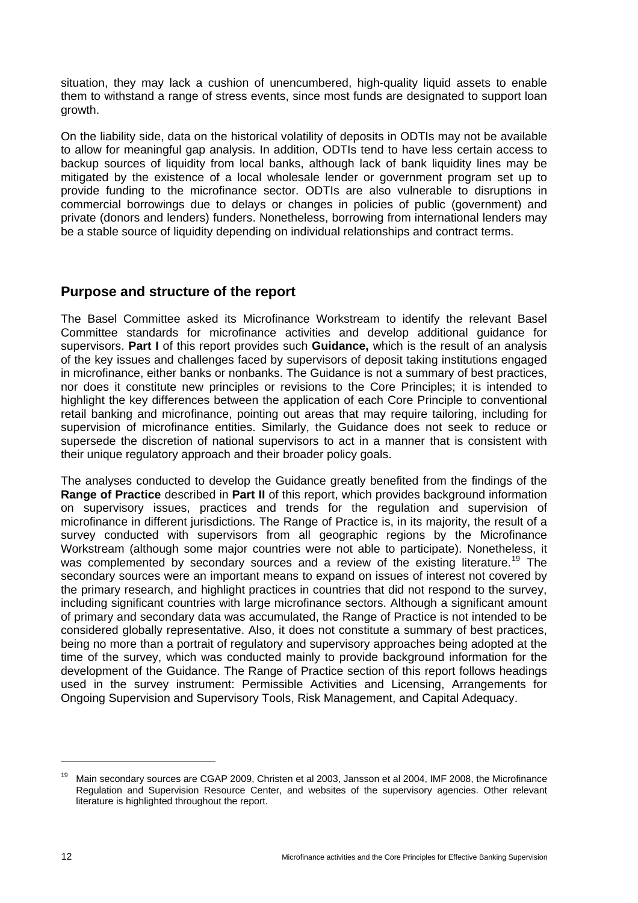situation, they may lack a cushion of unencumbered, high-quality liquid assets to enable them to withstand a range of stress events, since most funds are designated to support loan growth.

On the liability side, data on the historical volatility of deposits in ODTIs may not be available to allow for meaningful gap analysis. In addition, ODTIs tend to have less certain access to backup sources of liquidity from local banks, although lack of bank liquidity lines may be mitigated by the existence of a local wholesale lender or government program set up to provide funding to the microfinance sector. ODTIs are also vulnerable to disruptions in commercial borrowings due to delays or changes in policies of public (government) and private (donors and lenders) funders. Nonetheless, borrowing from international lenders may be a stable source of liquidity depending on individual relationships and contract terms.

## Purpose and structure of the report

The Basel Committee asked its Microfinance Workstream to identify the relevant Basel Committee standards for microfinance activities and develop additional guidance for supervisors. **Part I** of this report provides such **Guidance,** which is the result of an analysis of the key issues and challenges faced by supervisors of deposit taking institutions engaged in microfinance, either banks or nonbanks. The Guidance is not a summary of best practices, nor does it constitute new principles or revisions to the Core Principles; it is intended to highlight the key differences between the application of each Core Principle to conventional retail banking and microfinance, pointing out areas that may require tailoring, including for supervision of microfinance entities. Similarly, the Guidance does not seek to reduce or supersede the discretion of national supervisors to act in a manner that is consistent with their unique regulatory approach and their broader policy goals.

The analyses conducted to develop the Guidance greatly benefited from the findings of the **Range of Practice** described in **Part II** of this report, which provides background information on supervisory issues, practices and trends for the regulation and supervision of microfinance in different jurisdictions. The Range of Practice is, in its majority, the result of a survey conducted with supervisors from all geographic regions by the Microfinance Workstream (although some major countries were not able to participate). Nonetheless, it was complemented by secondary sources and a review of the existing literature.[19] The secondary sources were an important means to expand on issues of interest not covered by the primary research, and highlight practices in countries that did not respond to the survey, including significant countries with large microfinance sectors. Although a significant amount of primary and secondary data was accumulated, the Range of Practice is not intended to be considered globally representative. Also, it does not constitute a summary of best practices, being no more than a portrait of regulatory and supervisory approaches being adopted at the time of the survey, which was conducted mainly to provide background information for the development of the Guidance. The Range of Practice section of this report follows headings used in the survey instrument: Permissible Activities and Licensing, Arrangements for Ongoing Supervision and Supervisory Tools, Risk Management, and Capital Adequacy.

[19] Main secondary sources are CGAP 2009, Christen et al 2003, Jansson et al 2004, IMF 2008, the Microfinance Regulation and Supervision Resource Center, and websites of the supervisory agencies. Other relevant literature is highlighted throughout the report.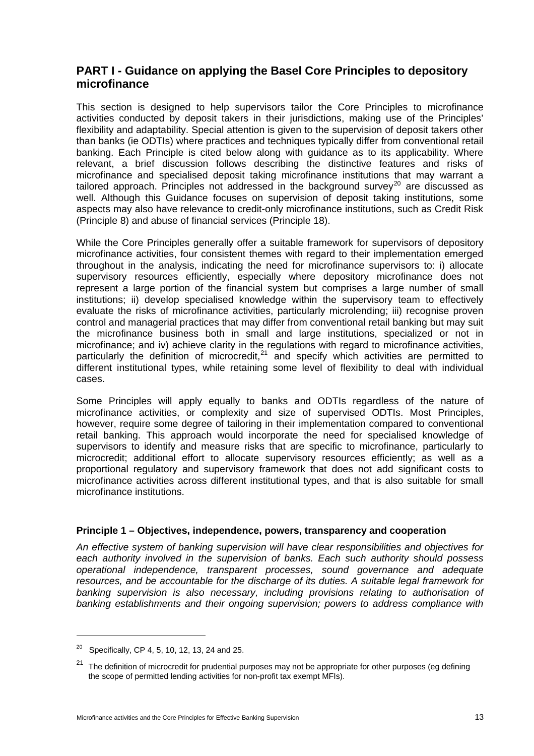## PART I - Guidance on applying the Basel Core Principles to depository microfinance

This section is designed to help supervisors tailor the Core Principles to microfinance activities conducted by deposit takers in their jurisdictions, making use of the Principles' flexibility and adaptability. Special attention is given to the supervision of deposit takers other than banks (ie ODTIs) where practices and techniques typically differ from conventional retail banking. Each Principle is cited below along with guidance as to its applicability. Where relevant, a brief discussion follows describing the distinctive features and risks of microfinance and specialised deposit taking microfinance institutions that may warrant a tailored approach. Principles not addressed in the background survey[20] are discussed as well. Although this Guidance focuses on supervision of deposit taking institutions, some aspects may also have relevance to credit-only microfinance institutions, such as Credit Risk (Principle 8) and abuse of financial services (Principle 18).

While the Core Principles generally offer a suitable framework for supervisors of depository microfinance activities, four consistent themes with regard to their implementation emerged throughout in the analysis, indicating the need for microfinance supervisors to: i) allocate supervisory resources efficiently, especially where depository microfinance does not represent a large portion of the financial system but comprises a large number of small institutions; ii) develop specialised knowledge within the supervisory team to effectively evaluate the risks of microfinance activities, particularly microlending; iii) recognise proven control and managerial practices that may differ from conventional retail banking but may suit the microfinance business both in small and large institutions, specialized or not in microfinance; and iv) achieve clarity in the regulations with regard to microfinance activities, particularly the definition of microcredit,[21] and specify which activities are permitted to different institutional types, while retaining some level of flexibility to deal with individual cases.

Some Principles will apply equally to banks and ODTIs regardless of the nature of microfinance activities, or complexity and size of supervised ODTIs. Most Principles, however, require some degree of tailoring in their implementation compared to conventional retail banking. This approach would incorporate the need for specialised knowledge of supervisors to identify and measure risks that are specific to microfinance, particularly to microcredit; additional effort to allocate supervisory resources efficiently; as well as a proportional regulatory and supervisory framework that does not add significant costs to microfinance activities across different institutional types, and that is also suitable for small microfinance institutions.

### Principle 1 – Objectives, independence, powers, transparency and cooperation

*An effective system of banking supervision will have clear responsibilities and objectives for each authority involved in the supervision of banks. Each such authority should possess operational independence, transparent processes, sound governance and adequate resources, and be accountable for the discharge of its duties. A suitable legal framework for banking supervision is also necessary, including provisions relating to authorisation of banking establishments and their ongoing supervision; powers to address compliance with*

---

[20] Specifically, CP 4, 5, 10, 12, 13, 24 and 25.

[21] The definition of microcredit for prudential purposes may not be appropriate for other purposes (eg defining the scope of permitted lending activities for non-profit tax exempt MFIs).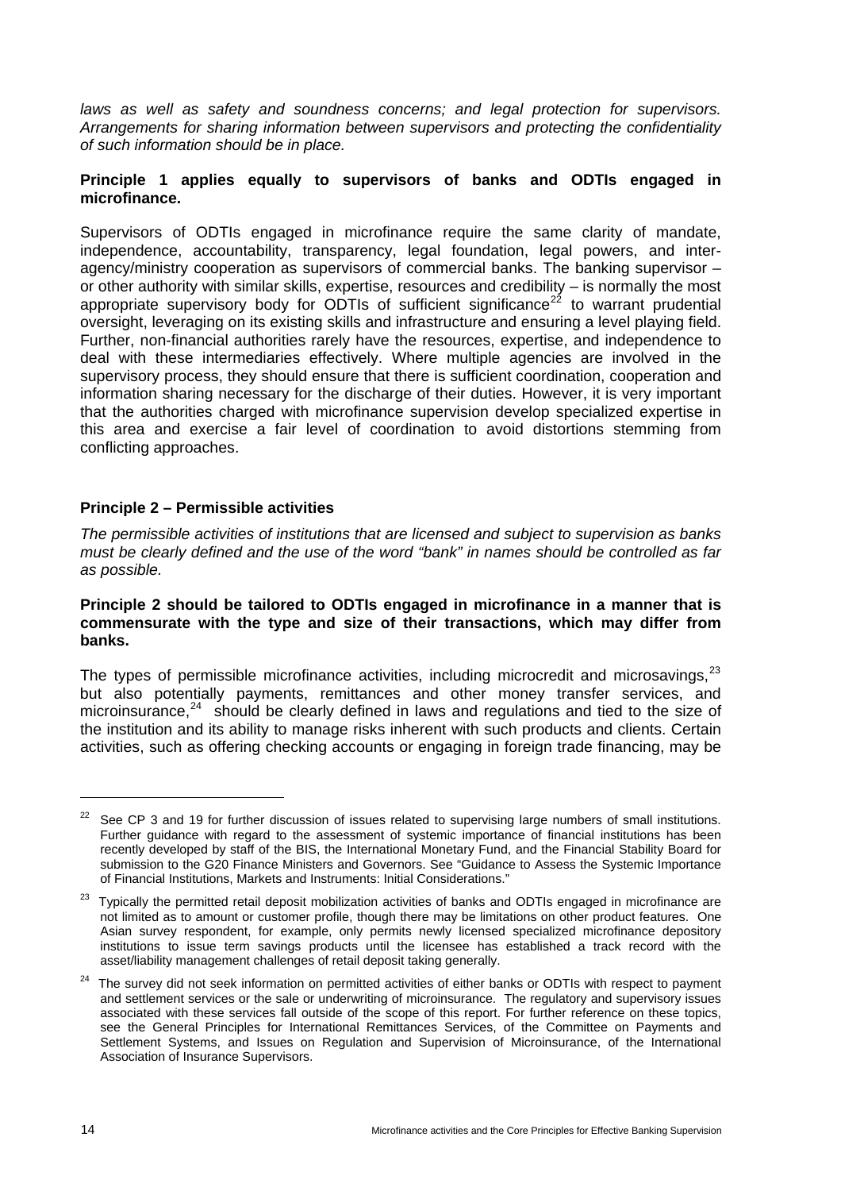*laws as well as safety and soundness concerns; and legal protection for supervisors. Arrangements for sharing information between supervisors and protecting the confidentiality of such information should be in place.*

**Principle 1 applies equally to supervisors of banks and ODTIs engaged in microfinance.**

Supervisors of ODTIs engaged in microfinance require the same clarity of mandate, independence, accountability, transparency, legal foundation, legal powers, and inter-agency/ministry cooperation as supervisors of commercial banks. The banking supervisor – or other authority with similar skills, expertise, resources and credibility – is normally the most appropriate supervisory body for ODTIs of sufficient significance[22] to warrant prudential oversight, leveraging on its existing skills and infrastructure and ensuring a level playing field. Further, non-financial authorities rarely have the resources, expertise, and independence to deal with these intermediaries effectively. Where multiple agencies are involved in the supervisory process, they should ensure that there is sufficient coordination, cooperation and information sharing necessary for the discharge of their duties. However, it is very important that the authorities charged with microfinance supervision develop specialized expertise in this area and exercise a fair level of coordination to avoid distortions stemming from conflicting approaches.

### Principle 2 – Permissible activities

*The permissible activities of institutions that are licensed and subject to supervision as banks must be clearly defined and the use of the word "bank" in names should be controlled as far as possible.*

**Principle 2 should be tailored to ODTIs engaged in microfinance in a manner that is commensurate with the type and size of their transactions, which may differ from banks.**

The types of permissible microfinance activities, including microcredit and microsavings,[23] but also potentially payments, remittances and other money transfer services, and microinsurance,[24] should be clearly defined in laws and regulations and tied to the size of the institution and its ability to manage risks inherent with such products and clients. Certain activities, such as offering checking accounts or engaging in foreign trade financing, may be

---

[22] See CP 3 and 19 for further discussion of issues related to supervising large numbers of small institutions. Further guidance with regard to the assessment of systemic importance of financial institutions has been recently developed by staff of the BIS, the International Monetary Fund, and the Financial Stability Board for submission to the G20 Finance Ministers and Governors. See "Guidance to Assess the Systemic Importance of Financial Institutions, Markets and Instruments: Initial Considerations."

[23] Typically the permitted retail deposit mobilization activities of banks and ODTIs engaged in microfinance are not limited as to amount or customer profile, though there may be limitations on other product features. One Asian survey respondent, for example, only permits newly licensed specialized microfinance depository institutions to issue term savings products until the licensee has established a track record with the asset/liability management challenges of retail deposit taking generally.

[24] The survey did not seek information on permitted activities of either banks or ODTIs with respect to payment and settlement services or the sale or underwriting of microinsurance. The regulatory and supervisory issues associated with these services fall outside of the scope of this report. For further reference on these topics, see the General Principles for International Remittances Services, of the Committee on Payments and Settlement Systems, and Issues on Regulation and Supervision of Microinsurance, of the International Association of Insurance Supervisors.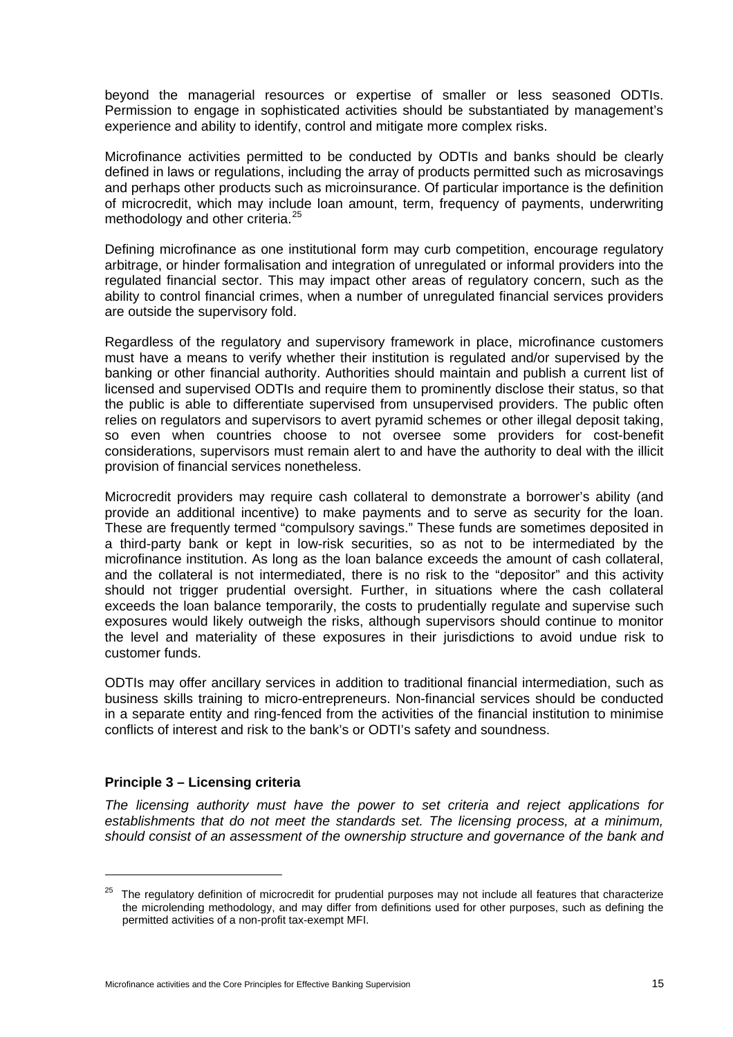beyond the managerial resources or expertise of smaller or less seasoned ODTIs. Permission to engage in sophisticated activities should be substantiated by management's experience and ability to identify, control and mitigate more complex risks.

Microfinance activities permitted to be conducted by ODTIs and banks should be clearly defined in laws or regulations, including the array of products permitted such as microsavings and perhaps other products such as microinsurance. Of particular importance is the definition of microcredit, which may include loan amount, term, frequency of payments, underwriting methodology and other criteria.[25]

Defining microfinance as one institutional form may curb competition, encourage regulatory arbitrage, or hinder formalisation and integration of unregulated or informal providers into the regulated financial sector. This may impact other areas of regulatory concern, such as the ability to control financial crimes, when a number of unregulated financial services providers are outside the supervisory fold.

Regardless of the regulatory and supervisory framework in place, microfinance customers must have a means to verify whether their institution is regulated and/or supervised by the banking or other financial authority. Authorities should maintain and publish a current list of licensed and supervised ODTIs and require them to prominently disclose their status, so that the public is able to differentiate supervised from unsupervised providers. The public often relies on regulators and supervisors to avert pyramid schemes or other illegal deposit taking, so even when countries choose to not oversee some providers for cost-benefit considerations, supervisors must remain alert to and have the authority to deal with the illicit provision of financial services nonetheless.

Microcredit providers may require cash collateral to demonstrate a borrower's ability (and provide an additional incentive) to make payments and to serve as security for the loan. These are frequently termed "compulsory savings." These funds are sometimes deposited in a third-party bank or kept in low-risk securities, so as not to be intermediated by the microfinance institution. As long as the loan balance exceeds the amount of cash collateral, and the collateral is not intermediated, there is no risk to the "depositor" and this activity should not trigger prudential oversight. Further, in situations where the cash collateral exceeds the loan balance temporarily, the costs to prudentially regulate and supervise such exposures would likely outweigh the risks, although supervisors should continue to monitor the level and materiality of these exposures in their jurisdictions to avoid undue risk to customer funds.

ODTIs may offer ancillary services in addition to traditional financial intermediation, such as business skills training to micro-entrepreneurs. Non-financial services should be conducted in a separate entity and ring-fenced from the activities of the financial institution to minimise conflicts of interest and risk to the bank's or ODTI's safety and soundness.

### Principle 3 – Licensing criteria

*The licensing authority must have the power to set criteria and reject applications for establishments that do not meet the standards set. The licensing process, at a minimum, should consist of an assessment of the ownership structure and governance of the bank and*

[25] The regulatory definition of microcredit for prudential purposes may not include all features that characterize the microlending methodology, and may differ from definitions used for other purposes, such as defining the permitted activities of a non-profit tax-exempt MFI.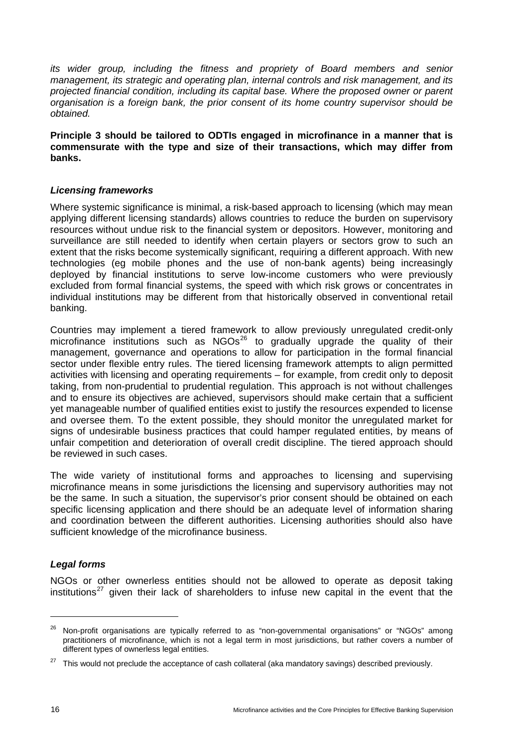*its wider group, including the fitness and propriety of Board members and senior management, its strategic and operating plan, internal controls and risk management, and its projected financial condition, including its capital base. Where the proposed owner or parent organisation is a foreign bank, the prior consent of its home country supervisor should be obtained.*

**Principle 3 should be tailored to ODTIs engaged in microfinance in a manner that is commensurate with the type and size of their transactions, which may differ from banks.**

### *Licensing frameworks*

Where systemic significance is minimal, a risk-based approach to licensing (which may mean applying different licensing standards) allows countries to reduce the burden on supervisory resources without undue risk to the financial system or depositors. However, monitoring and surveillance are still needed to identify when certain players or sectors grow to such an extent that the risks become systemically significant, requiring a different approach. With new technologies (eg mobile phones and the use of non-bank agents) being increasingly deployed by financial institutions to serve low-income customers who were previously excluded from formal financial systems, the speed with which risk grows or concentrates in individual institutions may be different from that historically observed in conventional retail banking.

Countries may implement a tiered framework to allow previously unregulated credit-only microfinance institutions such as NGOs[26] to gradually upgrade the quality of their management, governance and operations to allow for participation in the formal financial sector under flexible entry rules. The tiered licensing framework attempts to align permitted activities with licensing and operating requirements – for example, from credit only to deposit taking, from non-prudential to prudential regulation. This approach is not without challenges and to ensure its objectives are achieved, supervisors should make certain that a sufficient yet manageable number of qualified entities exist to justify the resources expended to license and oversee them. To the extent possible, they should monitor the unregulated market for signs of undesirable business practices that could hamper regulated entities, by means of unfair competition and deterioration of overall credit discipline. The tiered approach should be reviewed in such cases.

The wide variety of institutional forms and approaches to licensing and supervising microfinance means in some jurisdictions the licensing and supervisory authorities may not be the same. In such a situation, the supervisor's prior consent should be obtained on each specific licensing application and there should be an adequate level of information sharing and coordination between the different authorities. Licensing authorities should also have sufficient knowledge of the microfinance business.

### *Legal forms*

NGOs or other ownerless entities should not be allowed to operate as deposit taking institutions[27] given their lack of shareholders to infuse new capital in the event that the

---

[26] Non-profit organisations are typically referred to as "non-governmental organisations" or "NGOs" among practitioners of microfinance, which is not a legal term in most jurisdictions, but rather covers a number of different types of ownerless legal entities.

[27] This would not preclude the acceptance of cash collateral (aka mandatory savings) described previously.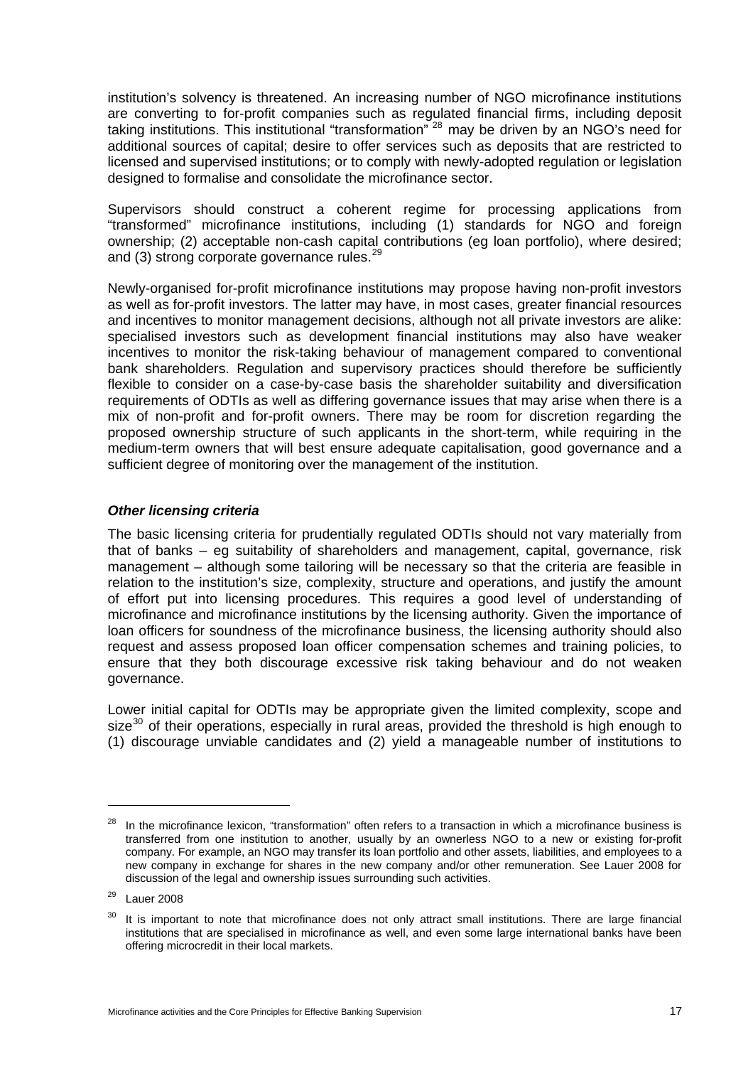institution's solvency is threatened. An increasing number of NGO microfinance institutions are converting to for-profit companies such as regulated financial firms, including deposit taking institutions. This institutional "transformation" [28] may be driven by an NGO's need for additional sources of capital; desire to offer services such as deposits that are restricted to licensed and supervised institutions; or to comply with newly-adopted regulation or legislation designed to formalise and consolidate the microfinance sector.

Supervisors should construct a coherent regime for processing applications from "transformed" microfinance institutions, including (1) standards for NGO and foreign ownership; (2) acceptable non-cash capital contributions (eg loan portfolio), where desired; and (3) strong corporate governance rules.[29]

Newly-organised for-profit microfinance institutions may propose having non-profit investors as well as for-profit investors. The latter may have, in most cases, greater financial resources and incentives to monitor management decisions, although not all private investors are alike: specialised investors such as development financial institutions may also have weaker incentives to monitor the risk-taking behaviour of management compared to conventional bank shareholders. Regulation and supervisory practices should therefore be sufficiently flexible to consider on a case-by-case basis the shareholder suitability and diversification requirements of ODTIs as well as differing governance issues that may arise when there is a mix of non-profit and for-profit owners. There may be room for discretion regarding the proposed ownership structure of such applicants in the short-term, while requiring in the medium-term owners that will best ensure adequate capitalisation, good governance and a sufficient degree of monitoring over the management of the institution.

### *Other licensing criteria*

The basic licensing criteria for prudentially regulated ODTIs should not vary materially from that of banks – eg suitability of shareholders and management, capital, governance, risk management – although some tailoring will be necessary so that the criteria are feasible in relation to the institution's size, complexity, structure and operations, and justify the amount of effort put into licensing procedures. This requires a good level of understanding of microfinance and microfinance institutions by the licensing authority. Given the importance of loan officers for soundness of the microfinance business, the licensing authority should also request and assess proposed loan officer compensation schemes and training policies, to ensure that they both discourage excessive risk taking behaviour and do not weaken governance.

Lower initial capital for ODTIs may be appropriate given the limited complexity, scope and size[30] of their operations, especially in rural areas, provided the threshold is high enough to (1) discourage unviable candidates and (2) yield a manageable number of institutions to

---

[28] In the microfinance lexicon, "transformation" often refers to a transaction in which a microfinance business is transferred from one institution to another, usually by an ownerless NGO to a new or existing for-profit company. For example, an NGO may transfer its loan portfolio and other assets, liabilities, and employees to a new company in exchange for shares in the new company and/or other remuneration. See Lauer 2008 for discussion of the legal and ownership issues surrounding such activities.

[29] Lauer 2008

[30] It is important to note that microfinance does not only attract small institutions. There are large financial institutions that are specialised in microfinance as well, and even some large international banks have been offering microcredit in their local markets.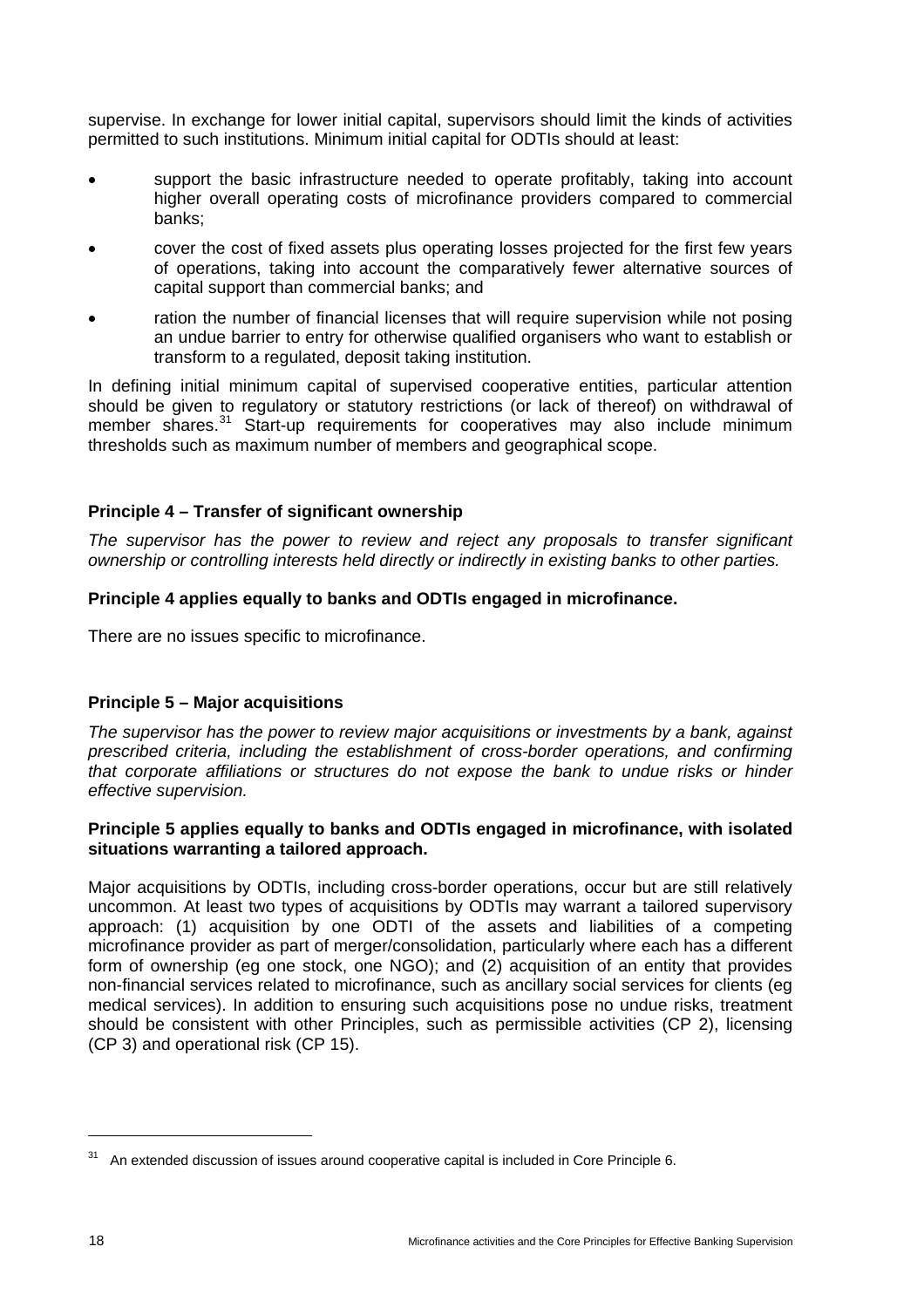supervise. In exchange for lower initial capital, supervisors should limit the kinds of activities permitted to such institutions. Minimum initial capital for ODTIs should at least:

- support the basic infrastructure needed to operate profitably, taking into account higher overall operating costs of microfinance providers compared to commercial banks;
- cover the cost of fixed assets plus operating losses projected for the first few years of operations, taking into account the comparatively fewer alternative sources of capital support than commercial banks; and
- ration the number of financial licenses that will require supervision while not posing an undue barrier to entry for otherwise qualified organisers who want to establish or transform to a regulated, deposit taking institution.

In defining initial minimum capital of supervised cooperative entities, particular attention should be given to regulatory or statutory restrictions (or lack of thereof) on withdrawal of member shares.[31] Start-up requirements for cooperatives may also include minimum thresholds such as maximum number of members and geographical scope.

### Principle 4 – Transfer of significant ownership

*The supervisor has the power to review and reject any proposals to transfer significant ownership or controlling interests held directly or indirectly in existing banks to other parties.*

**Principle 4 applies equally to banks and ODTIs engaged in microfinance.**

There are no issues specific to microfinance.

### Principle 5 – Major acquisitions

*The supervisor has the power to review major acquisitions or investments by a bank, against prescribed criteria, including the establishment of cross-border operations, and confirming that corporate affiliations or structures do not expose the bank to undue risks or hinder effective supervision.*

**Principle 5 applies equally to banks and ODTIs engaged in microfinance, with isolated situations warranting a tailored approach.**

Major acquisitions by ODTIs, including cross-border operations, occur but are still relatively uncommon. At least two types of acquisitions by ODTIs may warrant a tailored supervisory approach: (1) acquisition by one ODTI of the assets and liabilities of a competing microfinance provider as part of merger/consolidation, particularly where each has a different form of ownership (eg one stock, one NGO); and (2) acquisition of an entity that provides non-financial services related to microfinance, such as ancillary social services for clients (eg medical services). In addition to ensuring such acquisitions pose no undue risks, treatment should be consistent with other Principles, such as permissible activities (CP 2), licensing (CP 3) and operational risk (CP 15).

[31] An extended discussion of issues around cooperative capital is included in Core Principle 6.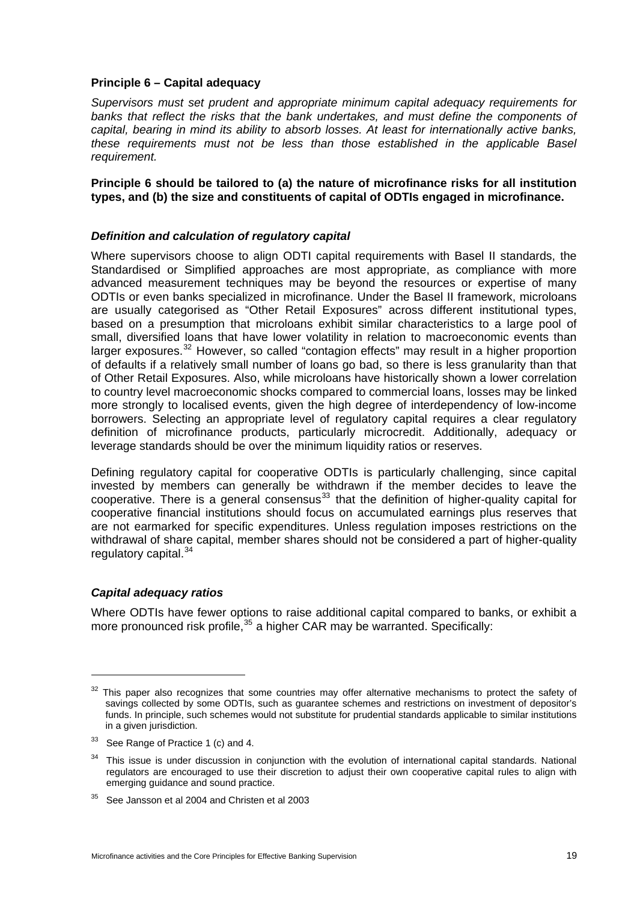**Principle 6 – Capital adequacy**

*Supervisors must set prudent and appropriate minimum capital adequacy requirements for banks that reflect the risks that the bank undertakes, and must define the components of capital, bearing in mind its ability to absorb losses. At least for internationally active banks, these requirements must not be less than those established in the applicable Basel requirement.*

**Principle 6 should be tailored to (a) the nature of microfinance risks for all institution types, and (b) the size and constituents of capital of ODTIs engaged in microfinance.**

### *Definition and calculation of regulatory capital*

Where supervisors choose to align ODTI capital requirements with Basel II standards, the Standardised or Simplified approaches are most appropriate, as compliance with more advanced measurement techniques may be beyond the resources or expertise of many ODTIs or even banks specialized in microfinance. Under the Basel II framework, microloans are usually categorised as "Other Retail Exposures" across different institutional types, based on a presumption that microloans exhibit similar characteristics to a large pool of small, diversified loans that have lower volatility in relation to macroeconomic events than larger exposures.[32] However, so called "contagion effects" may result in a higher proportion of defaults if a relatively small number of loans go bad, so there is less granularity than that of Other Retail Exposures. Also, while microloans have historically shown a lower correlation to country level macroeconomic shocks compared to commercial loans, losses may be linked more strongly to localised events, given the high degree of interdependency of low-income borrowers. Selecting an appropriate level of regulatory capital requires a clear regulatory definition of microfinance products, particularly microcredit. Additionally, adequacy or leverage standards should be over the minimum liquidity ratios or reserves.

Defining regulatory capital for cooperative ODTIs is particularly challenging, since capital invested by members can generally be withdrawn if the member decides to leave the cooperative. There is a general consensus[33] that the definition of higher-quality capital for cooperative financial institutions should focus on accumulated earnings plus reserves that are not earmarked for specific expenditures. Unless regulation imposes restrictions on the withdrawal of share capital, member shares should not be considered a part of higher-quality regulatory capital.[34]

### *Capital adequacy ratios*

Where ODTIs have fewer options to raise additional capital compared to banks, or exhibit a more pronounced risk profile,[35] a higher CAR may be warranted. Specifically:

---

[32] This paper also recognizes that some countries may offer alternative mechanisms to protect the safety of savings collected by some ODTIs, such as guarantee schemes and restrictions on investment of depositor's funds. In principle, such schemes would not substitute for prudential standards applicable to similar institutions in a given jurisdiction.

[33] See Range of Practice 1 (c) and 4.

[34] This issue is under discussion in conjunction with the evolution of international capital standards. National regulators are encouraged to use their discretion to adjust their own cooperative capital rules to align with emerging guidance and sound practice.

[35] See Jansson et al 2004 and Christen et al 2003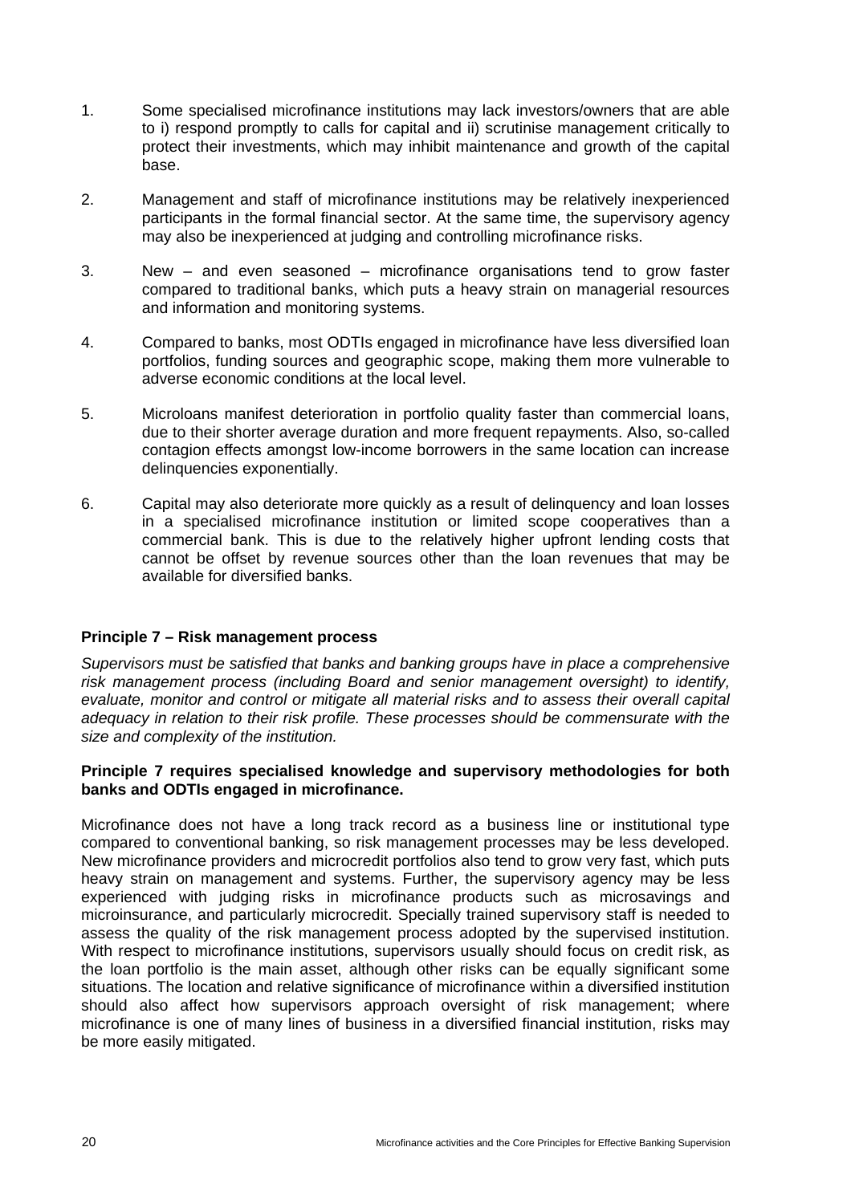1. Some specialised microfinance institutions may lack investors/owners that are able to i) respond promptly to calls for capital and ii) scrutinise management critically to protect their investments, which may inhibit maintenance and growth of the capital base.

2. Management and staff of microfinance institutions may be relatively inexperienced participants in the formal financial sector. At the same time, the supervisory agency may also be inexperienced at judging and controlling microfinance risks.

3. New – and even seasoned – microfinance organisations tend to grow faster compared to traditional banks, which puts a heavy strain on managerial resources and information and monitoring systems.

4. Compared to banks, most ODTIs engaged in microfinance have less diversified loan portfolios, funding sources and geographic scope, making them more vulnerable to adverse economic conditions at the local level.

5. Microloans manifest deterioration in portfolio quality faster than commercial loans, due to their shorter average duration and more frequent repayments. Also, so-called contagion effects amongst low-income borrowers in the same location can increase delinquencies exponentially.

6. Capital may also deteriorate more quickly as a result of delinquency and loan losses in a specialised microfinance institution or limited scope cooperatives than a commercial bank. This is due to the relatively higher upfront lending costs that cannot be offset by revenue sources other than the loan revenues that may be available for diversified banks.

**Principle 7 – Risk management process**

*Supervisors must be satisfied that banks and banking groups have in place a comprehensive risk management process (including Board and senior management oversight) to identify, evaluate, monitor and control or mitigate all material risks and to assess their overall capital adequacy in relation to their risk profile. These processes should be commensurate with the size and complexity of the institution.*

**Principle 7 requires specialised knowledge and supervisory methodologies for both banks and ODTIs engaged in microfinance.**

Microfinance does not have a long track record as a business line or institutional type compared to conventional banking, so risk management processes may be less developed. New microfinance providers and microcredit portfolios also tend to grow very fast, which puts heavy strain on management and systems. Further, the supervisory agency may be less experienced with judging risks in microfinance products such as microsavings and microinsurance, and particularly microcredit. Specially trained supervisory staff is needed to assess the quality of the risk management process adopted by the supervised institution. With respect to microfinance institutions, supervisors usually should focus on credit risk, as the loan portfolio is the main asset, although other risks can be equally significant some situations. The location and relative significance of microfinance within a diversified institution should also affect how supervisors approach oversight of risk management; where microfinance is one of many lines of business in a diversified financial institution, risks may be more easily mitigated.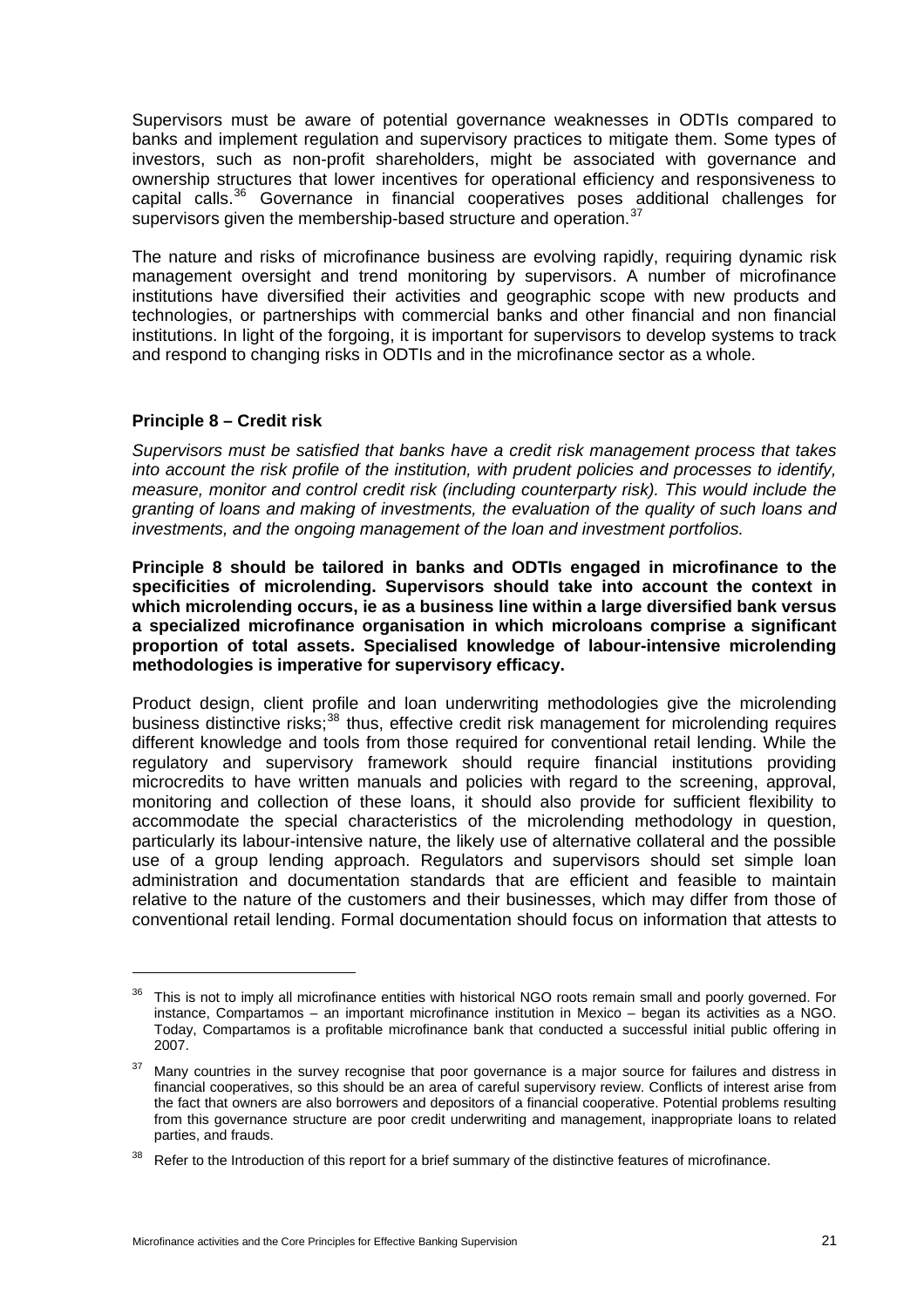Supervisors must be aware of potential governance weaknesses in ODTIs compared to banks and implement regulation and supervisory practices to mitigate them. Some types of investors, such as non-profit shareholders, might be associated with governance and ownership structures that lower incentives for operational efficiency and responsiveness to capital calls.[36] Governance in financial cooperatives poses additional challenges for supervisors given the membership-based structure and operation.[37]

The nature and risks of microfinance business are evolving rapidly, requiring dynamic risk management oversight and trend monitoring by supervisors. A number of microfinance institutions have diversified their activities and geographic scope with new products and technologies, or partnerships with commercial banks and other financial and non financial institutions. In light of the forgoing, it is important for supervisors to develop systems to track and respond to changing risks in ODTIs and in the microfinance sector as a whole.

**Principle 8 – Credit risk**

*Supervisors must be satisfied that banks have a credit risk management process that takes into account the risk profile of the institution, with prudent policies and processes to identify, measure, monitor and control credit risk (including counterparty risk). This would include the granting of loans and making of investments, the evaluation of the quality of such loans and investments, and the ongoing management of the loan and investment portfolios.*

**Principle 8 should be tailored in banks and ODTIs engaged in microfinance to the specificities of microlending. Supervisors should take into account the context in which microlending occurs, ie as a business line within a large diversified bank versus a specialized microfinance organisation in which microloans comprise a significant proportion of total assets. Specialised knowledge of labour-intensive microlending methodologies is imperative for supervisory efficacy.**

Product design, client profile and loan underwriting methodologies give the microlending business distinctive risks;[38] thus, effective credit risk management for microlending requires different knowledge and tools from those required for conventional retail lending. While the regulatory and supervisory framework should require financial institutions providing microcredits to have written manuals and policies with regard to the screening, approval, monitoring and collection of these loans, it should also provide for sufficient flexibility to accommodate the special characteristics of the microlending methodology in question, particularly its labour-intensive nature, the likely use of alternative collateral and the possible use of a group lending approach. Regulators and supervisors should set simple loan administration and documentation standards that are efficient and feasible to maintain relative to the nature of the customers and their businesses, which may differ from those of conventional retail lending. Formal documentation should focus on information that attests to

---

[36] This is not to imply all microfinance entities with historical NGO roots remain small and poorly governed. For instance, Compartamos – an important microfinance institution in Mexico – began its activities as a NGO. Today, Compartamos is a profitable microfinance bank that conducted a successful initial public offering in 2007.

[37] Many countries in the survey recognise that poor governance is a major source for failures and distress in financial cooperatives, so this should be an area of careful supervisory review. Conflicts of interest arise from the fact that owners are also borrowers and depositors of a financial cooperative. Potential problems resulting from this governance structure are poor credit underwriting and management, inappropriate loans to related parties, and frauds.

[38] Refer to the Introduction of this report for a brief summary of the distinctive features of microfinance.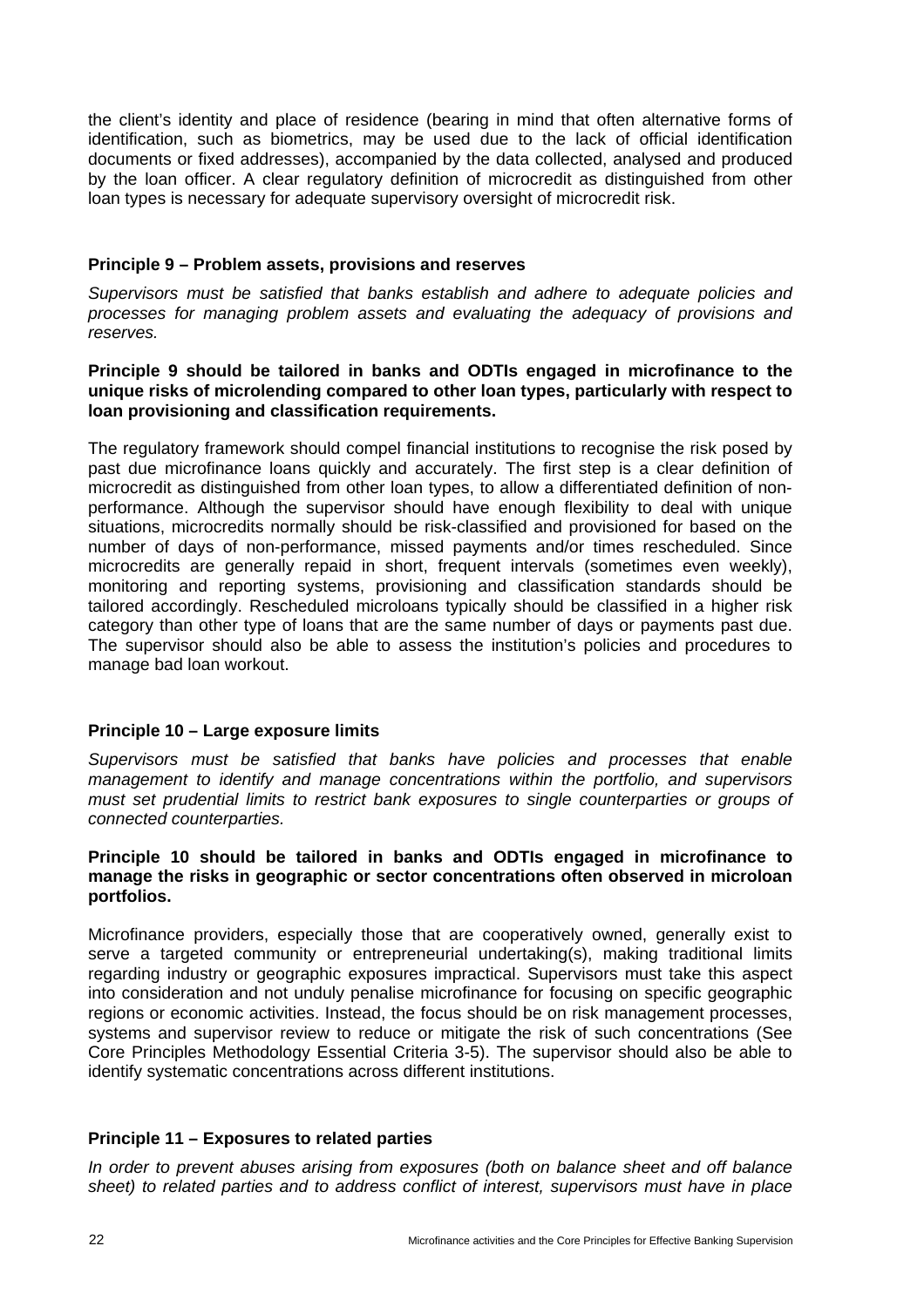the client's identity and place of residence (bearing in mind that often alternative forms of identification, such as biometrics, may be used due to the lack of official identification documents or fixed addresses), accompanied by the data collected, analysed and produced by the loan officer. A clear regulatory definition of microcredit as distinguished from other loan types is necessary for adequate supervisory oversight of microcredit risk.

**Principle 9 – Problem assets, provisions and reserves**

*Supervisors must be satisfied that banks establish and adhere to adequate policies and processes for managing problem assets and evaluating the adequacy of provisions and reserves.*

**Principle 9 should be tailored in banks and ODTIs engaged in microfinance to the unique risks of microlending compared to other loan types, particularly with respect to loan provisioning and classification requirements.**

The regulatory framework should compel financial institutions to recognise the risk posed by past due microfinance loans quickly and accurately. The first step is a clear definition of microcredit as distinguished from other loan types, to allow a differentiated definition of non-performance. Although the supervisor should have enough flexibility to deal with unique situations, microcredits normally should be risk-classified and provisioned for based on the number of days of non-performance, missed payments and/or times rescheduled. Since microcredits are generally repaid in short, frequent intervals (sometimes even weekly), monitoring and reporting systems, provisioning and classification standards should be tailored accordingly. Rescheduled microloans typically should be classified in a higher risk category than other type of loans that are the same number of days or payments past due. The supervisor should also be able to assess the institution's policies and procedures to manage bad loan workout.

**Principle 10 – Large exposure limits**

*Supervisors must be satisfied that banks have policies and processes that enable management to identify and manage concentrations within the portfolio, and supervisors must set prudential limits to restrict bank exposures to single counterparties or groups of connected counterparties.*

**Principle 10 should be tailored in banks and ODTIs engaged in microfinance to manage the risks in geographic or sector concentrations often observed in microloan portfolios.**

Microfinance providers, especially those that are cooperatively owned, generally exist to serve a targeted community or entrepreneurial undertaking(s), making traditional limits regarding industry or geographic exposures impractical. Supervisors must take this aspect into consideration and not unduly penalise microfinance for focusing on specific geographic regions or economic activities. Instead, the focus should be on risk management processes, systems and supervisor review to reduce or mitigate the risk of such concentrations (See Core Principles Methodology Essential Criteria 3-5). The supervisor should also be able to identify systematic concentrations across different institutions.

**Principle 11 – Exposures to related parties**

*In order to prevent abuses arising from exposures (both on balance sheet and off balance sheet) to related parties and to address conflict of interest, supervisors must have in place*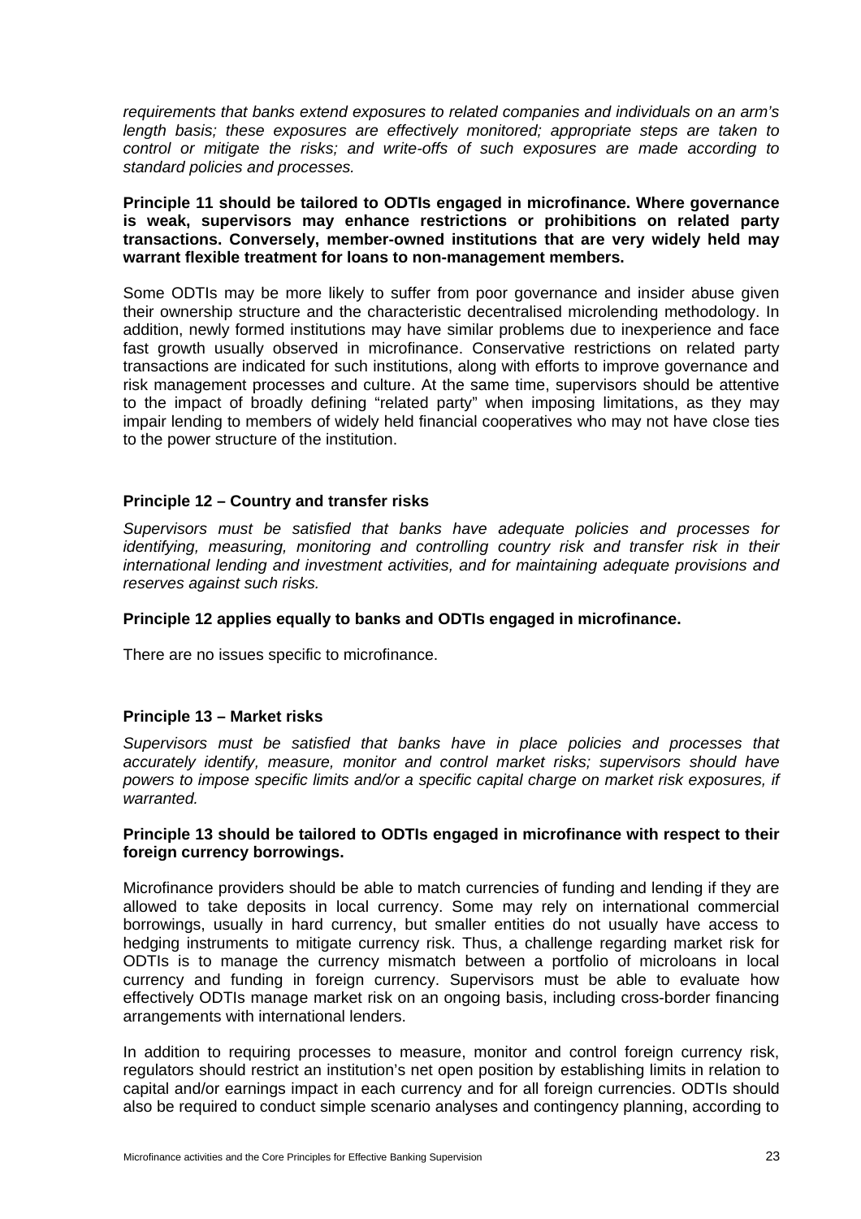*requirements that banks extend exposures to related companies and individuals on an arm's length basis; these exposures are effectively monitored; appropriate steps are taken to control or mitigate the risks; and write-offs of such exposures are made according to standard policies and processes.*

**Principle 11 should be tailored to ODTIs engaged in microfinance. Where governance is weak, supervisors may enhance restrictions or prohibitions on related party transactions. Conversely, member-owned institutions that are very widely held may warrant flexible treatment for loans to non-management members.**

Some ODTIs may be more likely to suffer from poor governance and insider abuse given their ownership structure and the characteristic decentralised microlending methodology. In addition, newly formed institutions may have similar problems due to inexperience and face fast growth usually observed in microfinance. Conservative restrictions on related party transactions are indicated for such institutions, along with efforts to improve governance and risk management processes and culture. At the same time, supervisors should be attentive to the impact of broadly defining "related party" when imposing limitations, as they may impair lending to members of widely held financial cooperatives who may not have close ties to the power structure of the institution.

### Principle 12 – Country and transfer risks

*Supervisors must be satisfied that banks have adequate policies and processes for identifying, measuring, monitoring and controlling country risk and transfer risk in their international lending and investment activities, and for maintaining adequate provisions and reserves against such risks.*

**Principle 12 applies equally to banks and ODTIs engaged in microfinance.**

There are no issues specific to microfinance.

### Principle 13 – Market risks

*Supervisors must be satisfied that banks have in place policies and processes that accurately identify, measure, monitor and control market risks; supervisors should have powers to impose specific limits and/or a specific capital charge on market risk exposures, if warranted.*

**Principle 13 should be tailored to ODTIs engaged in microfinance with respect to their foreign currency borrowings.**

Microfinance providers should be able to match currencies of funding and lending if they are allowed to take deposits in local currency. Some may rely on international commercial borrowings, usually in hard currency, but smaller entities do not usually have access to hedging instruments to mitigate currency risk. Thus, a challenge regarding market risk for ODTIs is to manage the currency mismatch between a portfolio of microloans in local currency and funding in foreign currency. Supervisors must be able to evaluate how effectively ODTIs manage market risk on an ongoing basis, including cross-border financing arrangements with international lenders.

In addition to requiring processes to measure, monitor and control foreign currency risk, regulators should restrict an institution's net open position by establishing limits in relation to capital and/or earnings impact in each currency and for all foreign currencies. ODTIs should also be required to conduct simple scenario analyses and contingency planning, according to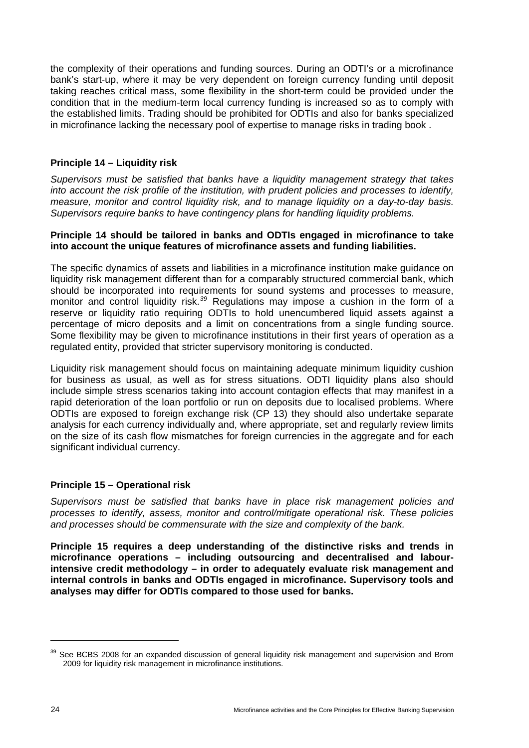the complexity of their operations and funding sources. During an ODTI's or a microfinance bank's start-up, where it may be very dependent on foreign currency funding until deposit taking reaches critical mass, some flexibility in the short-term could be provided under the condition that in the medium-term local currency funding is increased so as to comply with the established limits. Trading should be prohibited for ODTIs and also for banks specialized in microfinance lacking the necessary pool of expertise to manage risks in trading book .

### Principle 14 – Liquidity risk

*Supervisors must be satisfied that banks have a liquidity management strategy that takes into account the risk profile of the institution, with prudent policies and processes to identify, measure, monitor and control liquidity risk, and to manage liquidity on a day-to-day basis. Supervisors require banks to have contingency plans for handling liquidity problems.*

**Principle 14 should be tailored in banks and ODTIs engaged in microfinance to take into account the unique features of microfinance assets and funding liabilities.**

The specific dynamics of assets and liabilities in a microfinance institution make guidance on liquidity risk management different than for a comparably structured commercial bank, which should be incorporated into requirements for sound systems and processes to measure, monitor and control liquidity risk.[39] Regulations may impose a cushion in the form of a reserve or liquidity ratio requiring ODTIs to hold unencumbered liquid assets against a percentage of micro deposits and a limit on concentrations from a single funding source. Some flexibility may be given to microfinance institutions in their first years of operation as a regulated entity, provided that stricter supervisory monitoring is conducted.

Liquidity risk management should focus on maintaining adequate minimum liquidity cushion for business as usual, as well as for stress situations. ODTI liquidity plans also should include simple stress scenarios taking into account contagion effects that may manifest in a rapid deterioration of the loan portfolio or run on deposits due to localised problems. Where ODTIs are exposed to foreign exchange risk (CP 13) they should also undertake separate analysis for each currency individually and, where appropriate, set and regularly review limits on the size of its cash flow mismatches for foreign currencies in the aggregate and for each significant individual currency.

### Principle 15 – Operational risk

*Supervisors must be satisfied that banks have in place risk management policies and processes to identify, assess, monitor and control/mitigate operational risk. These policies and processes should be commensurate with the size and complexity of the bank.*

**Principle 15 requires a deep understanding of the distinctive risks and trends in microfinance operations – including outsourcing and decentralised and labour-intensive credit methodology – in order to adequately evaluate risk management and internal controls in banks and ODTIs engaged in microfinance. Supervisory tools and analyses may differ for ODTIs compared to those used for banks.**

---

[39] See BCBS 2008 for an expanded discussion of general liquidity risk management and supervision and Brom 2009 for liquidity risk management in microfinance institutions.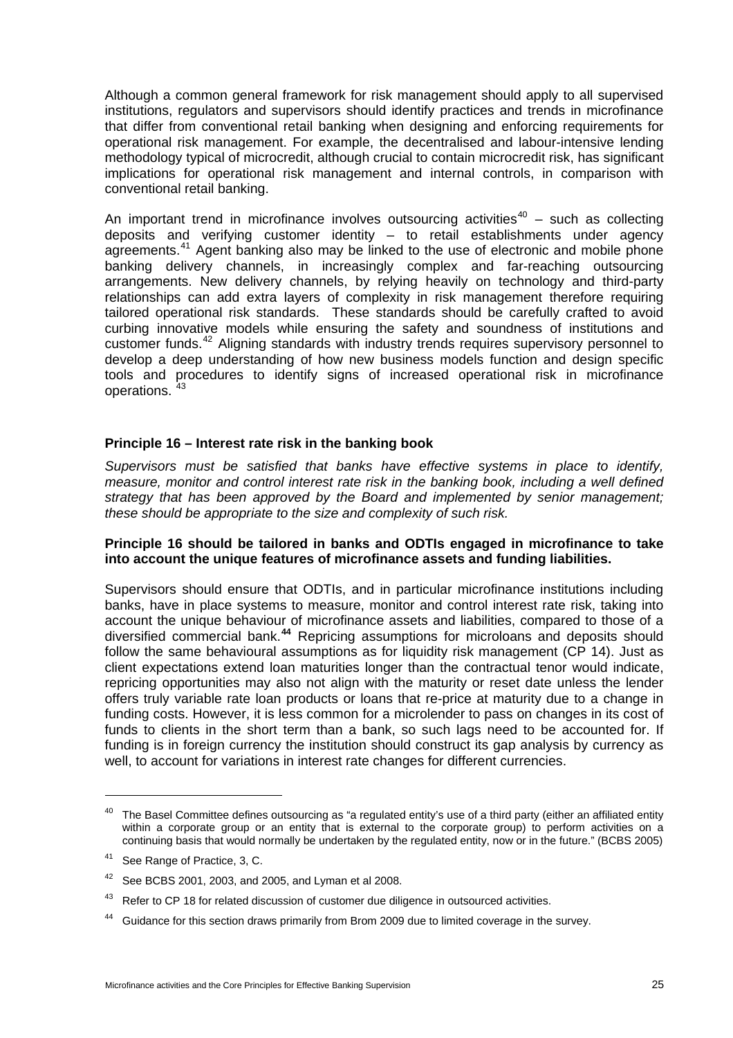Although a common general framework for risk management should apply to all supervised institutions, regulators and supervisors should identify practices and trends in microfinance that differ from conventional retail banking when designing and enforcing requirements for operational risk management. For example, the decentralised and labour-intensive lending methodology typical of microcredit, although crucial to contain microcredit risk, has significant implications for operational risk management and internal controls, in comparison with conventional retail banking.

An important trend in microfinance involves outsourcing activities[40] – such as collecting deposits and verifying customer identity – to retail establishments under agency agreements.[41] Agent banking also may be linked to the use of electronic and mobile phone banking delivery channels, in increasingly complex and far-reaching outsourcing arrangements. New delivery channels, by relying heavily on technology and third-party relationships can add extra layers of complexity in risk management therefore requiring tailored operational risk standards. These standards should be carefully crafted to avoid curbing innovative models while ensuring the safety and soundness of institutions and customer funds.[42] Aligning standards with industry trends requires supervisory personnel to develop a deep understanding of how new business models function and design specific tools and procedures to identify signs of increased operational risk in microfinance operations.[43]

### Principle 16 – Interest rate risk in the banking book

*Supervisors must be satisfied that banks have effective systems in place to identify, measure, monitor and control interest rate risk in the banking book, including a well defined strategy that has been approved by the Board and implemented by senior management; these should be appropriate to the size and complexity of such risk.*

**Principle 16 should be tailored in banks and ODTIs engaged in microfinance to take into account the unique features of microfinance assets and funding liabilities.**

Supervisors should ensure that ODTIs, and in particular microfinance institutions including banks, have in place systems to measure, monitor and control interest rate risk, taking into account the unique behaviour of microfinance assets and liabilities, compared to those of a diversified commercial bank.[44] Repricing assumptions for microloans and deposits should follow the same behavioural assumptions as for liquidity risk management (CP 14). Just as client expectations extend loan maturities longer than the contractual tenor would indicate, repricing opportunities may also not align with the maturity or reset date unless the lender offers truly variable rate loan products or loans that re-price at maturity due to a change in funding costs. However, it is less common for a microlender to pass on changes in its cost of funds to clients in the short term than a bank, so such lags need to be accounted for. If funding is in foreign currency the institution should construct its gap analysis by currency as well, to account for variations in interest rate changes for different currencies.

---

[40] The Basel Committee defines outsourcing as "a regulated entity's use of a third party (either an affiliated entity within a corporate group or an entity that is external to the corporate group) to perform activities on a continuing basis that would normally be undertaken by the regulated entity, now or in the future." (BCBS 2005)

[41] See Range of Practice, 3, C.

[42] See BCBS 2001, 2003, and 2005, and Lyman et al 2008.

[43] Refer to CP 18 for related discussion of customer due diligence in outsourced activities.

[44] Guidance for this section draws primarily from Brom 2009 due to limited coverage in the survey.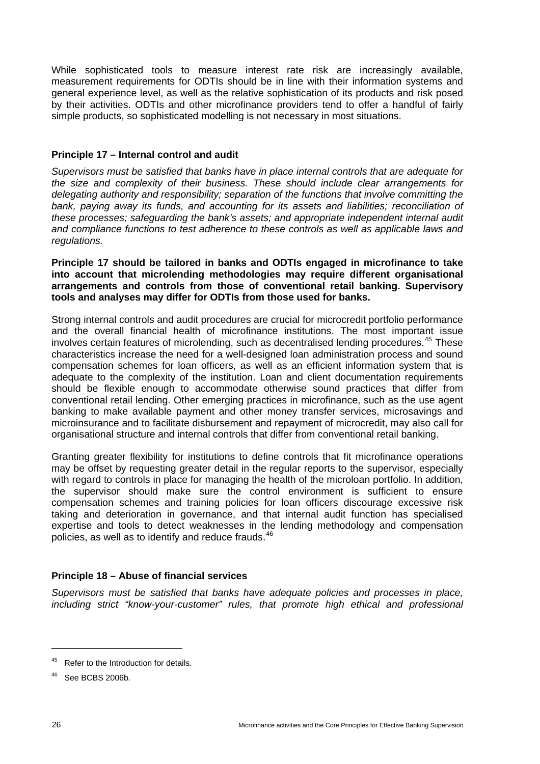While sophisticated tools to measure interest rate risk are increasingly available, measurement requirements for ODTIs should be in line with their information systems and general experience level, as well as the relative sophistication of its products and risk posed by their activities. ODTIs and other microfinance providers tend to offer a handful of fairly simple products, so sophisticated modelling is not necessary in most situations.

### Principle 17 – Internal control and audit

*Supervisors must be satisfied that banks have in place internal controls that are adequate for the size and complexity of their business. These should include clear arrangements for delegating authority and responsibility; separation of the functions that involve committing the bank, paying away its funds, and accounting for its assets and liabilities; reconciliation of these processes; safeguarding the bank's assets; and appropriate independent internal audit and compliance functions to test adherence to these controls as well as applicable laws and regulations.*

**Principle 17 should be tailored in banks and ODTIs engaged in microfinance to take into account that microlending methodologies may require different organisational arrangements and controls from those of conventional retail banking. Supervisory tools and analyses may differ for ODTIs from those used for banks.**

Strong internal controls and audit procedures are crucial for microcredit portfolio performance and the overall financial health of microfinance institutions. The most important issue involves certain features of microlending, such as decentralised lending procedures.[45] These characteristics increase the need for a well-designed loan administration process and sound compensation schemes for loan officers, as well as an efficient information system that is adequate to the complexity of the institution. Loan and client documentation requirements should be flexible enough to accommodate otherwise sound practices that differ from conventional retail lending. Other emerging practices in microfinance, such as the use agent banking to make available payment and other money transfer services, microsavings and microinsurance and to facilitate disbursement and repayment of microcredit, may also call for organisational structure and internal controls that differ from conventional retail banking.

Granting greater flexibility for institutions to define controls that fit microfinance operations may be offset by requesting greater detail in the regular reports to the supervisor, especially with regard to controls in place for managing the health of the microloan portfolio. In addition, the supervisor should make sure the control environment is sufficient to ensure compensation schemes and training policies for loan officers discourage excessive risk taking and deterioration in governance, and that internal audit function has specialised expertise and tools to detect weaknesses in the lending methodology and compensation policies, as well as to identify and reduce frauds.[46]

### Principle 18 – Abuse of financial services

*Supervisors must be satisfied that banks have adequate policies and processes in place, including strict "know-your-customer" rules, that promote high ethical and professional*

---

[45] Refer to the Introduction for details.

[46] See BCBS 2006b.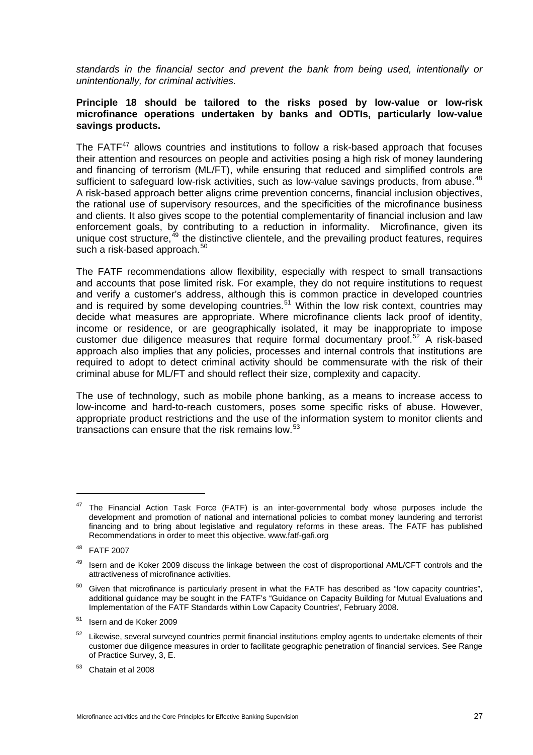*standards in the financial sector and prevent the bank from being used, intentionally or unintentionally, for criminal activities.*

**Principle 18 should be tailored to the risks posed by low-value or low-risk microfinance operations undertaken by banks and ODTIs, particularly low-value savings products.**

The FATF[47] allows countries and institutions to follow a risk-based approach that focuses their attention and resources on people and activities posing a high risk of money laundering and financing of terrorism (ML/FT), while ensuring that reduced and simplified controls are sufficient to safeguard low-risk activities, such as low-value savings products, from abuse.[48] A risk-based approach better aligns crime prevention concerns, financial inclusion objectives, the rational use of supervisory resources, and the specificities of the microfinance business and clients. It also gives scope to the potential complementarity of financial inclusion and law enforcement goals, by contributing to a reduction in informality. Microfinance, given its unique cost structure,[49] the distinctive clientele, and the prevailing product features, requires such a risk-based approach.[50]

The FATF recommendations allow flexibility, especially with respect to small transactions and accounts that pose limited risk. For example, they do not require institutions to request and verify a customer's address, although this is common practice in developed countries and is required by some developing countries.[51] Within the low risk context, countries may decide what measures are appropriate. Where microfinance clients lack proof of identity, income or residence, or are geographically isolated, it may be inappropriate to impose customer due diligence measures that require formal documentary proof.[52] A risk-based approach also implies that any policies, processes and internal controls that institutions are required to adopt to detect criminal activity should be commensurate with the risk of their criminal abuse for ML/FT and should reflect their size, complexity and capacity.

The use of technology, such as mobile phone banking, as a means to increase access to low-income and hard-to-reach customers, poses some specific risks of abuse. However, appropriate product restrictions and the use of the information system to monitor clients and transactions can ensure that the risk remains low.[53]

---

[47] The Financial Action Task Force (FATF) is an inter-governmental body whose purposes include the development and promotion of national and international policies to combat money laundering and terrorist financing and to bring about legislative and regulatory reforms in these areas. The FATF has published Recommendations in order to meet this objective. www.fatf-gafi.org

[48] FATF 2007

[49] Isern and de Koker 2009 discuss the linkage between the cost of disproportional AML/CFT controls and the attractiveness of microfinance activities.

[50] Given that microfinance is particularly present in what the FATF has described as "low capacity countries", additional guidance may be sought in the FATF's "Guidance on Capacity Building for Mutual Evaluations and Implementation of the FATF Standards within Low Capacity Countries', February 2008.

[51] Isern and de Koker 2009

[52] Likewise, several surveyed countries permit financial institutions employ agents to undertake elements of their customer due diligence measures in order to facilitate geographic penetration of financial services. See Range of Practice Survey, 3, E.

[53] Chatain et al 2008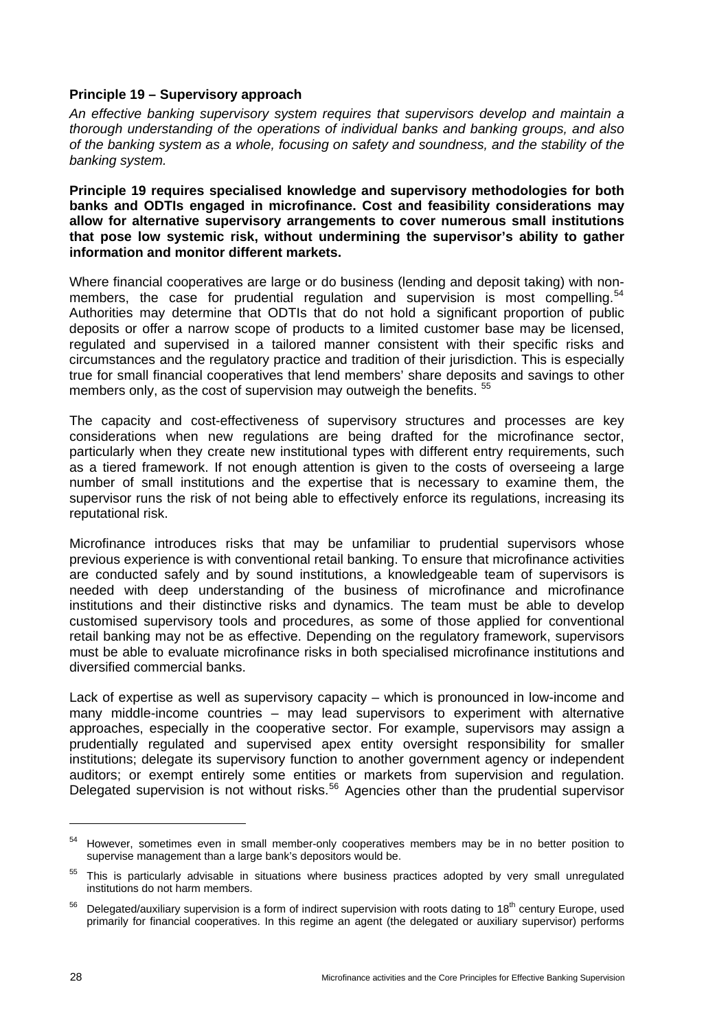**Principle 19 – Supervisory approach**

*An effective banking supervisory system requires that supervisors develop and maintain a thorough understanding of the operations of individual banks and banking groups, and also of the banking system as a whole, focusing on safety and soundness, and the stability of the banking system.*

**Principle 19 requires specialised knowledge and supervisory methodologies for both banks and ODTIs engaged in microfinance. Cost and feasibility considerations may allow for alternative supervisory arrangements to cover numerous small institutions that pose low systemic risk, without undermining the supervisor's ability to gather information and monitor different markets.**

Where financial cooperatives are large or do business (lending and deposit taking) with non-members, the case for prudential regulation and supervision is most compelling.[54] Authorities may determine that ODTIs that do not hold a significant proportion of public deposits or offer a narrow scope of products to a limited customer base may be licensed, regulated and supervised in a tailored manner consistent with their specific risks and circumstances and the regulatory practice and tradition of their jurisdiction. This is especially true for small financial cooperatives that lend members' share deposits and savings to other members only, as the cost of supervision may outweigh the benefits.[55]

The capacity and cost-effectiveness of supervisory structures and processes are key considerations when new regulations are being drafted for the microfinance sector, particularly when they create new institutional types with different entry requirements, such as a tiered framework. If not enough attention is given to the costs of overseeing a large number of small institutions and the expertise that is necessary to examine them, the supervisor runs the risk of not being able to effectively enforce its regulations, increasing its reputational risk.

Microfinance introduces risks that may be unfamiliar to prudential supervisors whose previous experience is with conventional retail banking. To ensure that microfinance activities are conducted safely and by sound institutions, a knowledgeable team of supervisors is needed with deep understanding of the business of microfinance and microfinance institutions and their distinctive risks and dynamics. The team must be able to develop customised supervisory tools and procedures, as some of those applied for conventional retail banking may not be as effective. Depending on the regulatory framework, supervisors must be able to evaluate microfinance risks in both specialised microfinance institutions and diversified commercial banks.

Lack of expertise as well as supervisory capacity – which is pronounced in low-income and many middle-income countries – may lead supervisors to experiment with alternative approaches, especially in the cooperative sector. For example, supervisors may assign a prudentially regulated and supervised apex entity oversight responsibility for smaller institutions; delegate its supervisory function to another government agency or independent auditors; or exempt entirely some entities or markets from supervision and regulation. Delegated supervision is not without risks.[56] Agencies other than the prudential supervisor

---

[54] However, sometimes even in small member-only cooperatives members may be in no better position to supervise management than a large bank's depositors would be.

[55] This is particularly advisable in situations where business practices adopted by very small unregulated institutions do not harm members.

[56] Delegated/auxiliary supervision is a form of indirect supervision with roots dating to 18th century Europe, used primarily for financial cooperatives. In this regime an agent (the delegated or auxiliary supervisor) performs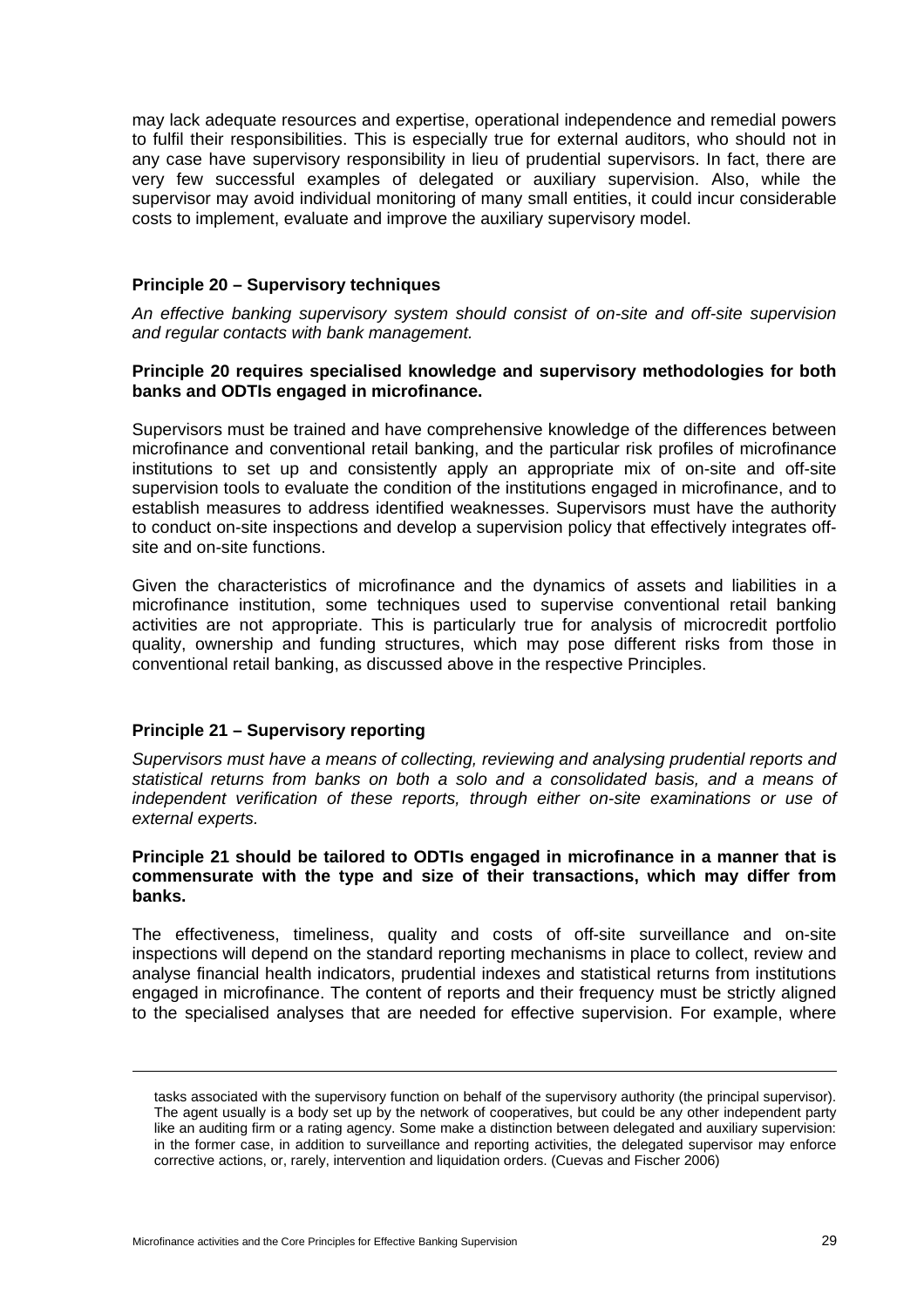may lack adequate resources and expertise, operational independence and remedial powers to fulfil their responsibilities. This is especially true for external auditors, who should not in any case have supervisory responsibility in lieu of prudential supervisors. In fact, there are very few successful examples of delegated or auxiliary supervision. Also, while the supervisor may avoid individual monitoring of many small entities, it could incur considerable costs to implement, evaluate and improve the auxiliary supervisory model.

### Principle 20 – Supervisory techniques

*An effective banking supervisory system should consist of on-site and off-site supervision and regular contacts with bank management.*

**Principle 20 requires specialised knowledge and supervisory methodologies for both banks and ODTIs engaged in microfinance.**

Supervisors must be trained and have comprehensive knowledge of the differences between microfinance and conventional retail banking, and the particular risk profiles of microfinance institutions to set up and consistently apply an appropriate mix of on-site and off-site supervision tools to evaluate the condition of the institutions engaged in microfinance, and to establish measures to address identified weaknesses. Supervisors must have the authority to conduct on-site inspections and develop a supervision policy that effectively integrates off-site and on-site functions.

Given the characteristics of microfinance and the dynamics of assets and liabilities in a microfinance institution, some techniques used to supervise conventional retail banking activities are not appropriate. This is particularly true for analysis of microcredit portfolio quality, ownership and funding structures, which may pose different risks from those in conventional retail banking, as discussed above in the respective Principles.

### Principle 21 – Supervisory reporting

*Supervisors must have a means of collecting, reviewing and analysing prudential reports and statistical returns from banks on both a solo and a consolidated basis, and a means of independent verification of these reports, through either on-site examinations or use of external experts.*

**Principle 21 should be tailored to ODTIs engaged in microfinance in a manner that is commensurate with the type and size of their transactions, which may differ from banks.**

The effectiveness, timeliness, quality and costs of off-site surveillance and on-site inspections will depend on the standard reporting mechanisms in place to collect, review and analyse financial health indicators, prudential indexes and statistical returns from institutions engaged in microfinance. The content of reports and their frequency must be strictly aligned to the specialised analyses that are needed for effective supervision. For example, where

---

tasks associated with the supervisory function on behalf of the supervisory authority (the principal supervisor). The agent usually is a body set up by the network of cooperatives, but could be any other independent party like an auditing firm or a rating agency. Some make a distinction between delegated and auxiliary supervision: in the former case, in addition to surveillance and reporting activities, the delegated supervisor may enforce corrective actions, or, rarely, intervention and liquidation orders. (Cuevas and Fischer 2006)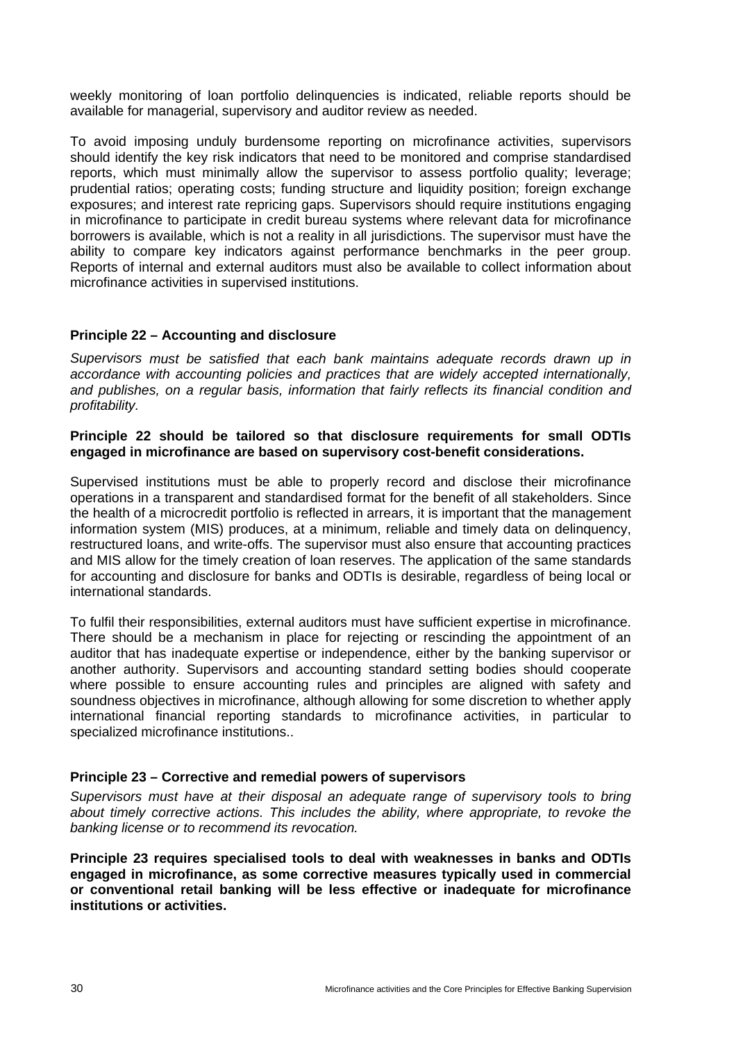weekly monitoring of loan portfolio delinquencies is indicated, reliable reports should be available for managerial, supervisory and auditor review as needed.

To avoid imposing unduly burdensome reporting on microfinance activities, supervisors should identify the key risk indicators that need to be monitored and comprise standardised reports, which must minimally allow the supervisor to assess portfolio quality; leverage; prudential ratios; operating costs; funding structure and liquidity position; foreign exchange exposures; and interest rate repricing gaps. Supervisors should require institutions engaging in microfinance to participate in credit bureau systems where relevant data for microfinance borrowers is available, which is not a reality in all jurisdictions. The supervisor must have the ability to compare key indicators against performance benchmarks in the peer group. Reports of internal and external auditors must also be available to collect information about microfinance activities in supervised institutions.

### Principle 22 – Accounting and disclosure

*Supervisors must be satisfied that each bank maintains adequate records drawn up in accordance with accounting policies and practices that are widely accepted internationally, and publishes, on a regular basis, information that fairly reflects its financial condition and profitability.*

**Principle 22 should be tailored so that disclosure requirements for small ODTIs engaged in microfinance are based on supervisory cost-benefit considerations.**

Supervised institutions must be able to properly record and disclose their microfinance operations in a transparent and standardised format for the benefit of all stakeholders. Since the health of a microcredit portfolio is reflected in arrears, it is important that the management information system (MIS) produces, at a minimum, reliable and timely data on delinquency, restructured loans, and write-offs. The supervisor must also ensure that accounting practices and MIS allow for the timely creation of loan reserves. The application of the same standards for accounting and disclosure for banks and ODTIs is desirable, regardless of being local or international standards.

To fulfil their responsibilities, external auditors must have sufficient expertise in microfinance. There should be a mechanism in place for rejecting or rescinding the appointment of an auditor that has inadequate expertise or independence, either by the banking supervisor or another authority. Supervisors and accounting standard setting bodies should cooperate where possible to ensure accounting rules and principles are aligned with safety and soundness objectives in microfinance, although allowing for some discretion to whether apply international financial reporting standards to microfinance activities, in particular to specialized microfinance institutions..

### Principle 23 – Corrective and remedial powers of supervisors

*Supervisors must have at their disposal an adequate range of supervisory tools to bring about timely corrective actions. This includes the ability, where appropriate, to revoke the banking license or to recommend its revocation.*

**Principle 23 requires specialised tools to deal with weaknesses in banks and ODTIs engaged in microfinance, as some corrective measures typically used in commercial or conventional retail banking will be less effective or inadequate for microfinance institutions or activities.**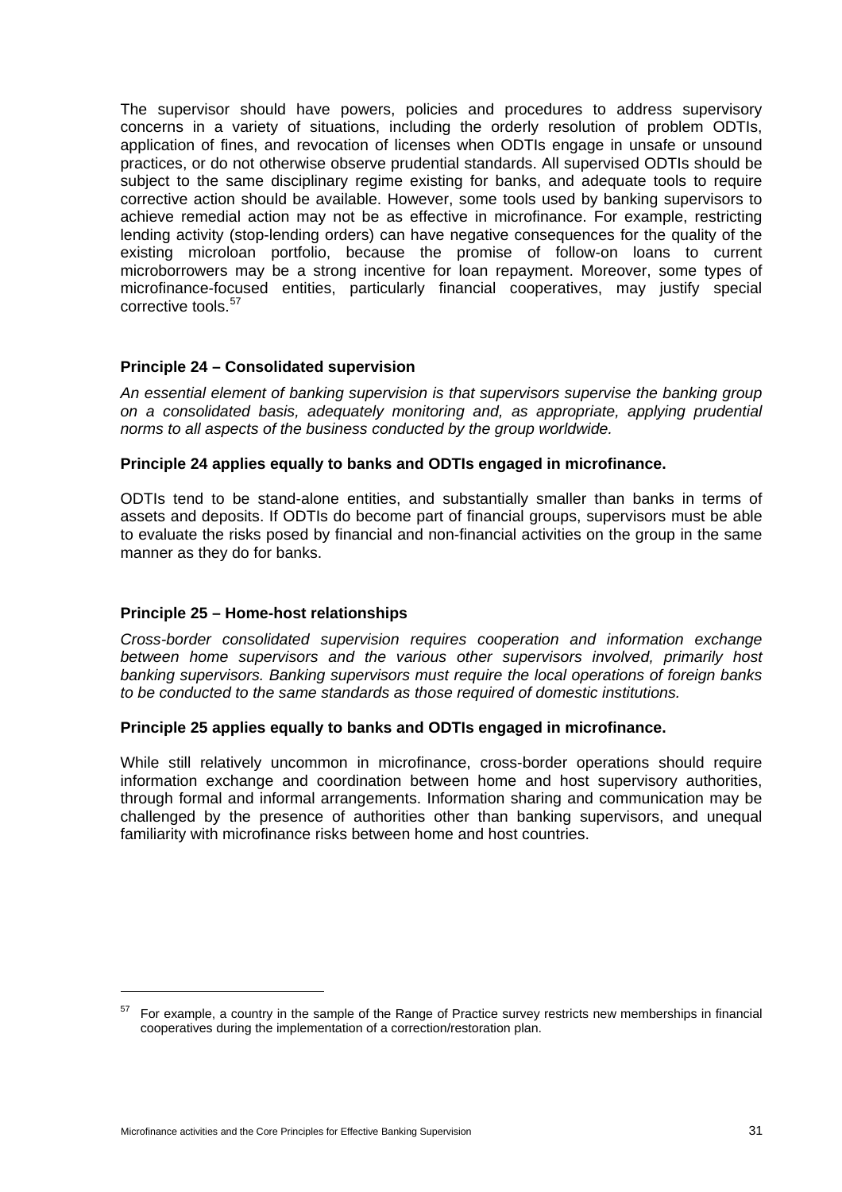The supervisor should have powers, policies and procedures to address supervisory concerns in a variety of situations, including the orderly resolution of problem ODTIs, application of fines, and revocation of licenses when ODTIs engage in unsafe or unsound practices, or do not otherwise observe prudential standards. All supervised ODTIs should be subject to the same disciplinary regime existing for banks, and adequate tools to require corrective action should be available. However, some tools used by banking supervisors to achieve remedial action may not be as effective in microfinance. For example, restricting lending activity (stop-lending orders) can have negative consequences for the quality of the existing microloan portfolio, because the promise of follow-on loans to current microborrowers may be a strong incentive for loan repayment. Moreover, some types of microfinance-focused entities, particularly financial cooperatives, may justify special corrective tools.[57]

### Principle 24 – Consolidated supervision

*An essential element of banking supervision is that supervisors supervise the banking group on a consolidated basis, adequately monitoring and, as appropriate, applying prudential norms to all aspects of the business conducted by the group worldwide.*

**Principle 24 applies equally to banks and ODTIs engaged in microfinance.**

ODTIs tend to be stand-alone entities, and substantially smaller than banks in terms of assets and deposits. If ODTIs do become part of financial groups, supervisors must be able to evaluate the risks posed by financial and non-financial activities on the group in the same manner as they do for banks.

### Principle 25 – Home-host relationships

*Cross-border consolidated supervision requires cooperation and information exchange between home supervisors and the various other supervisors involved, primarily host banking supervisors. Banking supervisors must require the local operations of foreign banks to be conducted to the same standards as those required of domestic institutions.*

**Principle 25 applies equally to banks and ODTIs engaged in microfinance.**

While still relatively uncommon in microfinance, cross-border operations should require information exchange and coordination between home and host supervisory authorities, through formal and informal arrangements. Information sharing and communication may be challenged by the presence of authorities other than banking supervisors, and unequal familiarity with microfinance risks between home and host countries.

---

[57] For example, a country in the sample of the Range of Practice survey restricts new memberships in financial cooperatives during the implementation of a correction/restoration plan.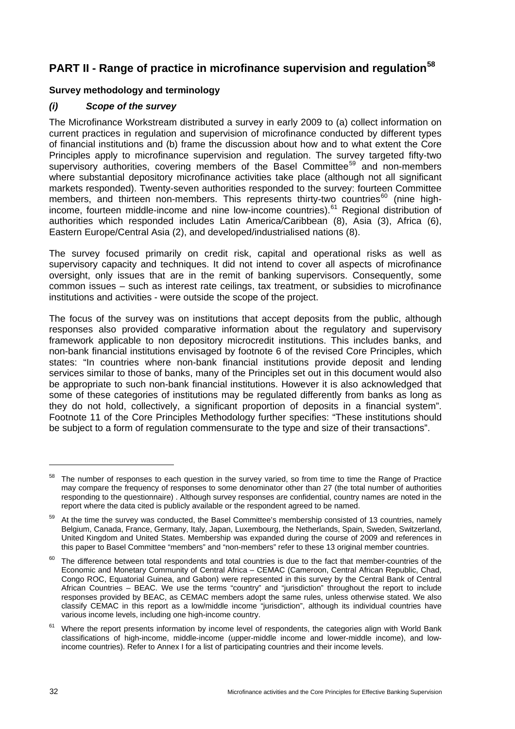## PART II - Range of practice in microfinance supervision and regulation[58]

### Survey methodology and terminology

#### *(i) Scope of the survey*

The Microfinance Workstream distributed a survey in early 2009 to (a) collect information on current practices in regulation and supervision of microfinance conducted by different types of financial institutions and (b) frame the discussion about how and to what extent the Core Principles apply to microfinance supervision and regulation. The survey targeted fifty-two supervisory authorities, covering members of the Basel Committee[59] and non-members where substantial depository microfinance activities take place (although not all significant markets responded). Twenty-seven authorities responded to the survey: fourteen Committee members, and thirteen non-members. This represents thirty-two countries[60] (nine high-income, fourteen middle-income and nine low-income countries).[61] Regional distribution of authorities which responded includes Latin America/Caribbean (8), Asia (3), Africa (6), Eastern Europe/Central Asia (2), and developed/industrialised nations (8).

The survey focused primarily on credit risk, capital and operational risks as well as supervisory capacity and techniques. It did not intend to cover all aspects of microfinance oversight, only issues that are in the remit of banking supervisors. Consequently, some common issues – such as interest rate ceilings, tax treatment, or subsidies to microfinance institutions and activities - were outside the scope of the project.

The focus of the survey was on institutions that accept deposits from the public, although responses also provided comparative information about the regulatory and supervisory framework applicable to non depository microcredit institutions. This includes banks, and non-bank financial institutions envisaged by footnote 6 of the revised Core Principles, which states: "In countries where non-bank financial institutions provide deposit and lending services similar to those of banks, many of the Principles set out in this document would also be appropriate to such non-bank financial institutions. However it is also acknowledged that some of these categories of institutions may be regulated differently from banks as long as they do not hold, collectively, a significant proportion of deposits in a financial system". Footnote 11 of the Core Principles Methodology further specifies: "These institutions should be subject to a form of regulation commensurate to the type and size of their transactions".

---

[58] The number of responses to each question in the survey varied, so from time to time the Range of Practice may compare the frequency of responses to some denominator other than 27 (the total number of authorities responding to the questionnaire) . Although survey responses are confidential, country names are noted in the report where the data cited is publicly available or the respondent agreed to be named.

[59] At the time the survey was conducted, the Basel Committee's membership consisted of 13 countries, namely Belgium, Canada, France, Germany, Italy, Japan, Luxembourg, the Netherlands, Spain, Sweden, Switzerland, United Kingdom and United States. Membership was expanded during the course of 2009 and references in this paper to Basel Committee "members" and "non-members" refer to these 13 original member countries.

[60] The difference between total respondents and total countries is due to the fact that member-countries of the Economic and Monetary Community of Central Africa – CEMAC (Cameroon, Central African Republic, Chad, Congo ROC, Equatorial Guinea, and Gabon) were represented in this survey by the Central Bank of Central African Countries – BEAC. We use the terms "country" and "jurisdiction" throughout the report to include responses provided by BEAC, as CEMAC members adopt the same rules, unless otherwise stated. We also classify CEMAC in this report as a low/middle income "jurisdiction", although its individual countries have various income levels, including one high-income country.

[61] Where the report presents information by income level of respondents, the categories align with World Bank classifications of high-income, middle-income (upper-middle income and lower-middle income), and low-income countries). Refer to Annex I for a list of participating countries and their income levels.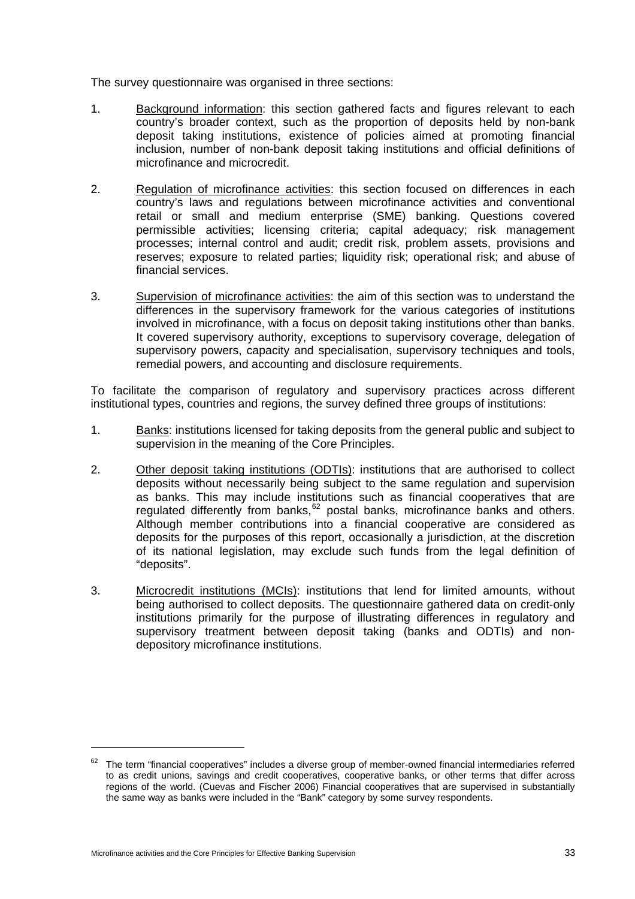The survey questionnaire was organised in three sections:

1. Background information: this section gathered facts and figures relevant to each country's broader context, such as the proportion of deposits held by non-bank deposit taking institutions, existence of policies aimed at promoting financial inclusion, number of non-bank deposit taking institutions and official definitions of microfinance and microcredit.

2. Regulation of microfinance activities: this section focused on differences in each country's laws and regulations between microfinance activities and conventional retail or small and medium enterprise (SME) banking. Questions covered permissible activities; licensing criteria; capital adequacy; risk management processes; internal control and audit; credit risk, problem assets, provisions and reserves; exposure to related parties; liquidity risk; operational risk; and abuse of financial services.

3. Supervision of microfinance activities: the aim of this section was to understand the differences in the supervisory framework for the various categories of institutions involved in microfinance, with a focus on deposit taking institutions other than banks. It covered supervisory authority, exceptions to supervisory coverage, delegation of supervisory powers, capacity and specialisation, supervisory techniques and tools, remedial powers, and accounting and disclosure requirements.

To facilitate the comparison of regulatory and supervisory practices across different institutional types, countries and regions, the survey defined three groups of institutions:

1. Banks: institutions licensed for taking deposits from the general public and subject to supervision in the meaning of the Core Principles.

2. Other deposit taking institutions (ODTIs): institutions that are authorised to collect deposits without necessarily being subject to the same regulation and supervision as banks. This may include institutions such as financial cooperatives that are regulated differently from banks,[62] postal banks, microfinance banks and others. Although member contributions into a financial cooperative are considered as deposits for the purposes of this report, occasionally a jurisdiction, at the discretion of its national legislation, may exclude such funds from the legal definition of "deposits".

3. Microcredit institutions (MCIs): institutions that lend for limited amounts, without being authorised to collect deposits. The questionnaire gathered data on credit-only institutions primarily for the purpose of illustrating differences in regulatory and supervisory treatment between deposit taking (banks and ODTIs) and non-depository microfinance institutions.

---

[62] The term "financial cooperatives" includes a diverse group of member-owned financial intermediaries referred to as credit unions, savings and credit cooperatives, cooperative banks, or other terms that differ across regions of the world. (Cuevas and Fischer 2006) Financial cooperatives that are supervised in substantially the same way as banks were included in the "Bank" category by some survey respondents.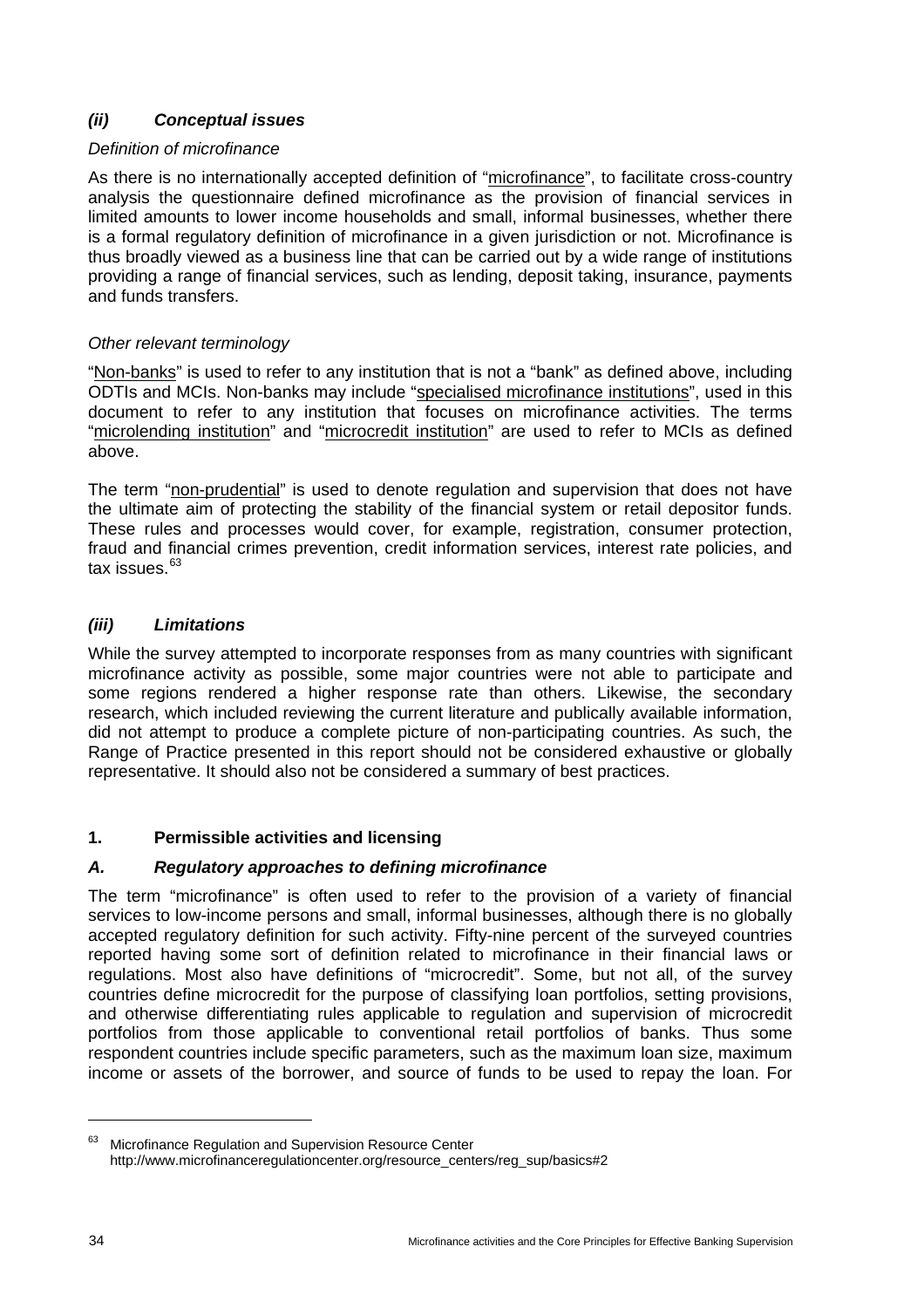### *(ii) Conceptual issues*

*Definition of microfinance*

As there is no internationally accepted definition of "microfinance", to facilitate cross-country analysis the questionnaire defined microfinance as the provision of financial services in limited amounts to lower income households and small, informal businesses, whether there is a formal regulatory definition of microfinance in a given jurisdiction or not. Microfinance is thus broadly viewed as a business line that can be carried out by a wide range of institutions providing a range of financial services, such as lending, deposit taking, insurance, payments and funds transfers.

*Other relevant terminology*

"Non-banks" is used to refer to any institution that is not a "bank" as defined above, including ODTIs and MCIs. Non-banks may include "specialised microfinance institutions", used in this document to refer to any institution that focuses on microfinance activities. The terms "microlending institution" and "microcredit institution" are used to refer to MCIs as defined above.

The term "non-prudential" is used to denote regulation and supervision that does not have the ultimate aim of protecting the stability of the financial system or retail depositor funds. These rules and processes would cover, for example, registration, consumer protection, fraud and financial crimes prevention, credit information services, interest rate policies, and tax issues.[63]

### *(iii) Limitations*

While the survey attempted to incorporate responses from as many countries with significant microfinance activity as possible, some major countries were not able to participate and some regions rendered a higher response rate than others. Likewise, the secondary research, which included reviewing the current literature and publically available information, did not attempt to produce a complete picture of non-participating countries. As such, the Range of Practice presented in this report should not be considered exhaustive or globally representative. It should also not be considered a summary of best practices.

## 1. Permissible activities and licensing

### *A. Regulatory approaches to defining microfinance*

The term "microfinance" is often used to refer to the provision of a variety of financial services to low-income persons and small, informal businesses, although there is no globally accepted regulatory definition for such activity. Fifty-nine percent of the surveyed countries reported having some sort of definition related to microfinance in their financial laws or regulations. Most also have definitions of "microcredit". Some, but not all, of the survey countries define microcredit for the purpose of classifying loan portfolios, setting provisions, and otherwise differentiating rules applicable to regulation and supervision of microcredit portfolios from those applicable to conventional retail portfolios of banks. Thus some respondent countries include specific parameters, such as the maximum loan size, maximum income or assets of the borrower, and source of funds to be used to repay the loan. For

[63] Microfinance Regulation and Supervision Resource Center http://www.microfinanceregulationcenter.org/resource_centers/reg_sup/basics#2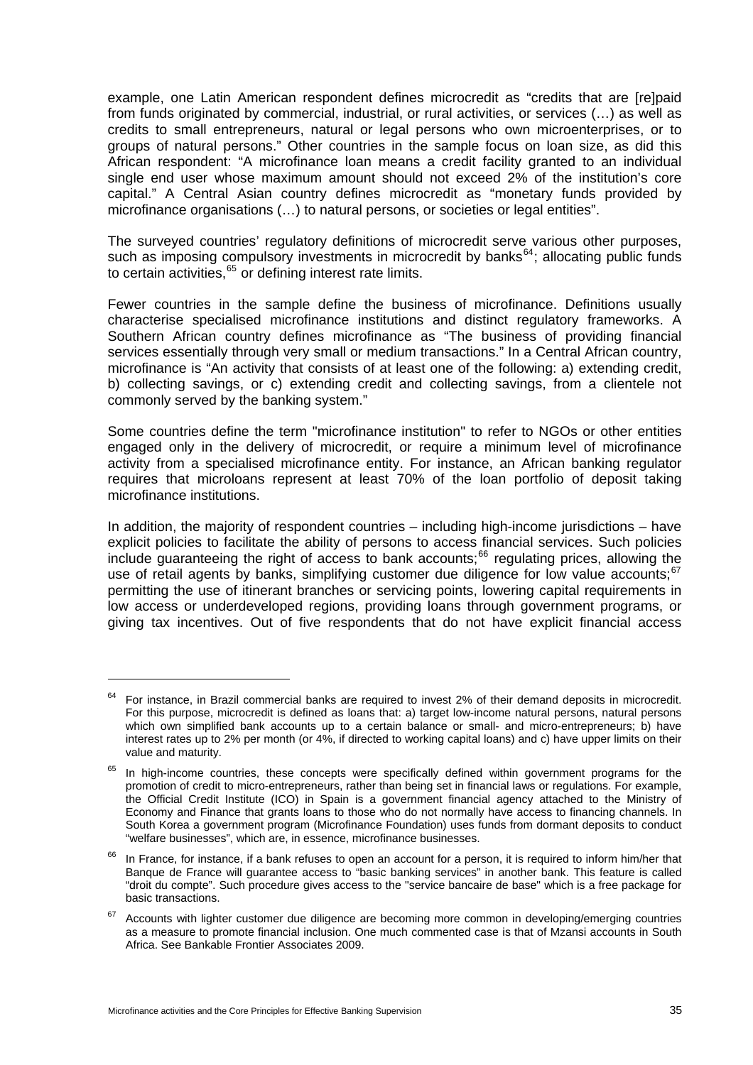example, one Latin American respondent defines microcredit as "credits that are [re]paid from funds originated by commercial, industrial, or rural activities, or services (…) as well as credits to small entrepreneurs, natural or legal persons who own microenterprises, or to groups of natural persons." Other countries in the sample focus on loan size, as did this African respondent: "A microfinance loan means a credit facility granted to an individual single end user whose maximum amount should not exceed 2% of the institution's core capital." A Central Asian country defines microcredit as "monetary funds provided by microfinance organisations (…) to natural persons, or societies or legal entities".

The surveyed countries' regulatory definitions of microcredit serve various other purposes, such as imposing compulsory investments in microcredit by banks[64]; allocating public funds to certain activities,[65] or defining interest rate limits.

Fewer countries in the sample define the business of microfinance. Definitions usually characterise specialised microfinance institutions and distinct regulatory frameworks. A Southern African country defines microfinance as "The business of providing financial services essentially through very small or medium transactions." In a Central African country, microfinance is "An activity that consists of at least one of the following: a) extending credit, b) collecting savings, or c) extending credit and collecting savings, from a clientele not commonly served by the banking system."

Some countries define the term "microfinance institution" to refer to NGOs or other entities engaged only in the delivery of microcredit, or require a minimum level of microfinance activity from a specialised microfinance entity. For instance, an African banking regulator requires that microloans represent at least 70% of the loan portfolio of deposit taking microfinance institutions.

In addition, the majority of respondent countries – including high-income jurisdictions – have explicit policies to facilitate the ability of persons to access financial services. Such policies include guaranteeing the right of access to bank accounts;[66] regulating prices, allowing the use of retail agents by banks, simplifying customer due diligence for low value accounts;[67] permitting the use of itinerant branches or servicing points, lowering capital requirements in low access or underdeveloped regions, providing loans through government programs, or giving tax incentives. Out of five respondents that do not have explicit financial access

---

[64] For instance, in Brazil commercial banks are required to invest 2% of their demand deposits in microcredit. For this purpose, microcredit is defined as loans that: a) target low-income natural persons, natural persons which own simplified bank accounts up to a certain balance or small- and micro-entrepreneurs; b) have interest rates up to 2% per month (or 4%, if directed to working capital loans) and c) have upper limits on their value and maturity.

[65] In high-income countries, these concepts were specifically defined within government programs for the promotion of credit to micro-entrepreneurs, rather than being set in financial laws or regulations. For example, the Official Credit Institute (ICO) in Spain is a government financial agency attached to the Ministry of Economy and Finance that grants loans to those who do not normally have access to financing channels. In South Korea a government program (Microfinance Foundation) uses funds from dormant deposits to conduct "welfare businesses", which are, in essence, microfinance businesses.

[66] In France, for instance, if a bank refuses to open an account for a person, it is required to inform him/her that Banque de France will guarantee access to "basic banking services" in another bank. This feature is called "droit du compte". Such procedure gives access to the "service bancaire de base" which is a free package for basic transactions.

[67] Accounts with lighter customer due diligence are becoming more common in developing/emerging countries as a measure to promote financial inclusion. One much commented case is that of Mzansi accounts in South Africa. See Bankable Frontier Associates 2009.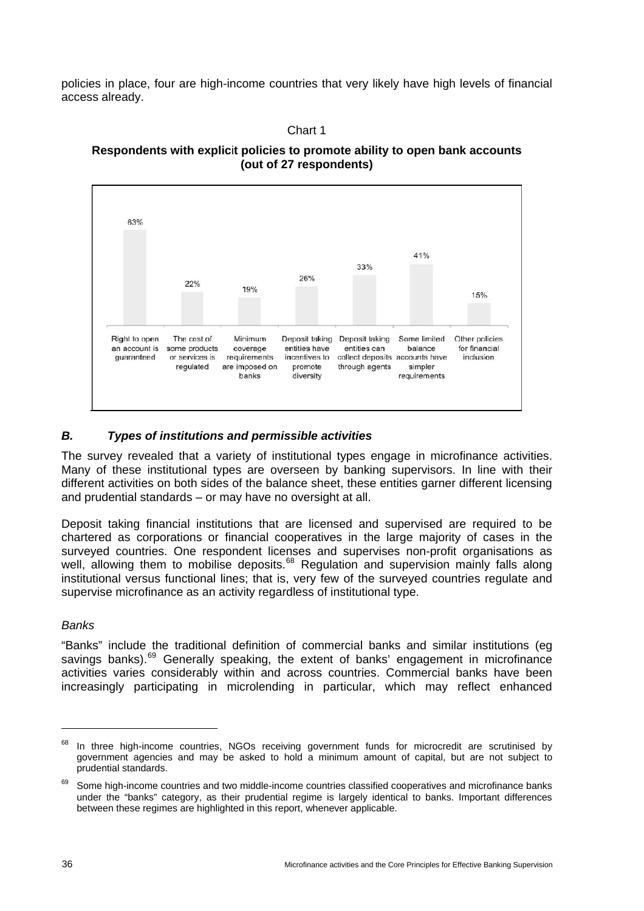policies in place, four are high-income countries that very likely have high levels of financial access already.

Chart 1

**Respondents with explicit policies to promote ability to open bank accounts (out of 27 respondents)**

| Policy | Percentage |
|---|---|
| Right to open an account is guaranteed | 63% |
| The cost of some products or services is regulated | 22% |
| Minimum coverage requirements are imposed on banks | 19% |
| Deposit taking entities have incentives to promote diversity | 26% |
| Deposit taking entities can collect deposits through agents | 33% |
| Some limited balance accounts have simpler requirements | 41% |
| Other policies for financial inclusion | 15% |

### *B. Types of institutions and permissible activities*

The survey revealed that a variety of institutional types engage in microfinance activities. Many of these institutional types are overseen by banking supervisors. In line with their different activities on both sides of the balance sheet, these entities garner different licensing and prudential standards – or may have no oversight at all.

Deposit taking financial institutions that are licensed and supervised are required to be chartered as corporations or financial cooperatives in the large majority of cases in the surveyed countries. One respondent licenses and supervises non-profit organisations as well, allowing them to mobilise deposits.[68] Regulation and supervision mainly falls along institutional versus functional lines; that is, very few of the surveyed countries regulate and supervise microfinance as an activity regardless of institutional type.

*Banks*

"Banks" include the traditional definition of commercial banks and similar institutions (eg savings banks).[69] Generally speaking, the extent of banks' engagement in microfinance activities varies considerably within and across countries. Commercial banks have been increasingly participating in microlending in particular, which may reflect enhanced

---

[68] In three high-income countries, NGOs receiving government funds for microcredit are scrutinised by government agencies and may be asked to hold a minimum amount of capital, but are not subject to prudential standards.

[69] Some high-income countries and two middle-income countries classified cooperatives and microfinance banks under the "banks" category, as their prudential regime is largely identical to banks. Important differences between these regimes are highlighted in this report, whenever applicable.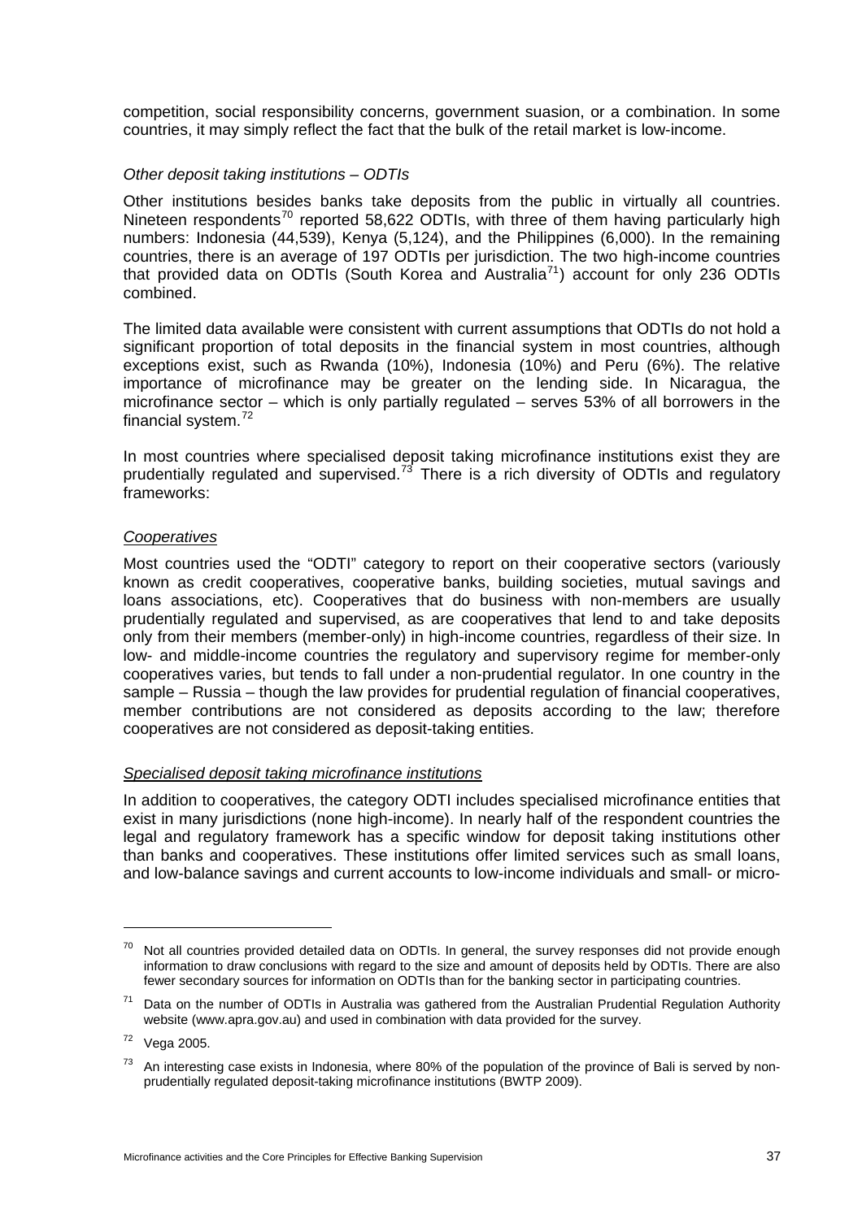competition, social responsibility concerns, government suasion, or a combination. In some countries, it may simply reflect the fact that the bulk of the retail market is low-income.

*Other deposit taking institutions – ODTIs*

Other institutions besides banks take deposits from the public in virtually all countries. Nineteen respondents[70] reported 58,622 ODTIs, with three of them having particularly high numbers: Indonesia (44,539), Kenya (5,124), and the Philippines (6,000). In the remaining countries, there is an average of 197 ODTIs per jurisdiction. The two high-income countries that provided data on ODTIs (South Korea and Australia[71]) account for only 236 ODTIs combined.

The limited data available were consistent with current assumptions that ODTIs do not hold a significant proportion of total deposits in the financial system in most countries, although exceptions exist, such as Rwanda (10%), Indonesia (10%) and Peru (6%). The relative importance of microfinance may be greater on the lending side. In Nicaragua, the microfinance sector – which is only partially regulated – serves 53% of all borrowers in the financial system.[72]

In most countries where specialised deposit taking microfinance institutions exist they are prudentially regulated and supervised.[73] There is a rich diversity of ODTIs and regulatory frameworks:

<u>*Cooperatives*</u>

Most countries used the "ODTI" category to report on their cooperative sectors (variously known as credit cooperatives, cooperative banks, building societies, mutual savings and loans associations, etc). Cooperatives that do business with non-members are usually prudentially regulated and supervised, as are cooperatives that lend to and take deposits only from their members (member-only) in high-income countries, regardless of their size. In low- and middle-income countries the regulatory and supervisory regime for member-only cooperatives varies, but tends to fall under a non-prudential regulator. In one country in the sample – Russia – though the law provides for prudential regulation of financial cooperatives, member contributions are not considered as deposits according to the law; therefore cooperatives are not considered as deposit-taking entities.

<u>*Specialised deposit taking microfinance institutions*</u>

In addition to cooperatives, the category ODTI includes specialised microfinance entities that exist in many jurisdictions (none high-income). In nearly half of the respondent countries the legal and regulatory framework has a specific window for deposit taking institutions other than banks and cooperatives. These institutions offer limited services such as small loans, and low-balance savings and current accounts to low-income individuals and small- or micro-

---

[70] Not all countries provided detailed data on ODTIs. In general, the survey responses did not provide enough information to draw conclusions with regard to the size and amount of deposits held by ODTIs. There are also fewer secondary sources for information on ODTIs than for the banking sector in participating countries.

[71] Data on the number of ODTIs in Australia was gathered from the Australian Prudential Regulation Authority website (www.apra.gov.au) and used in combination with data provided for the survey.

[72] Vega 2005.

[73] An interesting case exists in Indonesia, where 80% of the population of the province of Bali is served by non-prudentially regulated deposit-taking microfinance institutions (BWTP 2009).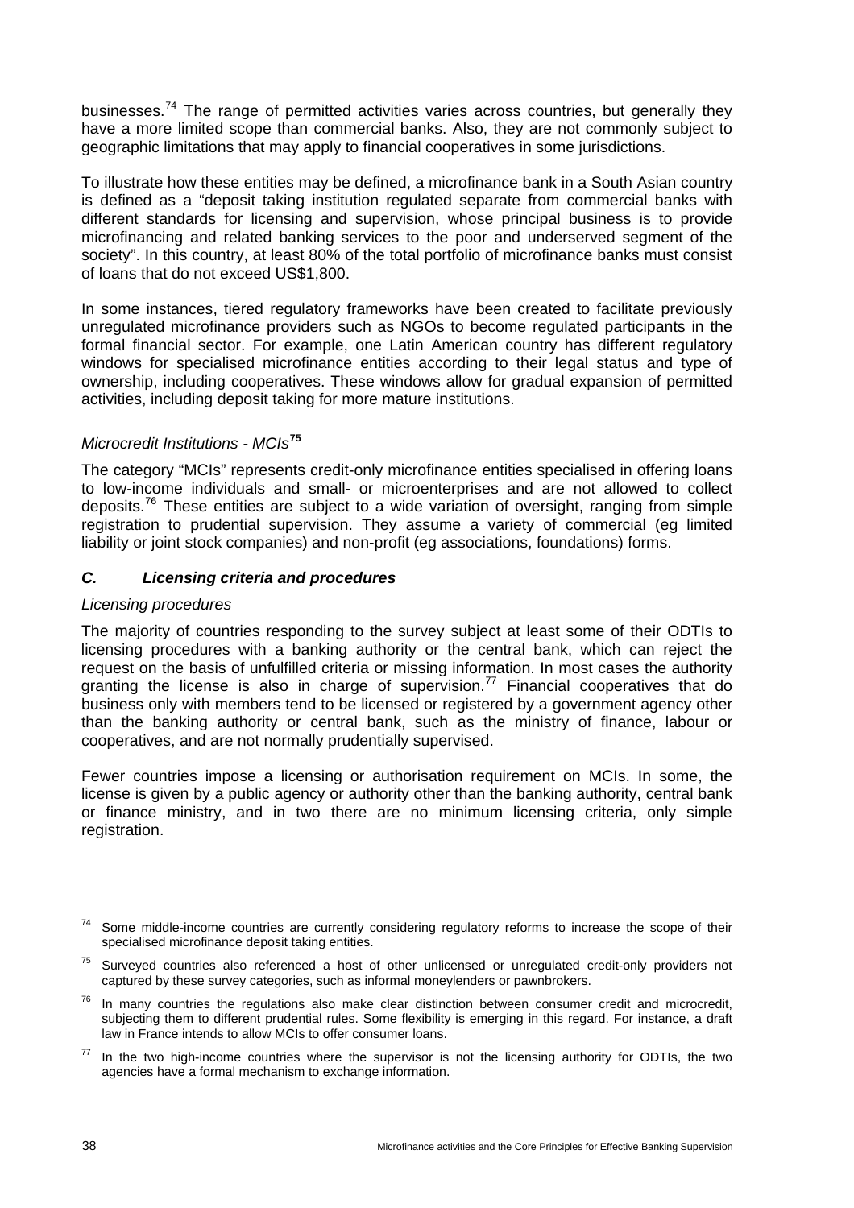businesses.[74] The range of permitted activities varies across countries, but generally they have a more limited scope than commercial banks. Also, they are not commonly subject to geographic limitations that may apply to financial cooperatives in some jurisdictions.

To illustrate how these entities may be defined, a microfinance bank in a South Asian country is defined as a "deposit taking institution regulated separate from commercial banks with different standards for licensing and supervision, whose principal business is to provide microfinancing and related banking services to the poor and underserved segment of the society". In this country, at least 80% of the total portfolio of microfinance banks must consist of loans that do not exceed US$1,800.

In some instances, tiered regulatory frameworks have been created to facilitate previously unregulated microfinance providers such as NGOs to become regulated participants in the formal financial sector. For example, one Latin American country has different regulatory windows for specialised microfinance entities according to their legal status and type of ownership, including cooperatives. These windows allow for gradual expansion of permitted activities, including deposit taking for more mature institutions.

*Microcredit Institutions - MCIs*[75]

The category "MCIs" represents credit-only microfinance entities specialised in offering loans to low-income individuals and small- or microenterprises and are not allowed to collect deposits.[76] These entities are subject to a wide variation of oversight, ranging from simple registration to prudential supervision. They assume a variety of commercial (eg limited liability or joint stock companies) and non-profit (eg associations, foundations) forms.

### *C. Licensing criteria and procedures*

*Licensing procedures*

The majority of countries responding to the survey subject at least some of their ODTIs to licensing procedures with a banking authority or the central bank, which can reject the request on the basis of unfulfilled criteria or missing information. In most cases the authority granting the license is also in charge of supervision.[77] Financial cooperatives that do business only with members tend to be licensed or registered by a government agency other than the banking authority or central bank, such as the ministry of finance, labour or cooperatives, and are not normally prudentially supervised.

Fewer countries impose a licensing or authorisation requirement on MCIs. In some, the license is given by a public agency or authority other than the banking authority, central bank or finance ministry, and in two there are no minimum licensing criteria, only simple registration.

---

[74] Some middle-income countries are currently considering regulatory reforms to increase the scope of their specialised microfinance deposit taking entities.

[75] Surveyed countries also referenced a host of other unlicensed or unregulated credit-only providers not captured by these survey categories, such as informal moneylenders or pawnbrokers.

[76] In many countries the regulations also make clear distinction between consumer credit and microcredit, subjecting them to different prudential rules. Some flexibility is emerging in this regard. For instance, a draft law in France intends to allow MCIs to offer consumer loans.

[77] In the two high-income countries where the supervisor is not the licensing authority for ODTIs, the two agencies have a formal mechanism to exchange information.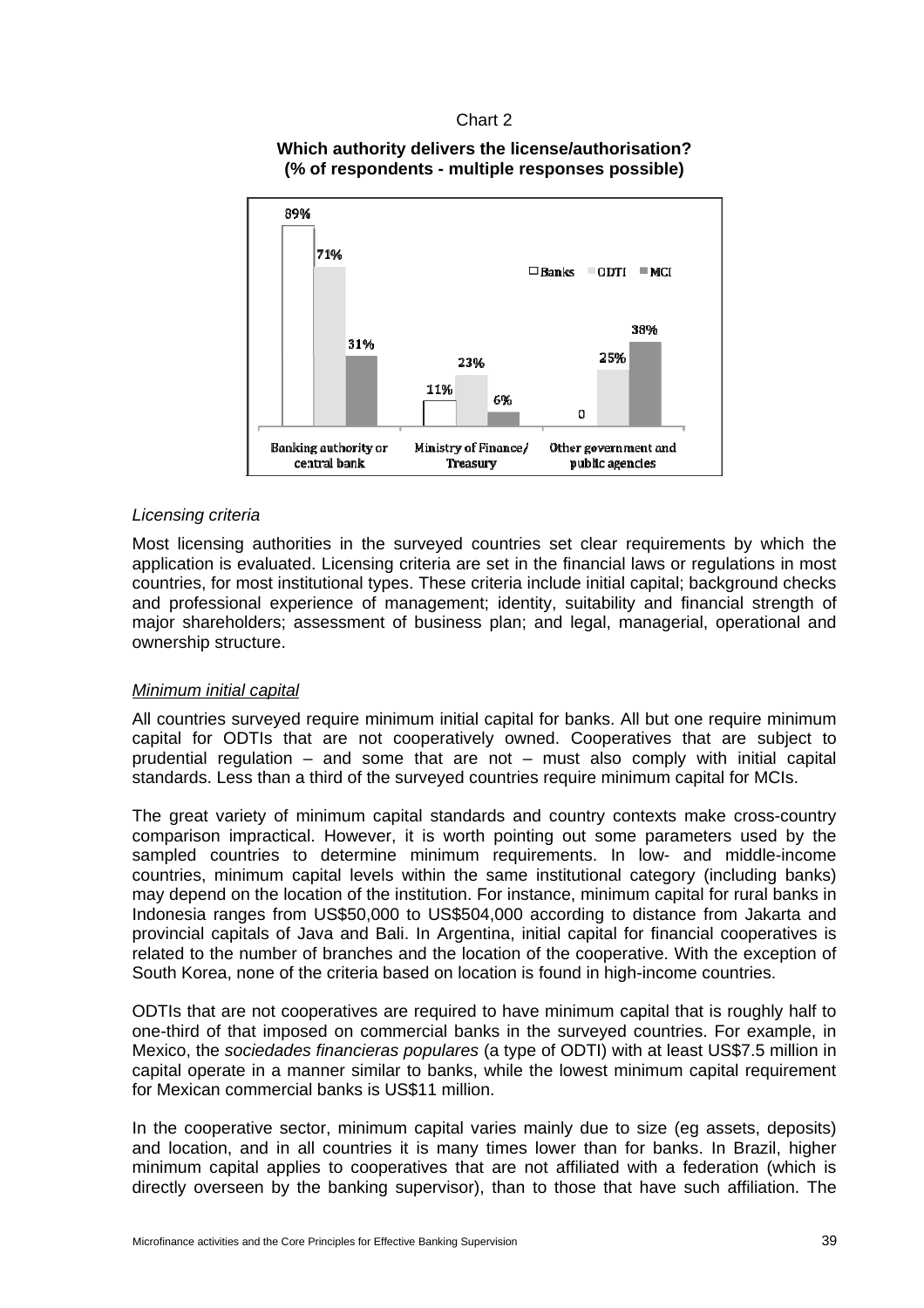Chart 2

**Which authority delivers the license/authorisation?**
**(% of respondents - multiple responses possible)**

| | Banks | ODTI | MCI |
|---|---|---|---|
| Banking authority or central bank | 89% | 71% | 31% |
| Ministry of Finance/ Treasury | 11% | 23% | 6% |
| Other government and public agencies | 0 | 25% | 38% |

*Licensing criteria*

Most licensing authorities in the surveyed countries set clear requirements by which the application is evaluated. Licensing criteria are set in the financial laws or regulations in most countries, for most institutional types. These criteria include initial capital; background checks and professional experience of management; identity, suitability and financial strength of major shareholders; assessment of business plan; and legal, managerial, operational and ownership structure.

*Minimum initial capital*

All countries surveyed require minimum initial capital for banks. All but one require minimum capital for ODTIs that are not cooperatively owned. Cooperatives that are subject to prudential regulation – and some that are not – must also comply with initial capital standards. Less than a third of the surveyed countries require minimum capital for MCIs.

The great variety of minimum capital standards and country contexts make cross-country comparison impractical. However, it is worth pointing out some parameters used by the sampled countries to determine minimum requirements. In low- and middle-income countries, minimum capital levels within the same institutional category (including banks) may depend on the location of the institution. For instance, minimum capital for rural banks in Indonesia ranges from US$50,000 to US$504,000 according to distance from Jakarta and provincial capitals of Java and Bali. In Argentina, initial capital for financial cooperatives is related to the number of branches and the location of the cooperative. With the exception of South Korea, none of the criteria based on location is found in high-income countries.

ODTIs that are not cooperatives are required to have minimum capital that is roughly half to one-third of that imposed on commercial banks in the surveyed countries. For example, in Mexico, the *sociedades financieras populares* (a type of ODTI) with at least US$7.5 million in capital operate in a manner similar to banks, while the lowest minimum capital requirement for Mexican commercial banks is US$11 million.

In the cooperative sector, minimum capital varies mainly due to size (eg assets, deposits) and location, and in all countries it is many times lower than for banks. In Brazil, higher minimum capital applies to cooperatives that are not affiliated with a federation (which is directly overseen by the banking supervisor), than to those that have such affiliation. The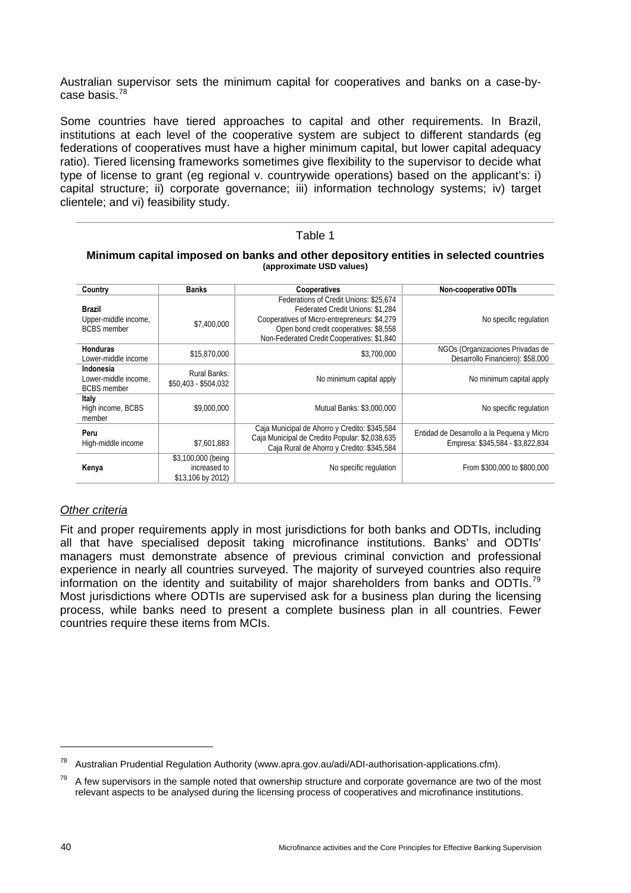Australian supervisor sets the minimum capital for cooperatives and banks on a case-by-case basis.[78]

Some countries have tiered approaches to capital and other requirements. In Brazil, institutions at each level of the cooperative system are subject to different standards (eg federations of cooperatives must have a higher minimum capital, but lower capital adequacy ratio). Tiered licensing frameworks sometimes give flexibility to the supervisor to decide what type of license to grant (eg regional v. countrywide operations) based on the applicant's: i) capital structure; ii) corporate governance; iii) information technology systems; iv) target clientele; and vi) feasibility study.

Table 1

**Minimum capital imposed on banks and other depository entities in selected countries**
**(approximate USD values)**

| Country | Banks | Cooperatives | Non-cooperative ODTIs |
|---|---|---|---|
| **Brazil** Upper-middle income, BCBS member | $7,400,000 | Federations of Credit Unions: $25,674<br>Federated Credit Unions: $1,284<br>Cooperatives of Micro-entrepreneurs: $4,279<br>Open bond credit cooperatives: $8,558<br>Non-Federated Credit Cooperatives: $1,840 | No specific regulation |
| **Honduras** Lower-middle income | $15,870,000 | $3,700,000 | NGOs (Organizaciones Privadas de Desarrollo Financiero): $58,000 |
| **Indonesia** Lower-middle income, BCBS member | Rural Banks: $50,403 - $504,032 | No minimum capital apply | No minimum capital apply |
| **Italy** High income, BCBS member | $9,000,000 | Mutual Banks: $3,000,000 | No specific regulation |
| **Peru** High-middle income | $7,601,883 | Caja Municipal de Ahorro y Credito: $345,584<br>Caja Municipal de Credito Popular: $2,038,635<br>Caja Rural de Ahorro y Credito: $345,584 | Entidad de Desarrollo a la Pequena y Micro Empresa: $345,584 - $3,822,834 |
| **Kenya** | $3,100,000 (being increased to $13,106 by 2012) | No specific regulation | From $300,000 to $800,000 |

*Other criteria*

Fit and proper requirements apply in most jurisdictions for both banks and ODTIs, including all that have specialised deposit taking microfinance institutions. Banks' and ODTIs' managers must demonstrate absence of previous criminal conviction and professional experience in nearly all countries surveyed. The majority of surveyed countries also require information on the identity and suitability of major shareholders from banks and ODTIs.[79] Most jurisdictions where ODTIs are supervised ask for a business plan during the licensing process, while banks need to present a complete business plan in all countries. Fewer countries require these items from MCIs.

[78] Australian Prudential Regulation Authority (www.apra.gov.au/adi/ADI-authorisation-applications.cfm).

[79] A few supervisors in the sample noted that ownership structure and corporate governance are two of the most relevant aspects to be analysed during the licensing process of cooperatives and microfinance institutions.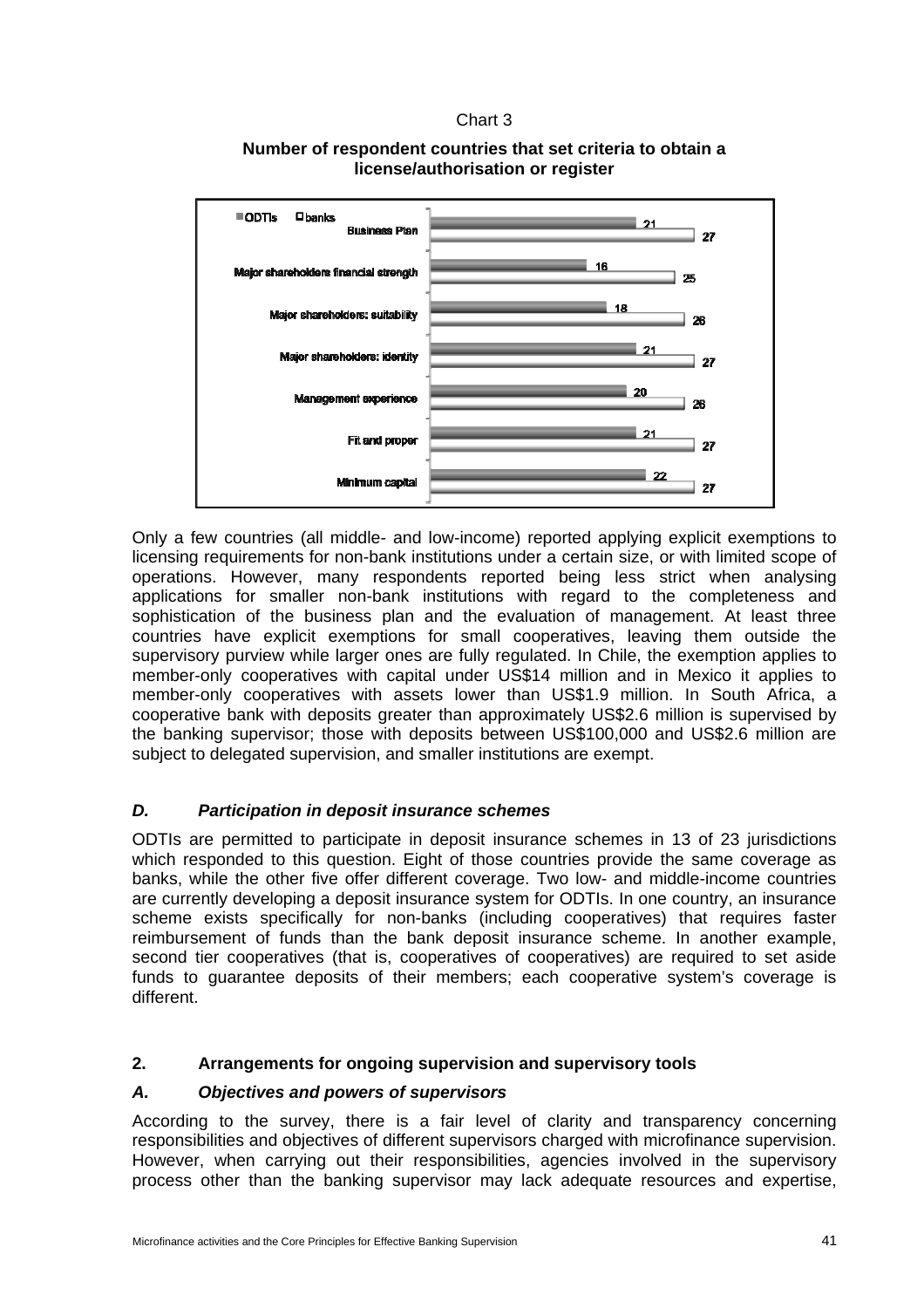Chart 3

**Number of respondent countries that set criteria to obtain a license/authorisation or register**

| Criteria | ODTIs | banks |
|---|---|---|
| Business Plan | 21 | 27 |
| Major shareholders financial strength | 16 | 25 |
| Major shareholders: suitability | 18 | 26 |
| Major shareholders: identity | 21 | 27 |
| Management experience | 20 | 26 |
| Fit and proper | 21 | 27 |
| Minimum capital | 22 | 27 |

Only a few countries (all middle- and low-income) reported applying explicit exemptions to licensing requirements for non-bank institutions under a certain size, or with limited scope of operations. However, many respondents reported being less strict when analysing applications for smaller non-bank institutions with regard to the completeness and sophistication of the business plan and the evaluation of management. At least three countries have explicit exemptions for small cooperatives, leaving them outside the supervisory purview while larger ones are fully regulated. In Chile, the exemption applies to member-only cooperatives with capital under US$14 million and in Mexico it applies to member-only cooperatives with assets lower than US$1.9 million. In South Africa, a cooperative bank with deposits greater than approximately US$2.6 million is supervised by the banking supervisor; those with deposits between US$100,000 and US$2.6 million are subject to delegated supervision, and smaller institutions are exempt.

### *D. Participation in deposit insurance schemes*

ODTIs are permitted to participate in deposit insurance schemes in 13 of 23 jurisdictions which responded to this question. Eight of those countries provide the same coverage as banks, while the other five offer different coverage. Two low- and middle-income countries are currently developing a deposit insurance system for ODTIs. In one country, an insurance scheme exists specifically for non-banks (including cooperatives) that requires faster reimbursement of funds than the bank deposit insurance scheme. In another example, second tier cooperatives (that is, cooperatives of cooperatives) are required to set aside funds to guarantee deposits of their members; each cooperative system's coverage is different.

## 2. Arrangements for ongoing supervision and supervisory tools

### *A. Objectives and powers of supervisors*

According to the survey, there is a fair level of clarity and transparency concerning responsibilities and objectives of different supervisors charged with microfinance supervision. However, when carrying out their responsibilities, agencies involved in the supervisory process other than the banking supervisor may lack adequate resources and expertise,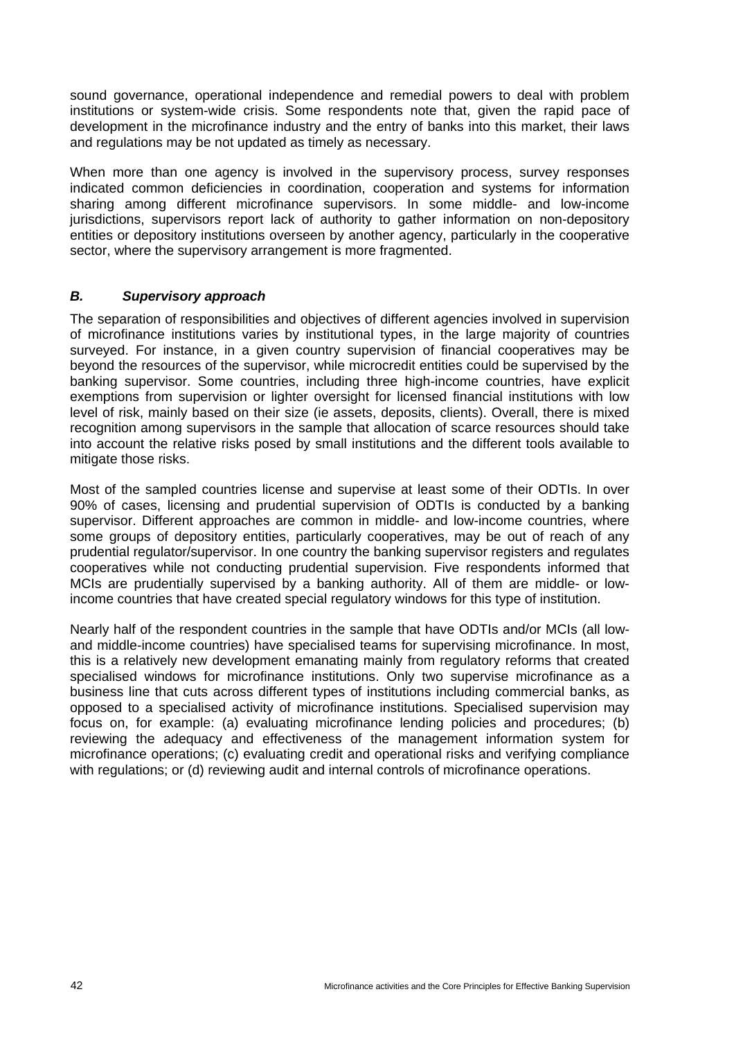sound governance, operational independence and remedial powers to deal with problem institutions or system-wide crisis. Some respondents note that, given the rapid pace of development in the microfinance industry and the entry of banks into this market, their laws and regulations may be not updated as timely as necessary.

When more than one agency is involved in the supervisory process, survey responses indicated common deficiencies in coordination, cooperation and systems for information sharing among different microfinance supervisors. In some middle- and low-income jurisdictions, supervisors report lack of authority to gather information on non-depository entities or depository institutions overseen by another agency, particularly in the cooperative sector, where the supervisory arrangement is more fragmented.

### *B. Supervisory approach*

The separation of responsibilities and objectives of different agencies involved in supervision of microfinance institutions varies by institutional types, in the large majority of countries surveyed. For instance, in a given country supervision of financial cooperatives may be beyond the resources of the supervisor, while microcredit entities could be supervised by the banking supervisor. Some countries, including three high-income countries, have explicit exemptions from supervision or lighter oversight for licensed financial institutions with low level of risk, mainly based on their size (ie assets, deposits, clients). Overall, there is mixed recognition among supervisors in the sample that allocation of scarce resources should take into account the relative risks posed by small institutions and the different tools available to mitigate those risks.

Most of the sampled countries license and supervise at least some of their ODTIs. In over 90% of cases, licensing and prudential supervision of ODTIs is conducted by a banking supervisor. Different approaches are common in middle- and low-income countries, where some groups of depository entities, particularly cooperatives, may be out of reach of any prudential regulator/supervisor. In one country the banking supervisor registers and regulates cooperatives while not conducting prudential supervision. Five respondents informed that MCIs are prudentially supervised by a banking authority. All of them are middle- or low-income countries that have created special regulatory windows for this type of institution.

Nearly half of the respondent countries in the sample that have ODTIs and/or MCIs (all low- and middle-income countries) have specialised teams for supervising microfinance. In most, this is a relatively new development emanating mainly from regulatory reforms that created specialised windows for microfinance institutions. Only two supervise microfinance as a business line that cuts across different types of institutions including commercial banks, as opposed to a specialised activity of microfinance institutions. Specialised supervision may focus on, for example: (a) evaluating microfinance lending policies and procedures; (b) reviewing the adequacy and effectiveness of the management information system for microfinance operations; (c) evaluating credit and operational risks and verifying compliance with regulations; or (d) reviewing audit and internal controls of microfinance operations.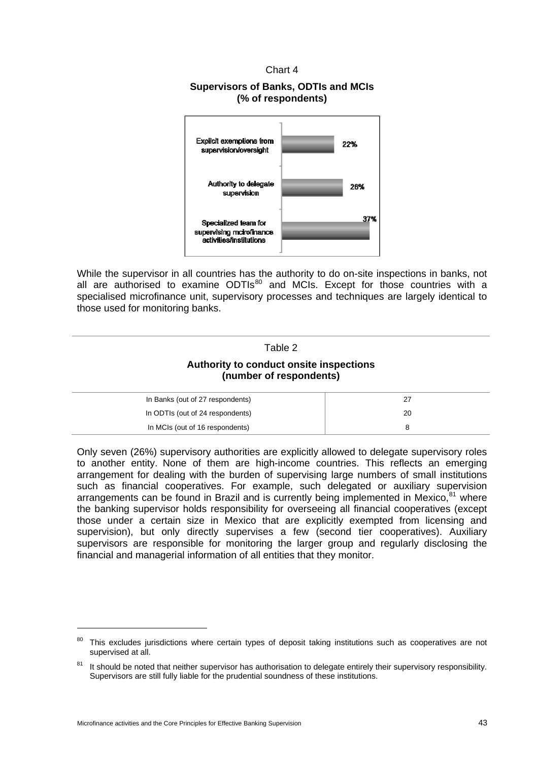Chart 4

**Supervisors of Banks, ODTIs and MCIs**
**(% of respondents)**

| | % |
|---|---|
| Explicit exemptions from supervision/oversight | 22% |
| Authority to delegate supervision | 26% |
| Specialized team for supervising microfinance activities/institutions | 37% |

While the supervisor in all countries has the authority to do on-site inspections in banks, not all are authorised to examine ODTIs[80] and MCIs. Except for those countries with a specialised microfinance unit, supervisory processes and techniques are largely identical to those used for monitoring banks.

Table 2

**Authority to conduct onsite inspections**
**(number of respondents)**

| | |
|---|---|
| In Banks (out of 27 respondents) | 27 |
| In ODTIs (out of 24 respondents) | 20 |
| In MCIs (out of 16 respondents) | 8 |

Only seven (26%) supervisory authorities are explicitly allowed to delegate supervisory roles to another entity. None of them are high-income countries. This reflects an emerging arrangement for dealing with the burden of supervising large numbers of small institutions such as financial cooperatives. For example, such delegated or auxiliary supervision arrangements can be found in Brazil and is currently being implemented in Mexico,[81] where the banking supervisor holds responsibility for overseeing all financial cooperatives (except those under a certain size in Mexico that are explicitly exempted from licensing and supervision), but only directly supervises a few (second tier cooperatives). Auxiliary supervisors are responsible for monitoring the larger group and regularly disclosing the financial and managerial information of all entities that they monitor.

[80] This excludes jurisdictions where certain types of deposit taking institutions such as cooperatives are not supervised at all.

[81] It should be noted that neither supervisor has authorisation to delegate entirely their supervisory responsibility. Supervisors are still fully liable for the prudential soundness of these institutions.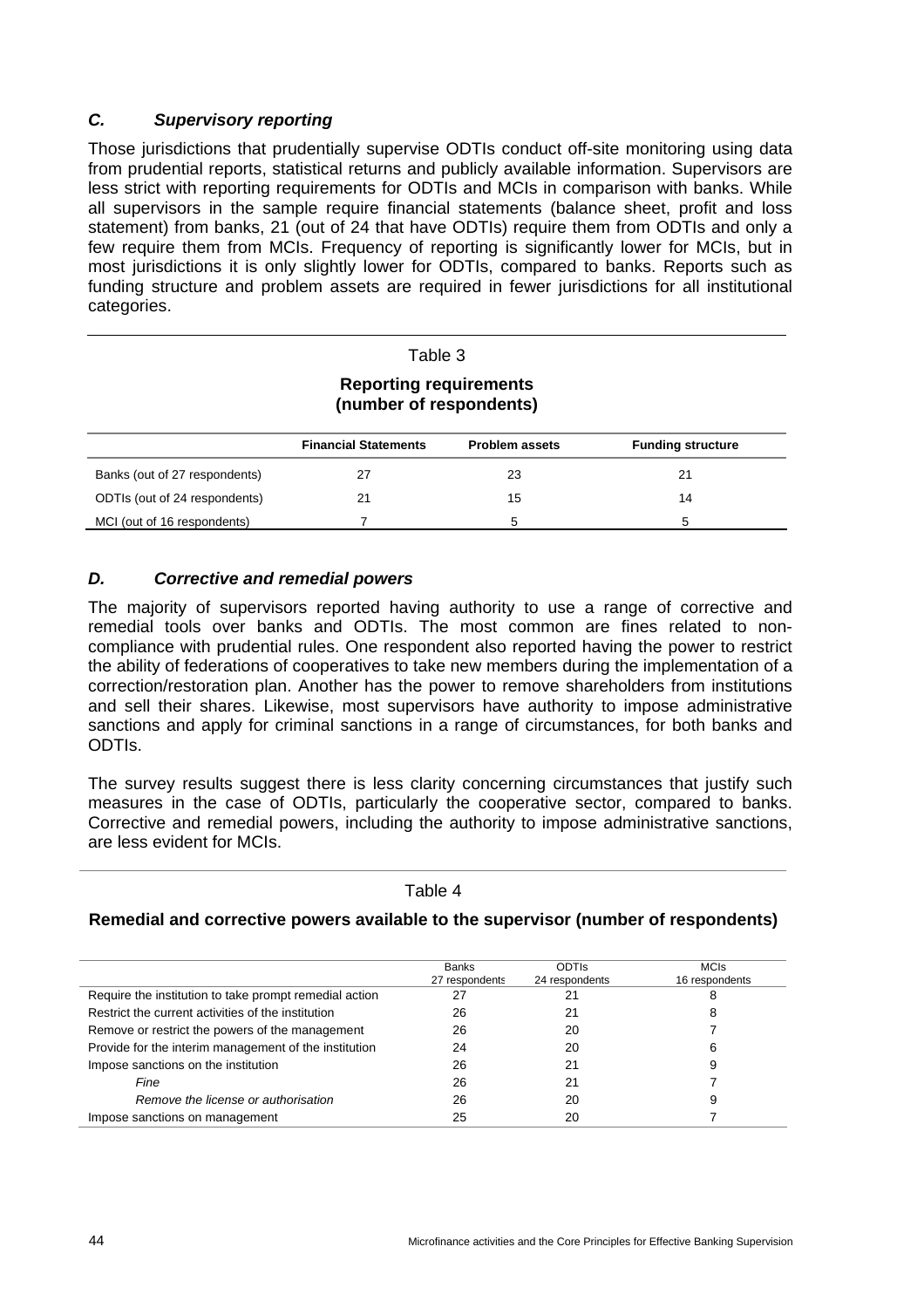### *C. Supervisory reporting*

Those jurisdictions that prudentially supervise ODTIs conduct off-site monitoring using data from prudential reports, statistical returns and publicly available information. Supervisors are less strict with reporting requirements for ODTIs and MCIs in comparison with banks. While all supervisors in the sample require financial statements (balance sheet, profit and loss statement) from banks, 21 (out of 24 that have ODTIs) require them from ODTIs and only a few require them from MCIs. Frequency of reporting is significantly lower for MCIs, but in most jurisdictions it is only slightly lower for ODTIs, compared to banks. Reports such as funding structure and problem assets are required in fewer jurisdictions for all institutional categories.

Table 3

**Reporting requirements (number of respondents)**

| | **Financial Statements** | **Problem assets** | **Funding structure** |
|---|---|---|---|
| Banks (out of 27 respondents) | 27 | 23 | 21 |
| ODTIs (out of 24 respondents) | 21 | 15 | 14 |
| MCI (out of 16 respondents) | 7 | 5 | 5 |

### *D. Corrective and remedial powers*

The majority of supervisors reported having authority to use a range of corrective and remedial tools over banks and ODTIs. The most common are fines related to non-compliance with prudential rules. One respondent also reported having the power to restrict the ability of federations of cooperatives to take new members during the implementation of a correction/restoration plan. Another has the power to remove shareholders from institutions and sell their shares. Likewise, most supervisors have authority to impose administrative sanctions and apply for criminal sanctions in a range of circumstances, for both banks and ODTIs.

The survey results suggest there is less clarity concerning circumstances that justify such measures in the case of ODTIs, particularly the cooperative sector, compared to banks. Corrective and remedial powers, including the authority to impose administrative sanctions, are less evident for MCIs.

Table 4

**Remedial and corrective powers available to the supervisor (number of respondents)**

| | Banks<br>27 respondents | ODTIs<br>24 respondents | MCIs<br>16 respondents |
|---|---|---|---|
| Require the institution to take prompt remedial action | 27 | 21 | 8 |
| Restrict the current activities of the institution | 26 | 21 | 8 |
| Remove or restrict the powers of the management | 26 | 20 | 7 |
| Provide for the interim management of the institution | 24 | 20 | 6 |
| Impose sanctions on the institution | 26 | 21 | 9 |
| *Fine* | 26 | 21 | 7 |
| *Remove the license or authorisation* | 26 | 20 | 9 |
| Impose sanctions on management | 25 | 20 | 7 |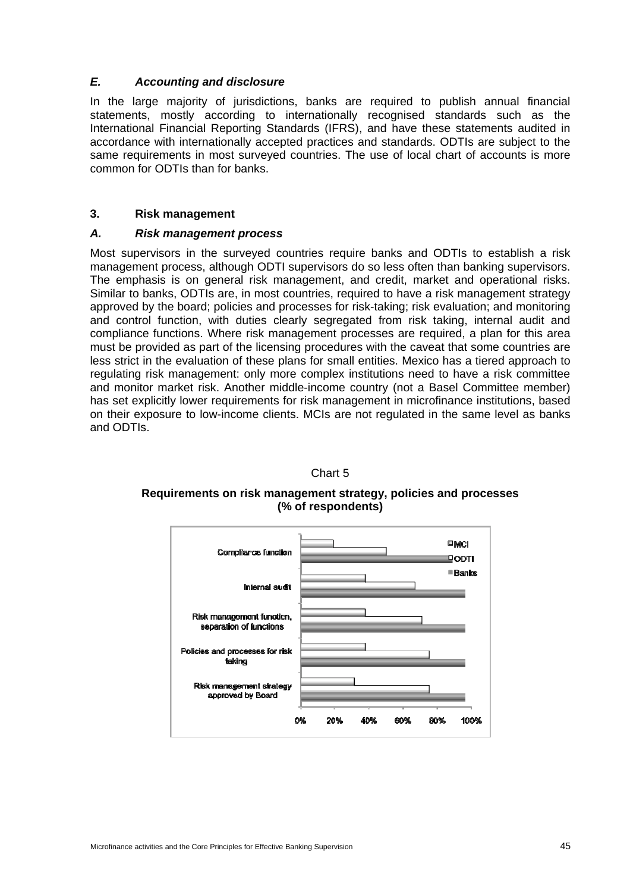### *E. Accounting and disclosure*

In the large majority of jurisdictions, banks are required to publish annual financial statements, mostly according to internationally recognised standards such as the International Financial Reporting Standards (IFRS), and have these statements audited in accordance with internationally accepted practices and standards. ODTIs are subject to the same requirements in most surveyed countries. The use of local chart of accounts is more common for ODTIs than for banks.

## 3. Risk management

### *A. Risk management process*

Most supervisors in the surveyed countries require banks and ODTIs to establish a risk management process, although ODTI supervisors do so less often than banking supervisors. The emphasis is on general risk management, and credit, market and operational risks. Similar to banks, ODTIs are, in most countries, required to have a risk management strategy approved by the board; policies and processes for risk-taking; risk evaluation; and monitoring and control function, with duties clearly segregated from risk taking, internal audit and compliance functions. Where risk management processes are required, a plan for this area must be provided as part of the licensing procedures with the caveat that some countries are less strict in the evaluation of these plans for small entities. Mexico has a tiered approach to regulating risk management: only more complex institutions need to have a risk committee and monitor market risk. Another middle-income country (not a Basel Committee member) has set explicitly lower requirements for risk management in microfinance institutions, based on their exposure to low-income clients. MCIs are not regulated in the same level as banks and ODTIs.

Chart 5

**Requirements on risk management strategy, policies and processes (% of respondents)**

| | MCI | ODTI | Banks |
|---|---|---|---|
| Compliance function | ~19% | ~50% | ~97% |
| Internal audit | ~38% | ~67% | ~97% |
| Risk management function, separation of functions | ~38% | ~71% | ~97% |
| Policies and processes for risk taking | ~38% | ~75% | ~97% |
| Risk management strategy approved by Board | ~31% | ~75% | ~97% |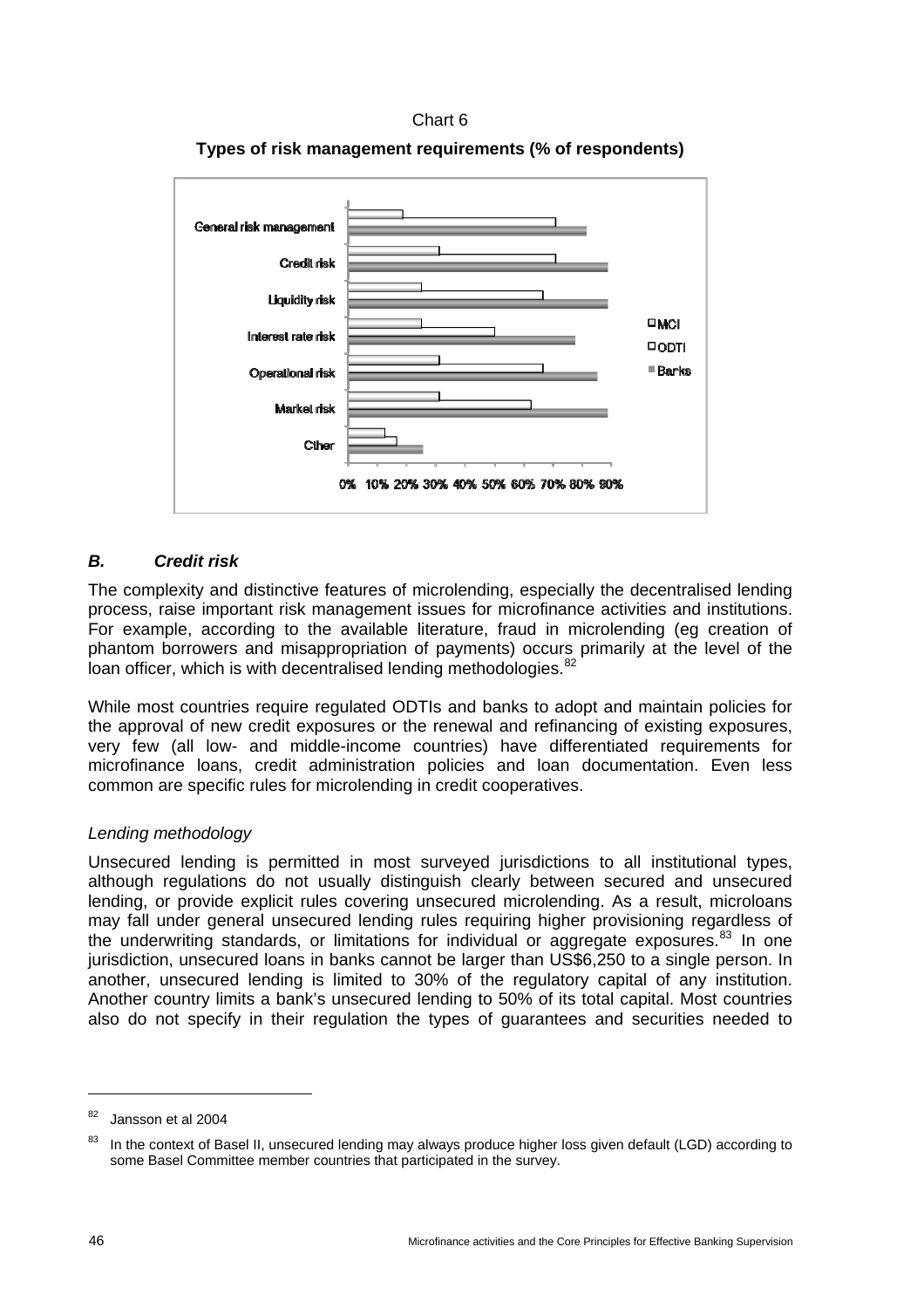Chart 6

**Types of risk management requirements (% of respondents)**

## *B. Credit risk*

The complexity and distinctive features of microlending, especially the decentralised lending process, raise important risk management issues for microfinance activities and institutions. For example, according to the available literature, fraud in microlending (eg creation of phantom borrowers and misappropriation of payments) occurs primarily at the level of the loan officer, which is with decentralised lending methodologies.[82]

While most countries require regulated ODTIs and banks to adopt and maintain policies for the approval of new credit exposures or the renewal and refinancing of existing exposures, very few (all low- and middle-income countries) have differentiated requirements for microfinance loans, credit administration policies and loan documentation. Even less common are specific rules for microlending in credit cooperatives.

### *Lending methodology*

Unsecured lending is permitted in most surveyed jurisdictions to all institutional types, although regulations do not usually distinguish clearly between secured and unsecured lending, or provide explicit rules covering unsecured microlending. As a result, microloans may fall under general unsecured lending rules requiring higher provisioning regardless of the underwriting standards, or limitations for individual or aggregate exposures.[83] In one jurisdiction, unsecured loans in banks cannot be larger than US$6,250 to a single person. In another, unsecured lending is limited to 30% of the regulatory capital of any institution. Another country limits a bank's unsecured lending to 50% of its total capital. Most countries also do not specify in their regulation the types of guarantees and securities needed to

---

[82] Jansson et al 2004

[83] In the context of Basel II, unsecured lending may always produce higher loss given default (LGD) according to some Basel Committee member countries that participated in the survey.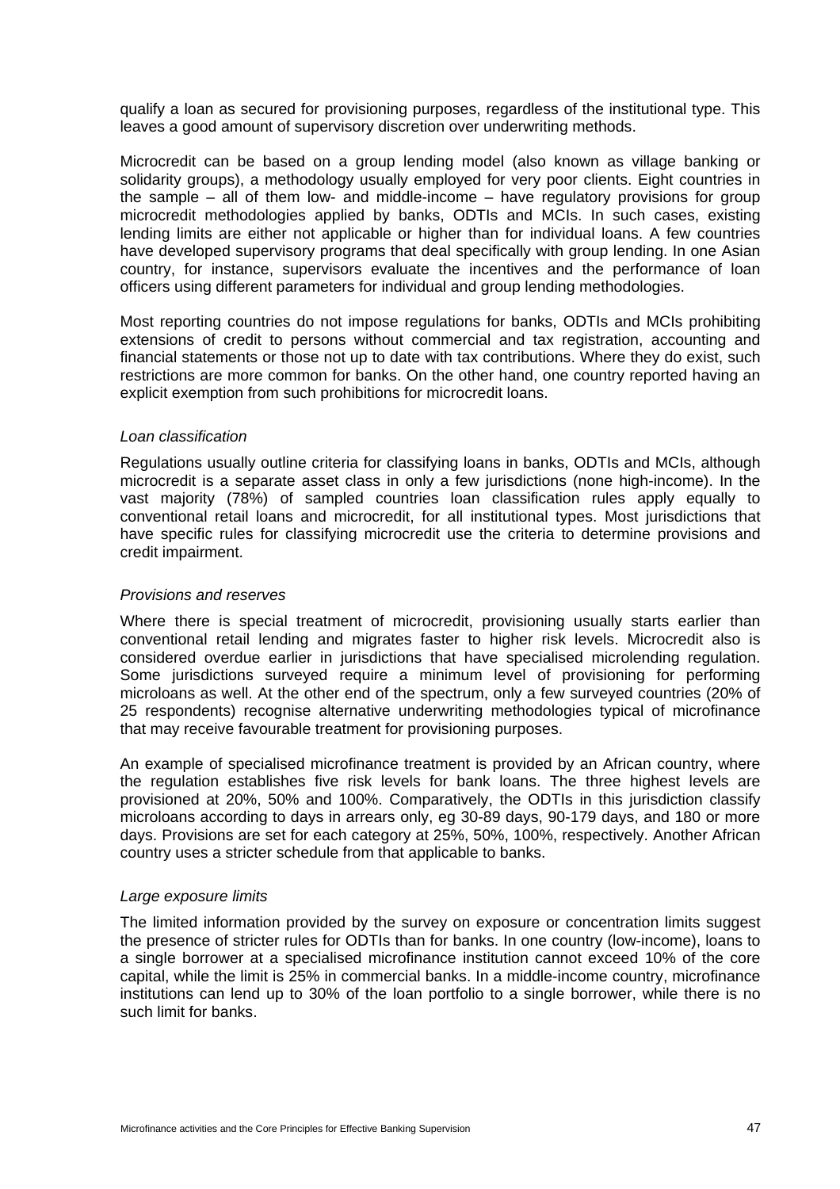qualify a loan as secured for provisioning purposes, regardless of the institutional type. This leaves a good amount of supervisory discretion over underwriting methods.

Microcredit can be based on a group lending model (also known as village banking or solidarity groups), a methodology usually employed for very poor clients. Eight countries in the sample – all of them low- and middle-income – have regulatory provisions for group microcredit methodologies applied by banks, ODTIs and MCIs. In such cases, existing lending limits are either not applicable or higher than for individual loans. A few countries have developed supervisory programs that deal specifically with group lending. In one Asian country, for instance, supervisors evaluate the incentives and the performance of loan officers using different parameters for individual and group lending methodologies.

Most reporting countries do not impose regulations for banks, ODTIs and MCIs prohibiting extensions of credit to persons without commercial and tax registration, accounting and financial statements or those not up to date with tax contributions. Where they do exist, such restrictions are more common for banks. On the other hand, one country reported having an explicit exemption from such prohibitions for microcredit loans.

*Loan classification*

Regulations usually outline criteria for classifying loans in banks, ODTIs and MCIs, although microcredit is a separate asset class in only a few jurisdictions (none high-income). In the vast majority (78%) of sampled countries loan classification rules apply equally to conventional retail loans and microcredit, for all institutional types. Most jurisdictions that have specific rules for classifying microcredit use the criteria to determine provisions and credit impairment.

*Provisions and reserves*

Where there is special treatment of microcredit, provisioning usually starts earlier than conventional retail lending and migrates faster to higher risk levels. Microcredit also is considered overdue earlier in jurisdictions that have specialised microlending regulation. Some jurisdictions surveyed require a minimum level of provisioning for performing microloans as well. At the other end of the spectrum, only a few surveyed countries (20% of 25 respondents) recognise alternative underwriting methodologies typical of microfinance that may receive favourable treatment for provisioning purposes.

An example of specialised microfinance treatment is provided by an African country, where the regulation establishes five risk levels for bank loans. The three highest levels are provisioned at 20%, 50% and 100%. Comparatively, the ODTIs in this jurisdiction classify microloans according to days in arrears only, eg 30-89 days, 90-179 days, and 180 or more days. Provisions are set for each category at 25%, 50%, 100%, respectively. Another African country uses a stricter schedule from that applicable to banks.

*Large exposure limits*

The limited information provided by the survey on exposure or concentration limits suggest the presence of stricter rules for ODTIs than for banks. In one country (low-income), loans to a single borrower at a specialised microfinance institution cannot exceed 10% of the core capital, while the limit is 25% in commercial banks. In a middle-income country, microfinance institutions can lend up to 30% of the loan portfolio to a single borrower, while there is no such limit for banks.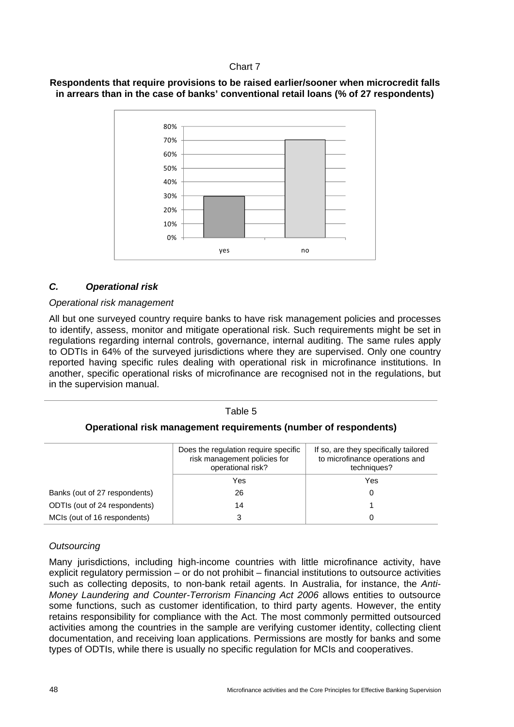Chart 7

**Respondents that require provisions to be raised earlier/sooner when microcredit falls in arrears than in the case of banks' conventional retail loans (% of 27 respondents)**

### *C. Operational risk*

*Operational risk management*

All but one surveyed country require banks to have risk management policies and processes to identify, assess, monitor and mitigate operational risk. Such requirements might be set in regulations regarding internal controls, governance, internal auditing. The same rules apply to ODTIs in 64% of the surveyed jurisdictions where they are supervised. Only one country reported having specific rules dealing with operational risk in microfinance institutions. In another, specific operational risks of microfinance are recognised not in the regulations, but in the supervision manual.

Table 5

**Operational risk management requirements (number of respondents)**

| | Does the regulation require specific risk management policies for operational risk? | If so, are they specifically tailored to microfinance operations and techniques? |
|---|---|---|
| | Yes | Yes |
| Banks (out of 27 respondents) | 26 | 0 |
| ODTIs (out of 24 respondents) | 14 | 1 |
| MCIs (out of 16 respondents) | 3 | 0 |

*Outsourcing*

Many jurisdictions, including high-income countries with little microfinance activity, have explicit regulatory permission – or do not prohibit – financial institutions to outsource activities such as collecting deposits, to non-bank retail agents. In Australia, for instance, the *Anti-Money Laundering and Counter-Terrorism Financing Act 2006* allows entities to outsource some functions, such as customer identification, to third party agents. However, the entity retains responsibility for compliance with the Act. The most commonly permitted outsourced activities among the countries in the sample are verifying customer identity, collecting client documentation, and receiving loan applications. Permissions are mostly for banks and some types of ODTIs, while there is usually no specific regulation for MCIs and cooperatives.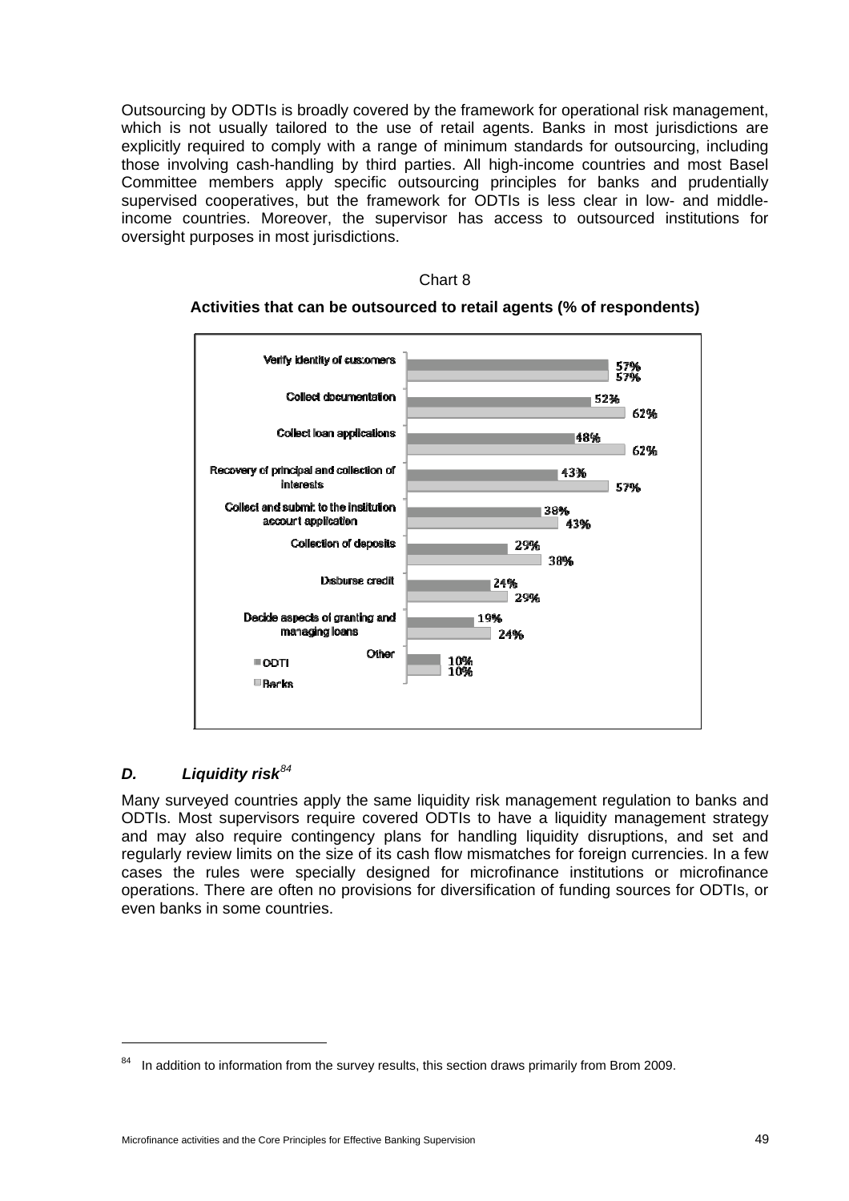Outsourcing by ODTIs is broadly covered by the framework for operational risk management, which is not usually tailored to the use of retail agents. Banks in most jurisdictions are explicitly required to comply with a range of minimum standards for outsourcing, including those involving cash-handling by third parties. All high-income countries and most Basel Committee members apply specific outsourcing principles for banks and prudentially supervised cooperatives, but the framework for ODTIs is less clear in low- and middle-income countries. Moreover, the supervisor has access to outsourced institutions for oversight purposes in most jurisdictions.

Chart 8

**Activities that can be outsourced to retail agents (% of respondents)**

| Activity | ODTI | Banks |
|---|---|---|
| Verify identity of customers | 57% | 57% |
| Collect documentation | 52% | 62% |
| Collect loan applications | 48% | 62% |
| Recovery of principal and collection of interests | 43% | 57% |
| Collect and submit to the institution account application | 38% | 43% |
| Collection of deposits | 29% | 38% |
| Disburse credit | 24% | 29% |
| Decide aspects of granting and managing loans | 19% | 24% |
| Other | 10% | 10% |

## *D. Liquidity risk*[84]

Many surveyed countries apply the same liquidity risk management regulation to banks and ODTIs. Most supervisors require covered ODTIs to have a liquidity management strategy and may also require contingency plans for handling liquidity disruptions, and set and regularly review limits on the size of its cash flow mismatches for foreign currencies. In a few cases the rules were specially designed for microfinance institutions or microfinance operations. There are often no provisions for diversification of funding sources for ODTIs, or even banks in some countries.

[84] In addition to information from the survey results, this section draws primarily from Brom 2009.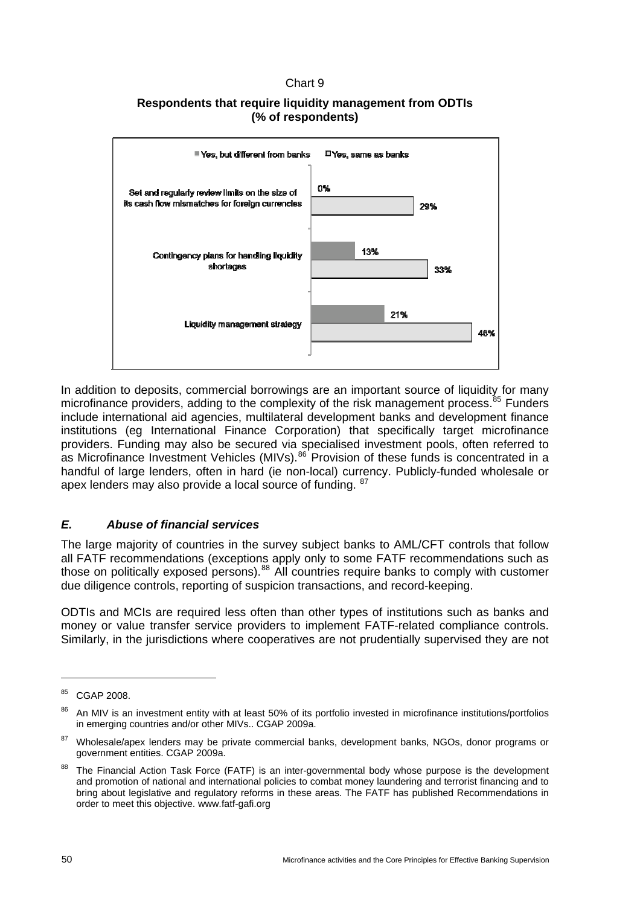Chart 9

**Respondents that require liquidity management from ODTIs**
**(% of respondents)**

| | Yes, but different from banks | Yes, same as banks |
|---|---|---|
| Set and regularly review limits on the size of its cash flow mismatches for foreign currencies | 0% | 29% |
| Contingency plans for handling liquidity shortages | 13% | 33% |
| Liquidity management strategy | 21% | 46% |

In addition to deposits, commercial borrowings are an important source of liquidity for many microfinance providers, adding to the complexity of the risk management process.[85] Funders include international aid agencies, multilateral development banks and development finance institutions (eg International Finance Corporation) that specifically target microfinance providers. Funding may also be secured via specialised investment pools, often referred to as Microfinance Investment Vehicles (MIVs).[86] Provision of these funds is concentrated in a handful of large lenders, often in hard (ie non-local) currency. Publicly-funded wholesale or apex lenders may also provide a local source of funding. [87]

### *E. Abuse of financial services*

The large majority of countries in the survey subject banks to AML/CFT controls that follow all FATF recommendations (exceptions apply only to some FATF recommendations such as those on politically exposed persons).[88] All countries require banks to comply with customer due diligence controls, reporting of suspicion transactions, and record-keeping.

ODTIs and MCIs are required less often than other types of institutions such as banks and money or value transfer service providers to implement FATF-related compliance controls. Similarly, in the jurisdictions where cooperatives are not prudentially supervised they are not

---

[85] CGAP 2008.

[86] An MIV is an investment entity with at least 50% of its portfolio invested in microfinance institutions/portfolios in emerging countries and/or other MIVs.. CGAP 2009a.

[87] Wholesale/apex lenders may be private commercial banks, development banks, NGOs, donor programs or government entities. CGAP 2009a.

[88] The Financial Action Task Force (FATF) is an inter-governmental body whose purpose is the development and promotion of national and international policies to combat money laundering and terrorist financing and to bring about legislative and regulatory reforms in these areas. The FATF has published Recommendations in order to meet this objective. www.fatf-gafi.org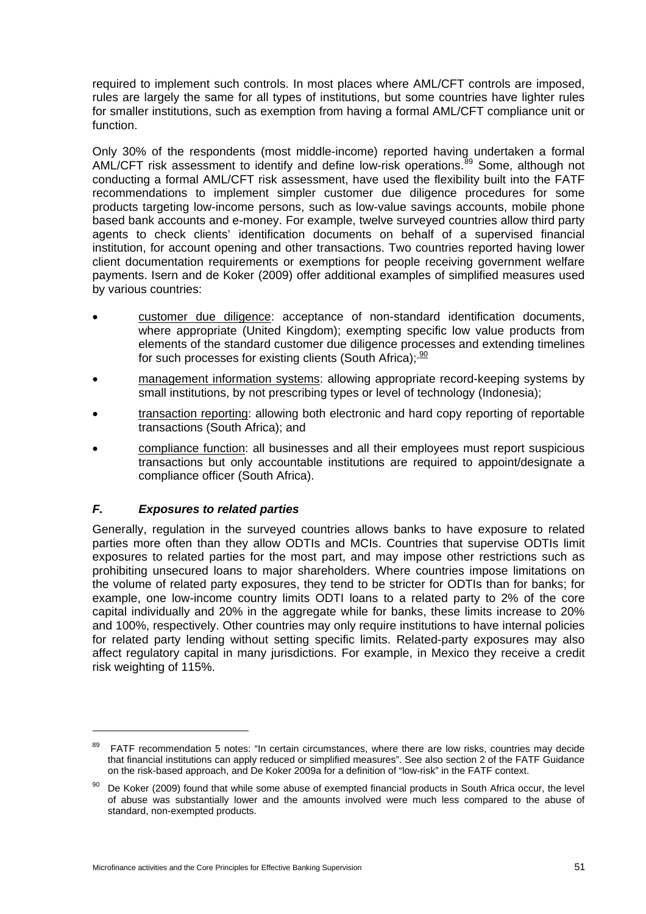required to implement such controls. In most places where AML/CFT controls are imposed, rules are largely the same for all types of institutions, but some countries have lighter rules for smaller institutions, such as exemption from having a formal AML/CFT compliance unit or function.

Only 30% of the respondents (most middle-income) reported having undertaken a formal AML/CFT risk assessment to identify and define low-risk operations.[89] Some, although not conducting a formal AML/CFT risk assessment, have used the flexibility built into the FATF recommendations to implement simpler customer due diligence procedures for some products targeting low-income persons, such as low-value savings accounts, mobile phone based bank accounts and e-money. For example, twelve surveyed countries allow third party agents to check clients' identification documents on behalf of a supervised financial institution, for account opening and other transactions. Two countries reported having lower client documentation requirements or exemptions for people receiving government welfare payments. Isern and de Koker (2009) offer additional examples of simplified measures used by various countries:

- customer due diligence: acceptance of non-standard identification documents, where appropriate (United Kingdom); exempting specific low value products from elements of the standard customer due diligence processes and extending timelines for such processes for existing clients (South Africa);[90]
- management information systems: allowing appropriate record-keeping systems by small institutions, by not prescribing types or level of technology (Indonesia);
- transaction reporting: allowing both electronic and hard copy reporting of reportable transactions (South Africa); and
- compliance function: all businesses and all their employees must report suspicious transactions but only accountable institutions are required to appoint/designate a compliance officer (South Africa).

### *F. Exposures to related parties*

Generally, regulation in the surveyed countries allows banks to have exposure to related parties more often than they allow ODTIs and MCIs. Countries that supervise ODTIs limit exposures to related parties for the most part, and may impose other restrictions such as prohibiting unsecured loans to major shareholders. Where countries impose limitations on the volume of related party exposures, they tend to be stricter for ODTIs than for banks; for example, one low-income country limits ODTI loans to a related party to 2% of the core capital individually and 20% in the aggregate while for banks, these limits increase to 20% and 100%, respectively. Other countries may only require institutions to have internal policies for related party lending without setting specific limits. Related-party exposures may also affect regulatory capital in many jurisdictions. For example, in Mexico they receive a credit risk weighting of 115%.

---

[89] FATF recommendation 5 notes: "In certain circumstances, where there are low risks, countries may decide that financial institutions can apply reduced or simplified measures". See also section 2 of the FATF Guidance on the risk-based approach, and De Koker 2009a for a definition of "low-risk" in the FATF context.

[90] De Koker (2009) found that while some abuse of exempted financial products in South Africa occur, the level of abuse was substantially lower and the amounts involved were much less compared to the abuse of standard, non-exempted products.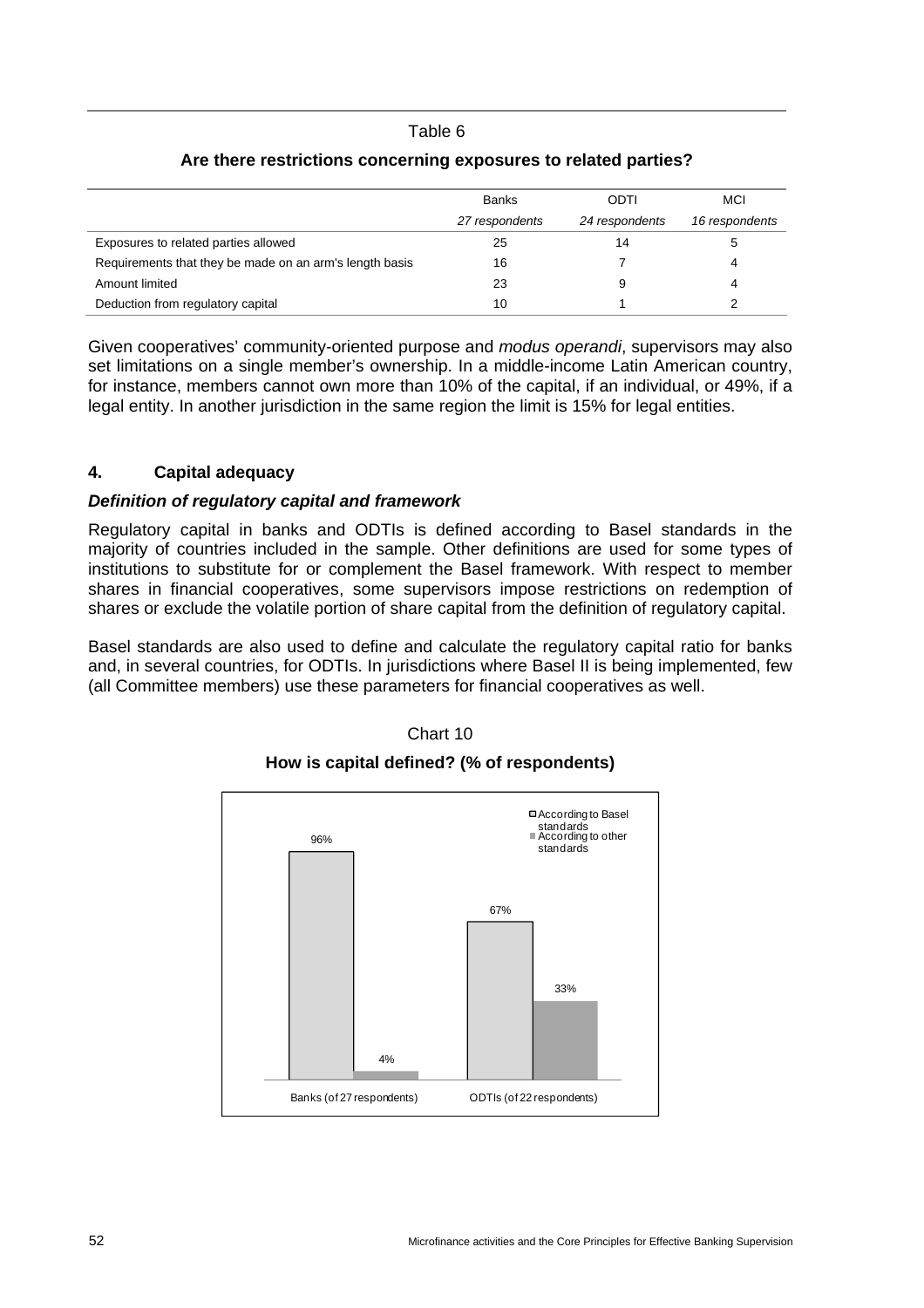Table 6

**Are there restrictions concerning exposures to related parties?**

| | Banks | ODTI | MCI |
|---|---|---|---|
| | *27 respondents* | *24 respondents* | *16 respondents* |
| Exposures to related parties allowed | 25 | 14 | 5 |
| Requirements that they be made on an arm's length basis | 16 | 7 | 4 |
| Amount limited | 23 | 9 | 4 |
| Deduction from regulatory capital | 10 | 1 | 2 |

Given cooperatives' community-oriented purpose and *modus operandi*, supervisors may also set limitations on a single member's ownership. In a middle-income Latin American country, for instance, members cannot own more than 10% of the capital, if an individual, or 49%, if a legal entity. In another jurisdiction in the same region the limit is 15% for legal entities.

### 4. Capital adequacy

***Definition of regulatory capital and framework***

Regulatory capital in banks and ODTIs is defined according to Basel standards in the majority of countries included in the sample. Other definitions are used for some types of institutions to substitute for or complement the Basel framework. With respect to member shares in financial cooperatives, some supervisors impose restrictions on redemption of shares or exclude the volatile portion of share capital from the definition of regulatory capital.

Basel standards are also used to define and calculate the regulatory capital ratio for banks and, in several countries, for ODTIs. In jurisdictions where Basel II is being implemented, few (all Committee members) use these parameters for financial cooperatives as well.

Chart 10

**How is capital defined? (% of respondents)**

| | According to Basel standards | According to other standards |
|---|---|---|
| Banks (of 27 respondents) | 96% | 4% |
| ODTIs (of 22 respondents) | 67% | 33% |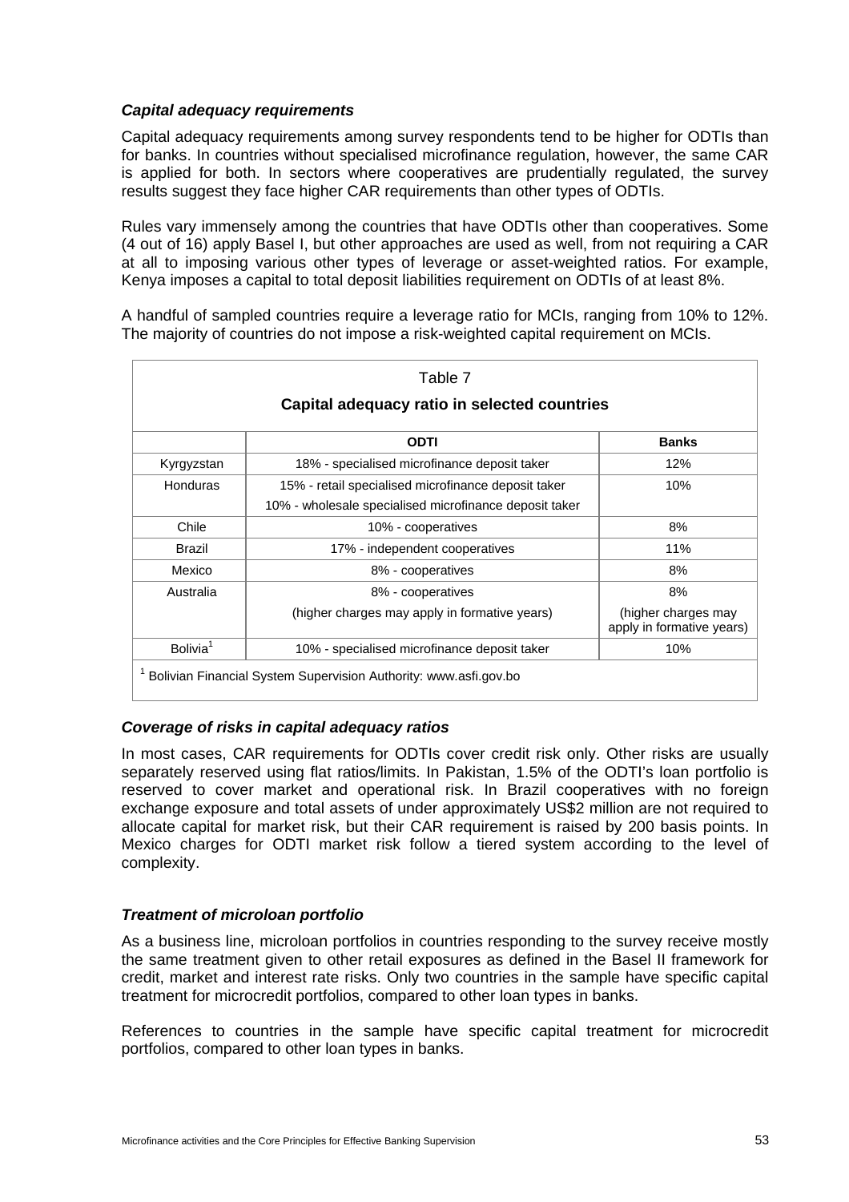### *Capital adequacy requirements*

Capital adequacy requirements among survey respondents tend to be higher for ODTIs than for banks. In countries without specialised microfinance regulation, however, the same CAR is applied for both. In sectors where cooperatives are prudentially regulated, the survey results suggest they face higher CAR requirements than other types of ODTIs.

Rules vary immensely among the countries that have ODTIs other than cooperatives. Some (4 out of 16) apply Basel I, but other approaches are used as well, from not requiring a CAR at all to imposing various other types of leverage or asset-weighted ratios. For example, Kenya imposes a capital to total deposit liabilities requirement on ODTIs of at least 8%.

A handful of sampled countries require a leverage ratio for MCIs, ranging from 10% to 12%. The majority of countries do not impose a risk-weighted capital requirement on MCIs.

Table 7

**Capital adequacy ratio in selected countries**

| | **ODTI** | **Banks** |
|---|---|---|
| Kyrgyzstan | 18% - specialised microfinance deposit taker | 12% |
| Honduras | 15% - retail specialised microfinance deposit taker<br>10% - wholesale specialised microfinance deposit taker | 10% |
| Chile | 10% - cooperatives | 8% |
| Brazil | 17% - independent cooperatives | 11% |
| Mexico | 8% - cooperatives | 8% |
| Australia | 8% - cooperatives<br>(higher charges may apply in formative years) | 8%<br>(higher charges may apply in formative years) |
| Bolivia[1] | 10% - specialised microfinance deposit taker | 10% |

[1] Bolivian Financial System Supervision Authority: www.asfi.gov.bo

### *Coverage of risks in capital adequacy ratios*

In most cases, CAR requirements for ODTIs cover credit risk only. Other risks are usually separately reserved using flat ratios/limits. In Pakistan, 1.5% of the ODTI's loan portfolio is reserved to cover market and operational risk. In Brazil cooperatives with no foreign exchange exposure and total assets of under approximately US$2 million are not required to allocate capital for market risk, but their CAR requirement is raised by 200 basis points. In Mexico charges for ODTI market risk follow a tiered system according to the level of complexity.

### *Treatment of microloan portfolio*

As a business line, microloan portfolios in countries responding to the survey receive mostly the same treatment given to other retail exposures as defined in the Basel II framework for credit, market and interest rate risks. Only two countries in the sample have specific capital treatment for microcredit portfolios, compared to other loan types in banks.

References to countries in the sample have specific capital treatment for microcredit portfolios, compared to other loan types in banks.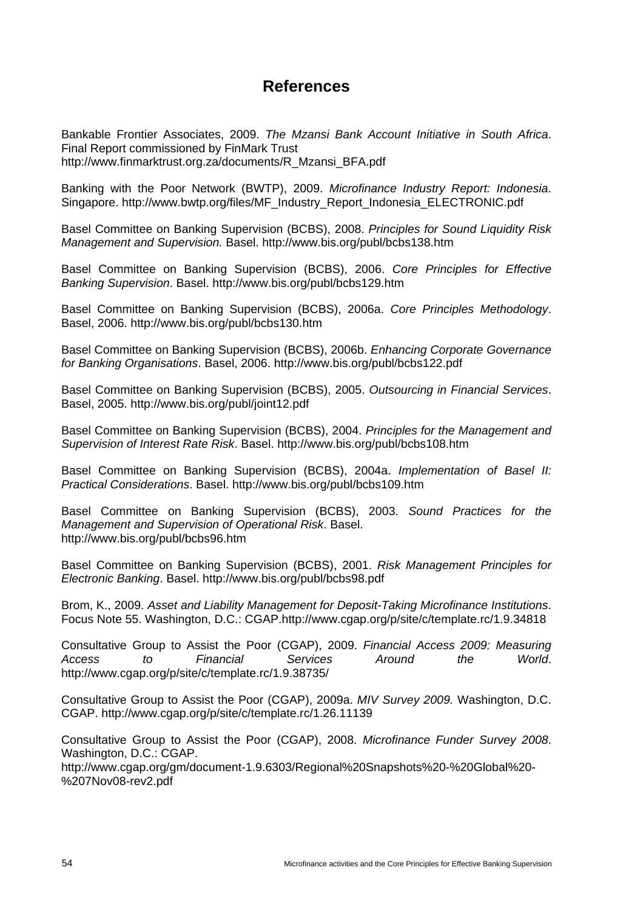## References

Bankable Frontier Associates, 2009. *The Mzansi Bank Account Initiative in South Africa*. Final Report commissioned by FinMark Trust http://www.finmarktrust.org.za/documents/R_Mzansi_BFA.pdf

Banking with the Poor Network (BWTP), 2009. *Microfinance Industry Report: Indonesia*. Singapore. http://www.bwtp.org/files/MF_Industry_Report_Indonesia_ELECTRONIC.pdf

Basel Committee on Banking Supervision (BCBS), 2008. *Principles for Sound Liquidity Risk Management and Supervision.* Basel. http://www.bis.org/publ/bcbs138.htm

Basel Committee on Banking Supervision (BCBS), 2006. *Core Principles for Effective Banking Supervision*. Basel. http://www.bis.org/publ/bcbs129.htm

Basel Committee on Banking Supervision (BCBS), 2006a. *Core Principles Methodology*. Basel, 2006. http://www.bis.org/publ/bcbs130.htm

Basel Committee on Banking Supervision (BCBS), 2006b. *Enhancing Corporate Governance for Banking Organisations*. Basel, 2006. http://www.bis.org/publ/bcbs122.pdf

Basel Committee on Banking Supervision (BCBS), 2005. *Outsourcing in Financial Services*. Basel, 2005. http://www.bis.org/publ/joint12.pdf

Basel Committee on Banking Supervision (BCBS), 2004. *Principles for the Management and Supervision of Interest Rate Risk*. Basel. http://www.bis.org/publ/bcbs108.htm

Basel Committee on Banking Supervision (BCBS), 2004a. *Implementation of Basel II: Practical Considerations*. Basel. http://www.bis.org/publ/bcbs109.htm

Basel Committee on Banking Supervision (BCBS), 2003. *Sound Practices for the Management and Supervision of Operational Risk*. Basel. http://www.bis.org/publ/bcbs96.htm

Basel Committee on Banking Supervision (BCBS), 2001. *Risk Management Principles for Electronic Banking*. Basel. http://www.bis.org/publ/bcbs98.pdf

Brom, K., 2009. *Asset and Liability Management for Deposit-Taking Microfinance Institutions*. Focus Note 55. Washington, D.C.: CGAP.http://www.cgap.org/p/site/c/template.rc/1.9.34818

Consultative Group to Assist the Poor (CGAP), 2009. *Financial Access 2009: Measuring Access to Financial Services Around the World*. http://www.cgap.org/p/site/c/template.rc/1.9.38735/

Consultative Group to Assist the Poor (CGAP), 2009a. *MIV Survey 2009.* Washington, D.C. CGAP. http://www.cgap.org/p/site/c/template.rc/1.26.11139

Consultative Group to Assist the Poor (CGAP), 2008. *Microfinance Funder Survey 2008*. Washington, D.C.: CGAP. http://www.cgap.org/gm/document-1.9.6303/Regional%20Snapshots%20-%20Global%20-%207Nov08-rev2.pdf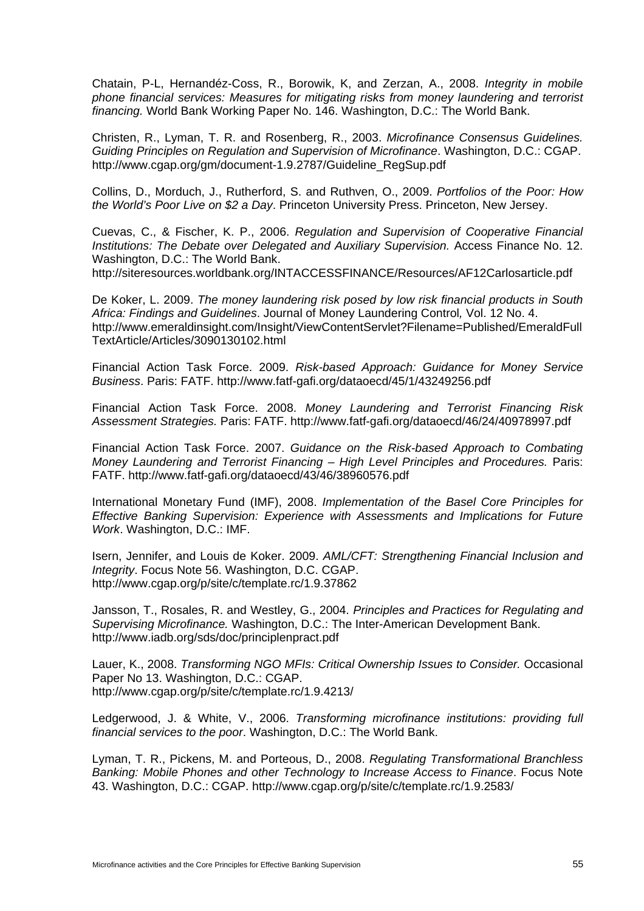Chatain, P-L, Hernandéz-Coss, R., Borowik, K, and Zerzan, A., 2008. *Integrity in mobile phone financial services: Measures for mitigating risks from money laundering and terrorist financing.* World Bank Working Paper No. 146. Washington, D.C.: The World Bank.

Christen, R., Lyman, T. R. and Rosenberg, R., 2003. *Microfinance Consensus Guidelines. Guiding Principles on Regulation and Supervision of Microfinance*. Washington, D.C.: CGAP. http://www.cgap.org/gm/document-1.9.2787/Guideline_RegSup.pdf

Collins, D., Morduch, J., Rutherford, S. and Ruthven, O., 2009. *Portfolios of the Poor: How the World's Poor Live on $2 a Day*. Princeton University Press. Princeton, New Jersey.

Cuevas, C., & Fischer, K. P., 2006. *Regulation and Supervision of Cooperative Financial Institutions: The Debate over Delegated and Auxiliary Supervision.* Access Finance No. 12. Washington, D.C.: The World Bank. http://siteresources.worldbank.org/INTACCESSFINANCE/Resources/AF12Carlosarticle.pdf

De Koker, L. 2009. *The money laundering risk posed by low risk financial products in South Africa: Findings and Guidelines*. Journal of Money Laundering Control*,* Vol. 12 No. 4. http://www.emeraldinsight.com/Insight/ViewContentServlet?Filename=Published/EmeraldFullTextArticle/Articles/3090130102.html

Financial Action Task Force. 2009. *Risk-based Approach: Guidance for Money Service Business*. Paris: FATF. http://www.fatf-gafi.org/dataoecd/45/1/43249256.pdf

Financial Action Task Force. 2008. *Money Laundering and Terrorist Financing Risk Assessment Strategies.* Paris: FATF. http://www.fatf-gafi.org/dataoecd/46/24/40978997.pdf

Financial Action Task Force. 2007. *Guidance on the Risk-based Approach to Combating Money Laundering and Terrorist Financing – High Level Principles and Procedures.* Paris: FATF. http://www.fatf-gafi.org/dataoecd/43/46/38960576.pdf

International Monetary Fund (IMF), 2008. *Implementation of the Basel Core Principles for Effective Banking Supervision: Experience with Assessments and Implications for Future Work*. Washington, D.C.: IMF.

Isern, Jennifer, and Louis de Koker. 2009. *AML/CFT: Strengthening Financial Inclusion and Integrity*. Focus Note 56. Washington, D.C. CGAP. http://www.cgap.org/p/site/c/template.rc/1.9.37862

Jansson, T., Rosales, R. and Westley, G., 2004. *Principles and Practices for Regulating and Supervising Microfinance.* Washington, D.C.: The Inter-American Development Bank. http://www.iadb.org/sds/doc/principlenpract.pdf

Lauer, K., 2008. *Transforming NGO MFIs: Critical Ownership Issues to Consider.* Occasional Paper No 13. Washington, D.C.: CGAP. http://www.cgap.org/p/site/c/template.rc/1.9.4213/

Ledgerwood, J. & White, V., 2006. *Transforming microfinance institutions: providing full financial services to the poor*. Washington, D.C.: The World Bank.

Lyman, T. R., Pickens, M. and Porteous, D., 2008. *Regulating Transformational Branchless Banking: Mobile Phones and other Technology to Increase Access to Finance*. Focus Note 43. Washington, D.C.: CGAP. http://www.cgap.org/p/site/c/template.rc/1.9.2583/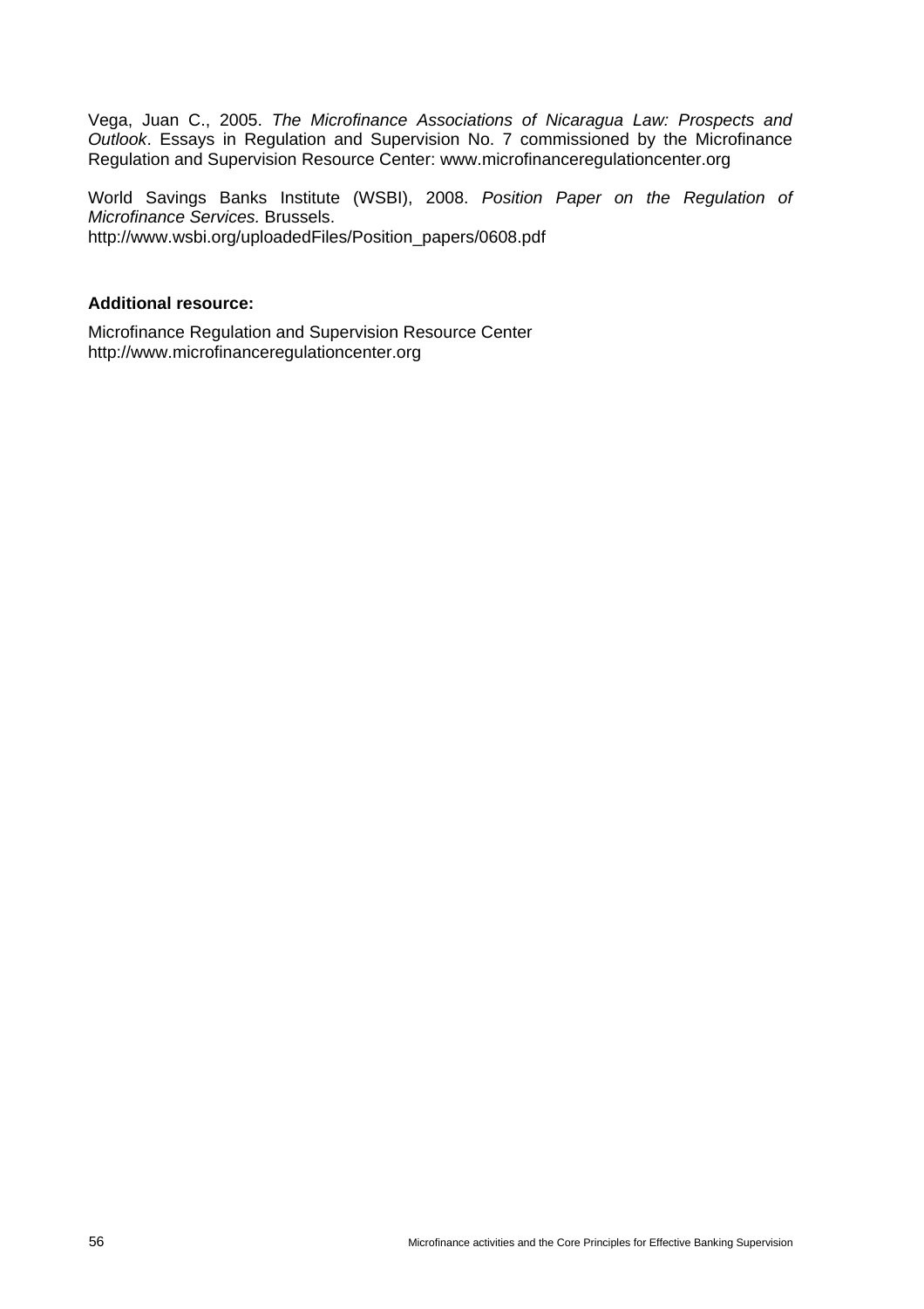Vega, Juan C., 2005. *The Microfinance Associations of Nicaragua Law: Prospects and Outlook*. Essays in Regulation and Supervision No. 7 commissioned by the Microfinance Regulation and Supervision Resource Center: www.microfinanceregulationcenter.org

World Savings Banks Institute (WSBI), 2008. *Position Paper on the Regulation of Microfinance Services.* Brussels.
http://www.wsbi.org/uploadedFiles/Position_papers/0608.pdf

**Additional resource:**

Microfinance Regulation and Supervision Resource Center
http://www.microfinanceregulationcenter.org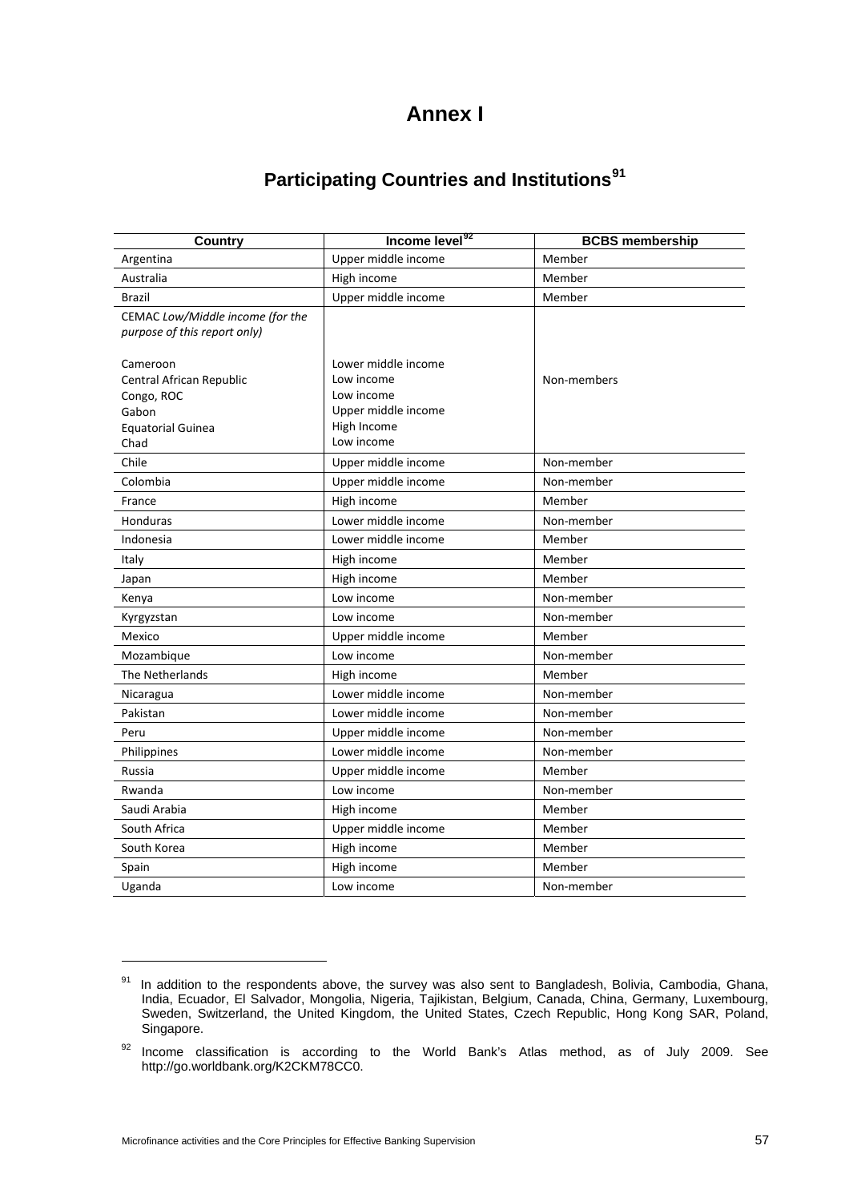# Annex I

## Participating Countries and Institutions[91]

| Country | Income level[92] | BCBS membership |
|---|---|---|
| Argentina | Upper middle income | Member |
| Australia | High income | Member |
| Brazil | Upper middle income | Member |
| CEMAC *Low/Middle income (for the purpose of this report only)*<br><br>Cameroon<br>Central African Republic<br>Congo, ROC<br>Gabon<br>Equatorial Guinea<br>Chad | <br><br><br>Lower middle income<br>Low income<br>Low income<br>Upper middle income<br>High Income<br>Low income | Non-members |
| Chile | Upper middle income | Non-member |
| Colombia | Upper middle income | Non-member |
| France | High income | Member |
| Honduras | Lower middle income | Non-member |
| Indonesia | Lower middle income | Member |
| Italy | High income | Member |
| Japan | High income | Member |
| Kenya | Low income | Non-member |
| Kyrgyzstan | Low income | Non-member |
| Mexico | Upper middle income | Member |
| Mozambique | Low income | Non-member |
| The Netherlands | High income | Member |
| Nicaragua | Lower middle income | Non-member |
| Pakistan | Lower middle income | Non-member |
| Peru | Upper middle income | Non-member |
| Philippines | Lower middle income | Non-member |
| Russia | Upper middle income | Member |
| Rwanda | Low income | Non-member |
| Saudi Arabia | High income | Member |
| South Africa | Upper middle income | Member |
| South Korea | High income | Member |
| Spain | High income | Member |
| Uganda | Low income | Non-member |

[91] In addition to the respondents above, the survey was also sent to Bangladesh, Bolivia, Cambodia, Ghana, India, Ecuador, El Salvador, Mongolia, Nigeria, Tajikistan, Belgium, Canada, China, Germany, Luxembourg, Sweden, Switzerland, the United Kingdom, the United States, Czech Republic, Hong Kong SAR, Poland, Singapore.

[92] Income classification is according to the World Bank's Atlas method, as of July 2009. See http://go.worldbank.org/K2CKM78CC0.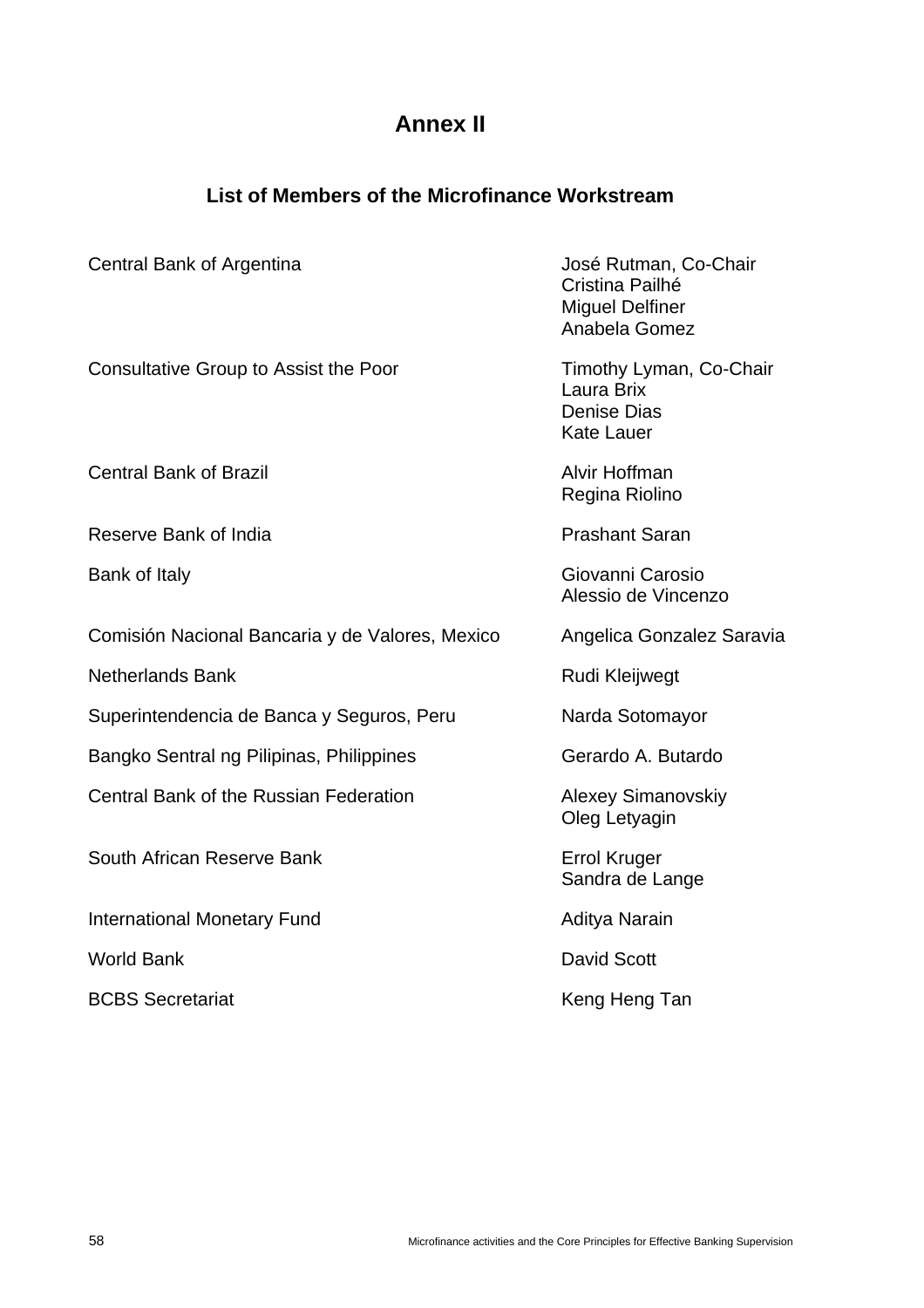# Annex II

## List of Members of the Microfinance Workstream

| | |
|---|---|
| Central Bank of Argentina | José Rutman, Co-Chair<br>Cristina Pailhé<br>Miguel Delfiner<br>Anabela Gomez |
| Consultative Group to Assist the Poor | Timothy Lyman, Co-Chair<br>Laura Brix<br>Denise Dias<br>Kate Lauer |
| Central Bank of Brazil | Alvir Hoffman<br>Regina Riolino |
| Reserve Bank of India | Prashant Saran |
| Bank of Italy | Giovanni Carosio<br>Alessio de Vincenzo |
| Comisión Nacional Bancaria y de Valores, Mexico | Angelica Gonzalez Saravia |
| Netherlands Bank | Rudi Kleijwegt |
| Superintendencia de Banca y Seguros, Peru | Narda Sotomayor |
| Bangko Sentral ng Pilipinas, Philippines | Gerardo A. Butardo |
| Central Bank of the Russian Federation | Alexey Simanovskiy<br>Oleg Letyagin |
| South African Reserve Bank | Errol Kruger<br>Sandra de Lange |
| International Monetary Fund | Aditya Narain |
| World Bank | David Scott |
| BCBS Secretariat | Keng Heng Tan |